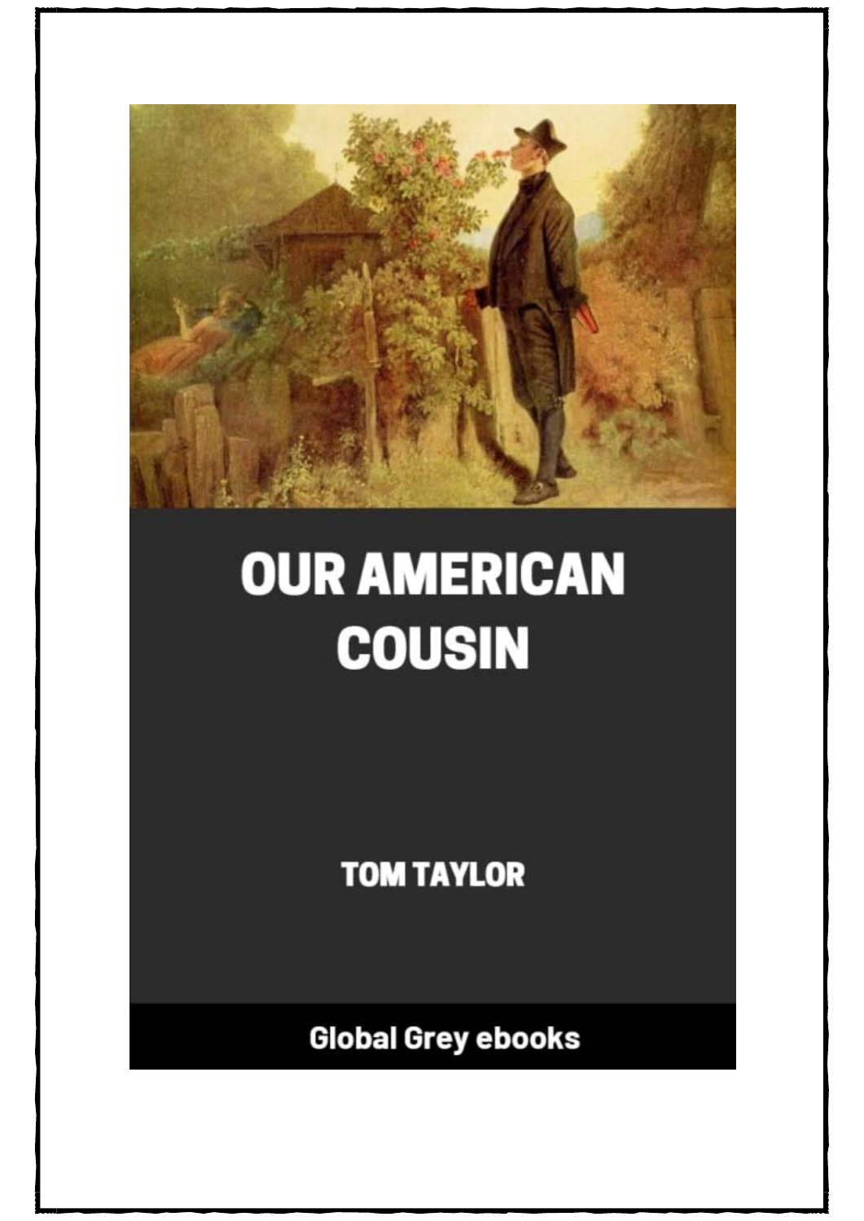# OUR AMERICAN COUSIN

TOM TAYLOR

Global Grey ebooks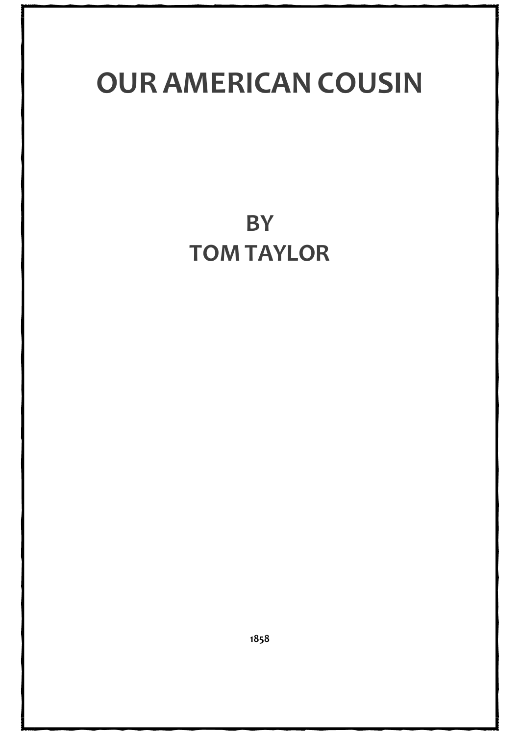# OUR AMERICAN COUSIN

## BY
## TOM TAYLOR

1858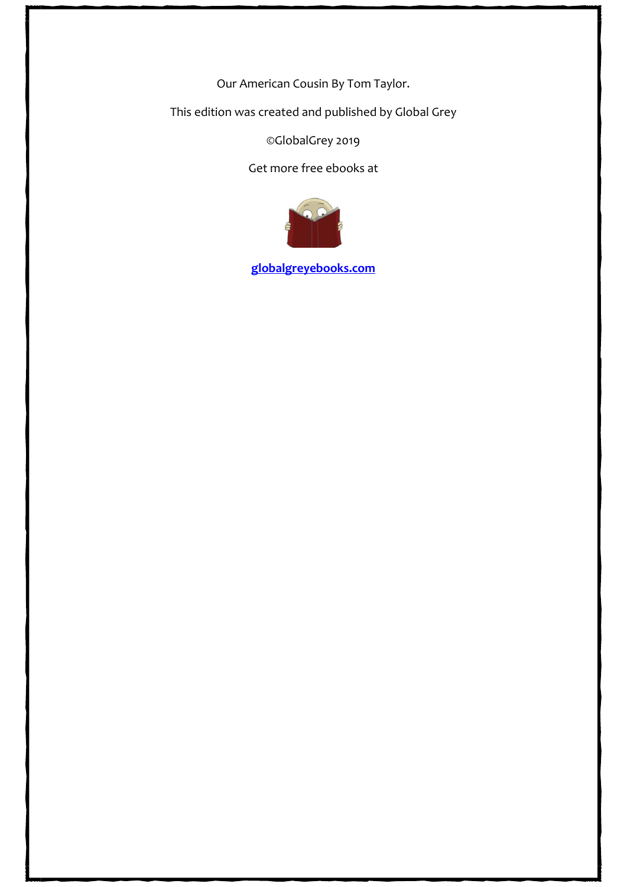Our American Cousin By Tom Taylor.

This edition was created and published by Global Grey

©GlobalGrey 2019

Get more free ebooks at

**globalgreyebooks.com**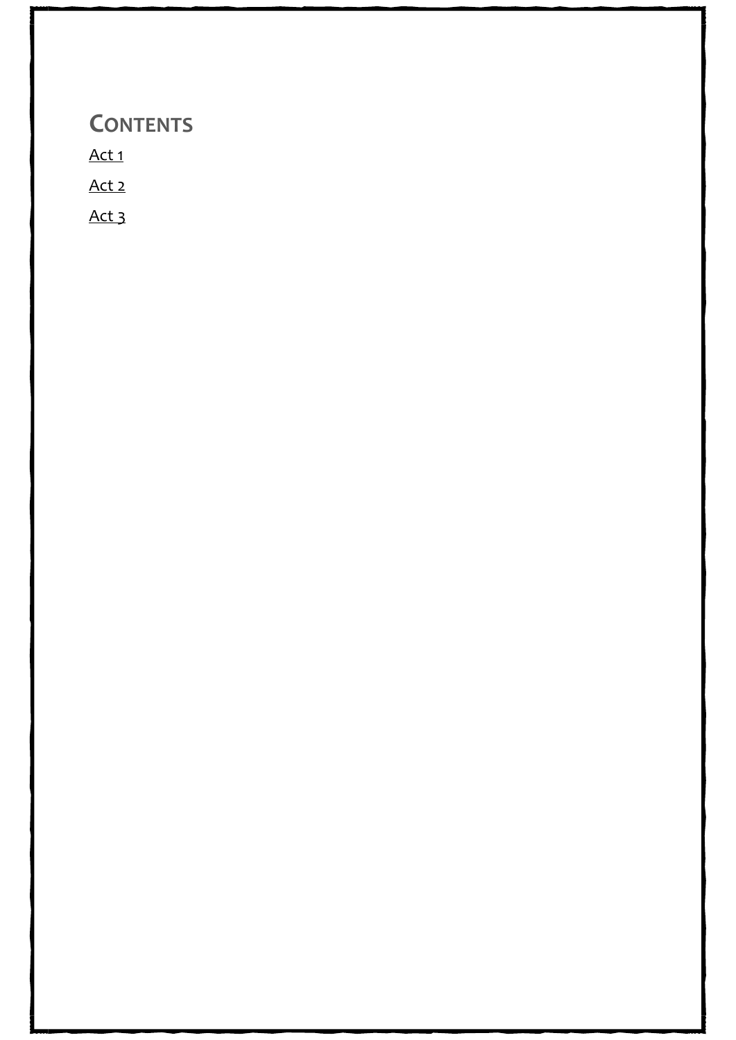# Contents

Act 1

Act 2

Act 3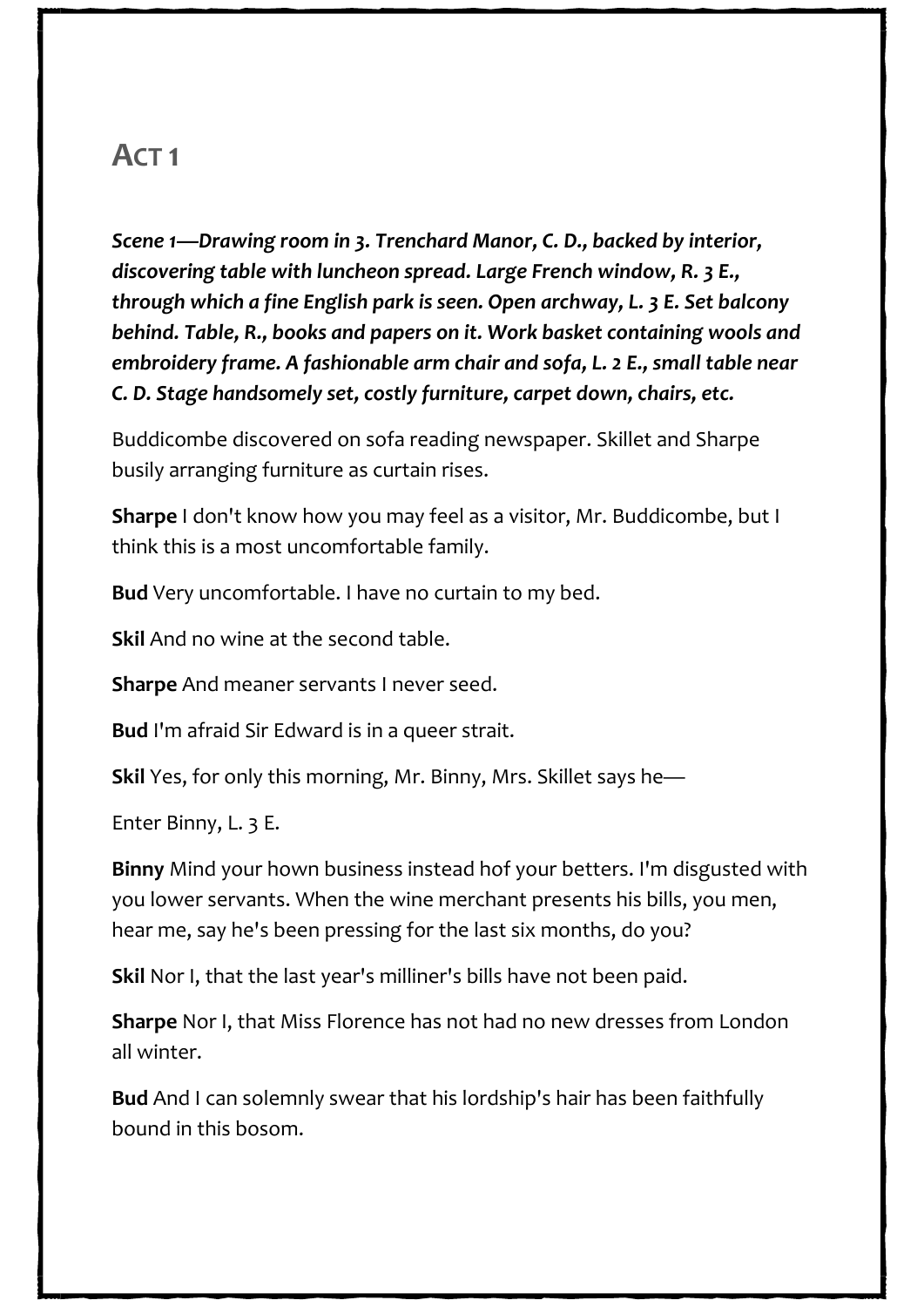## ACT 1

***Scene 1—Drawing room in 3. Trenchard Manor, C. D., backed by interior, discovering table with luncheon spread. Large French window, R. 3 E., through which a fine English park is seen. Open archway, L. 3 E. Set balcony behind. Table, R., books and papers on it. Work basket containing wools and embroidery frame. A fashionable arm chair and sofa, L. 2 E., small table near C. D. Stage handsomely set, costly furniture, carpet down, chairs, etc.***

Buddicombe discovered on sofa reading newspaper. Skillet and Sharpe busily arranging furniture as curtain rises.

**Sharpe** I don't know how you may feel as a visitor, Mr. Buddicombe, but I think this is a most uncomfortable family.

**Bud** Very uncomfortable. I have no curtain to my bed.

**Skil** And no wine at the second table.

**Sharpe** And meaner servants I never seed.

**Bud** I'm afraid Sir Edward is in a queer strait.

**Skil** Yes, for only this morning, Mr. Binny, Mrs. Skillet says he—

Enter Binny, L. 3 E.

**Binny** Mind your hown business instead hof your betters. I'm disgusted with you lower servants. When the wine merchant presents his bills, you men, hear me, say he's been pressing for the last six months, do you?

**Skil** Nor I, that the last year's milliner's bills have not been paid.

**Sharpe** Nor I, that Miss Florence has not had no new dresses from London all winter.

**Bud** And I can solemnly swear that his lordship's hair has been faithfully bound in this bosom.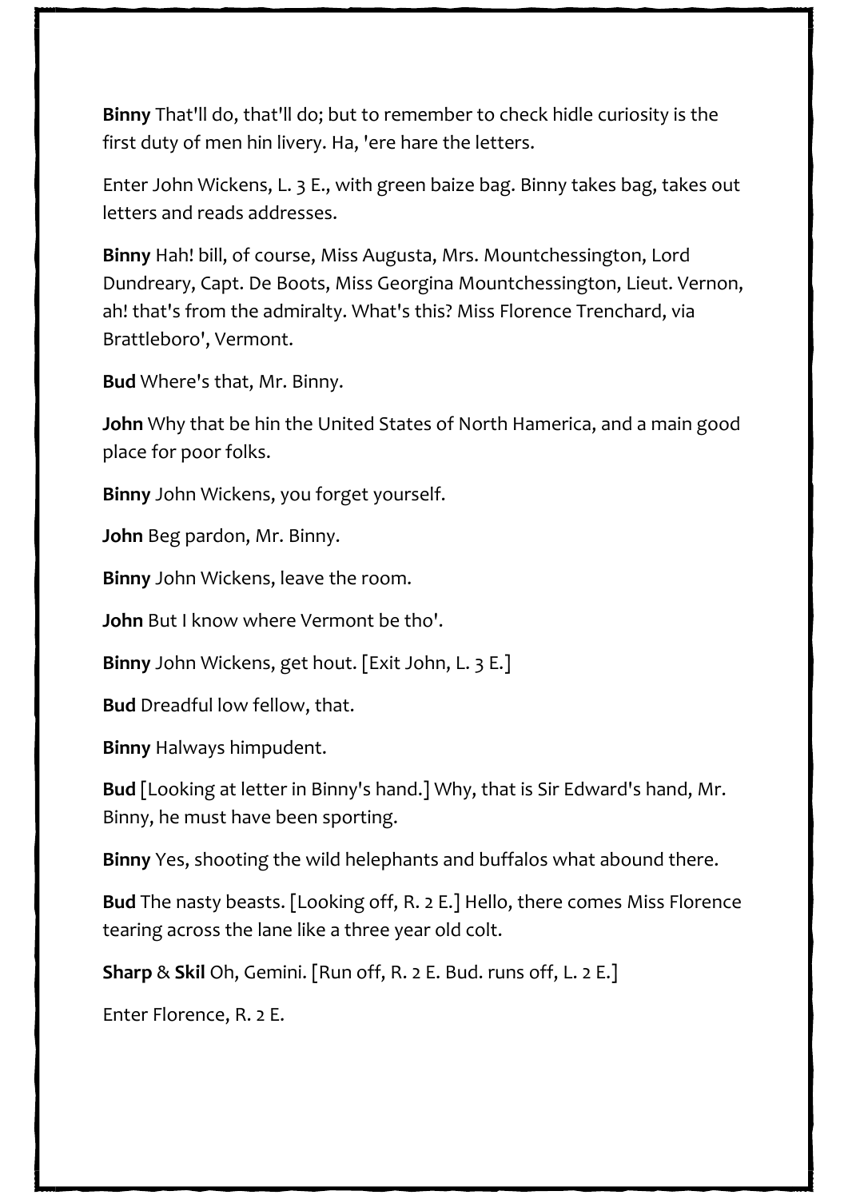**Binny** That'll do, that'll do; but to remember to check hidle curiosity is the first duty of men hin livery. Ha, 'ere hare the letters.

Enter John Wickens, L. 3 E., with green baize bag. Binny takes bag, takes out letters and reads addresses.

**Binny** Hah! bill, of course, Miss Augusta, Mrs. Mountchessington, Lord Dundreary, Capt. De Boots, Miss Georgina Mountchessington, Lieut. Vernon, ah! that's from the admiralty. What's this? Miss Florence Trenchard, via Brattleboro', Vermont.

**Bud** Where's that, Mr. Binny.

**John** Why that be hin the United States of North Hamerica, and a main good place for poor folks.

**Binny** John Wickens, you forget yourself.

**John** Beg pardon, Mr. Binny.

**Binny** John Wickens, leave the room.

**John** But I know where Vermont be tho'.

**Binny** John Wickens, get hout. [Exit John, L. 3 E.]

**Bud** Dreadful low fellow, that.

**Binny** Halways himpudent.

**Bud** [Looking at letter in Binny's hand.] Why, that is Sir Edward's hand, Mr. Binny, he must have been sporting.

**Binny** Yes, shooting the wild helephants and buffalos what abound there.

**Bud** The nasty beasts. [Looking off, R. 2 E.] Hello, there comes Miss Florence tearing across the lane like a three year old colt.

**Sharp** & **Skil** Oh, Gemini. [Run off, R. 2 E. Bud. runs off, L. 2 E.]

Enter Florence, R. 2 E.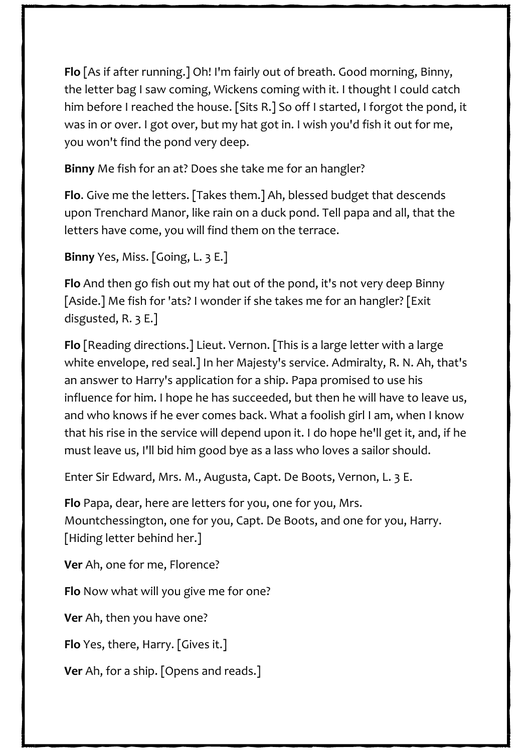**Flo** [As if after running.] Oh! I'm fairly out of breath. Good morning, Binny, the letter bag I saw coming, Wickens coming with it. I thought I could catch him before I reached the house. [Sits R.] So off I started, I forgot the pond, it was in or over. I got over, but my hat got in. I wish you'd fish it out for me, you won't find the pond very deep.

**Binny** Me fish for an at? Does she take me for an hangler?

**Flo**. Give me the letters. [Takes them.] Ah, blessed budget that descends upon Trenchard Manor, like rain on a duck pond. Tell papa and all, that the letters have come, you will find them on the terrace.

**Binny** Yes, Miss. [Going, L. 3 E.]

**Flo** And then go fish out my hat out of the pond, it's not very deep Binny [Aside.] Me fish for 'ats? I wonder if she takes me for an hangler? [Exit disgusted, R. 3 E.]

**Flo** [Reading directions.] Lieut. Vernon. [This is a large letter with a large white envelope, red seal.] In her Majesty's service. Admiralty, R. N. Ah, that's an answer to Harry's application for a ship. Papa promised to use his influence for him. I hope he has succeeded, but then he will have to leave us, and who knows if he ever comes back. What a foolish girl I am, when I know that his rise in the service will depend upon it. I do hope he'll get it, and, if he must leave us, I'll bid him good bye as a lass who loves a sailor should.

Enter Sir Edward, Mrs. M., Augusta, Capt. De Boots, Vernon, L. 3 E.

**Flo** Papa, dear, here are letters for you, one for you, Mrs. Mountchessington, one for you, Capt. De Boots, and one for you, Harry. [Hiding letter behind her.]

**Ver** Ah, one for me, Florence?

**Flo** Now what will you give me for one?

**Ver** Ah, then you have one?

**Flo** Yes, there, Harry. [Gives it.]

**Ver** Ah, for a ship. [Opens and reads.]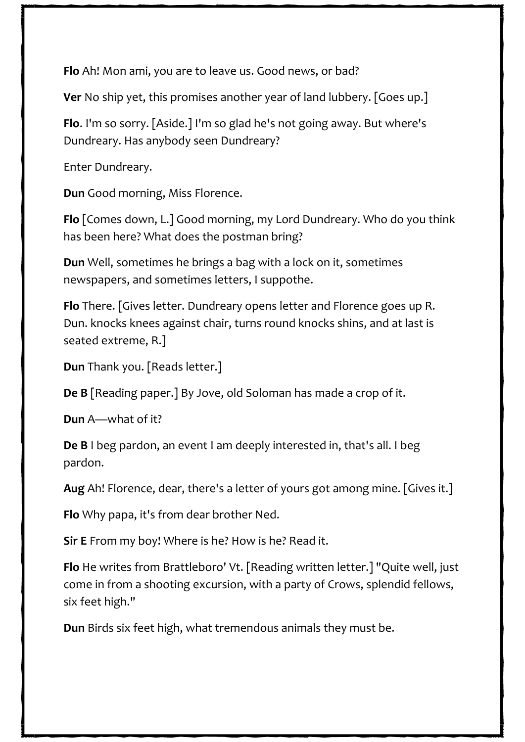**Flo** Ah! Mon ami, you are to leave us. Good news, or bad?

**Ver** No ship yet, this promises another year of land lubbery. [Goes up.]

**Flo**. I'm so sorry. [Aside.] I'm so glad he's not going away. But where's Dundreary. Has anybody seen Dundreary?

Enter Dundreary.

**Dun** Good morning, Miss Florence.

**Flo** [Comes down, L.] Good morning, my Lord Dundreary. Who do you think has been here? What does the postman bring?

**Dun** Well, sometimes he brings a bag with a lock on it, sometimes newspapers, and sometimes letters, I suppothe.

**Flo** There. [Gives letter. Dundreary opens letter and Florence goes up R. Dun. knocks knees against chair, turns round knocks shins, and at last is seated extreme, R.]

**Dun** Thank you. [Reads letter.]

**De B** [Reading paper.] By Jove, old Soloman has made a crop of it.

**Dun** A—what of it?

**De B** I beg pardon, an event I am deeply interested in, that's all. I beg pardon.

**Aug** Ah! Florence, dear, there's a letter of yours got among mine. [Gives it.]

**Flo** Why papa, it's from dear brother Ned.

**Sir E** From my boy! Where is he? How is he? Read it.

**Flo** He writes from Brattleboro' Vt. [Reading written letter.] "Quite well, just come in from a shooting excursion, with a party of Crows, splendid fellows, six feet high."

**Dun** Birds six feet high, what tremendous animals they must be.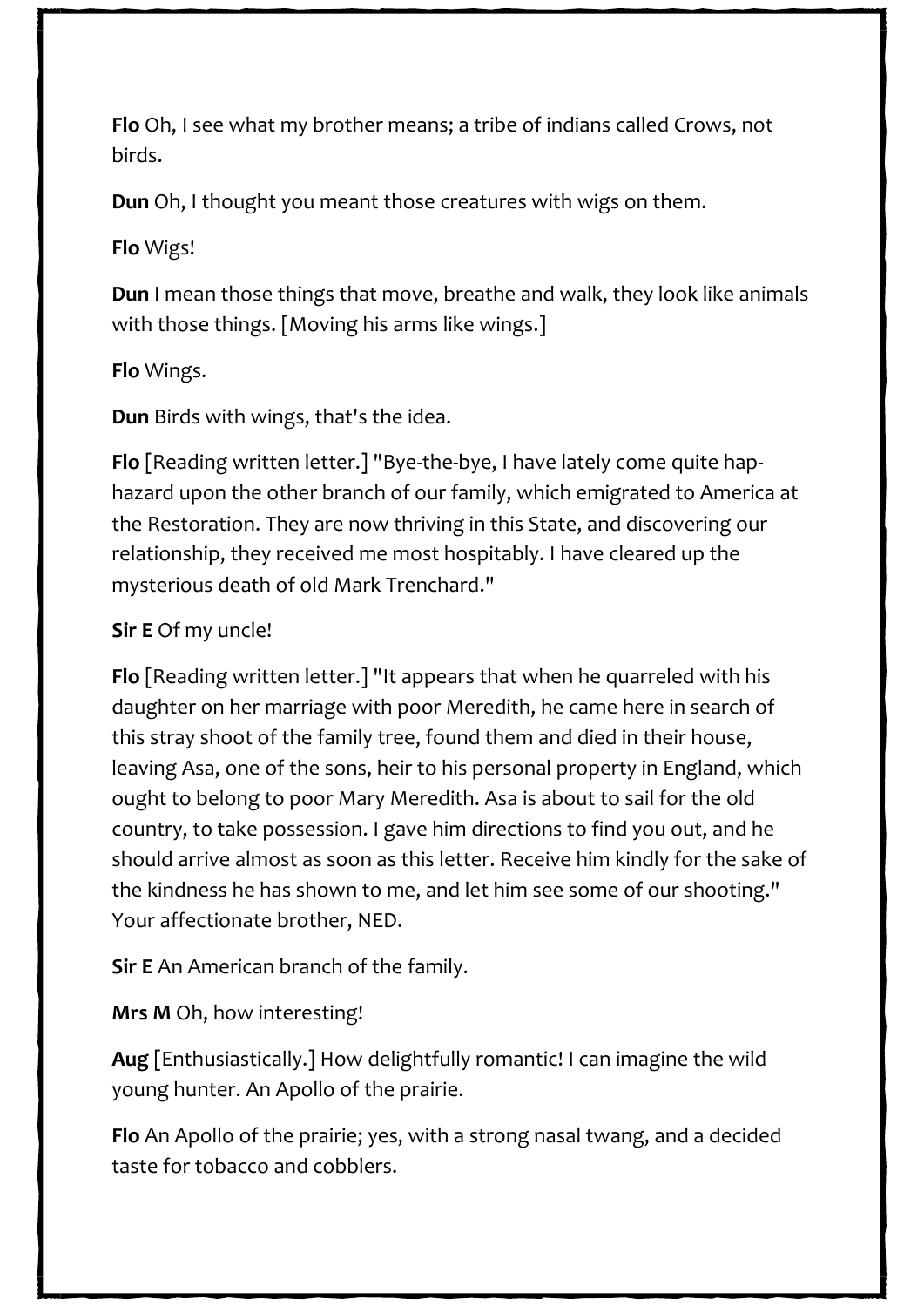**Flo** Oh, I see what my brother means; a tribe of indians called Crows, not birds.

**Dun** Oh, I thought you meant those creatures with wigs on them.

**Flo** Wigs!

**Dun** I mean those things that move, breathe and walk, they look like animals with those things. [Moving his arms like wings.]

**Flo** Wings.

**Dun** Birds with wings, that's the idea.

**Flo** [Reading written letter.] "Bye-the-bye, I have lately come quite hap-hazard upon the other branch of our family, which emigrated to America at the Restoration. They are now thriving in this State, and discovering our relationship, they received me most hospitably. I have cleared up the mysterious death of old Mark Trenchard."

**Sir E** Of my uncle!

**Flo** [Reading written letter.] "It appears that when he quarreled with his daughter on her marriage with poor Meredith, he came here in search of this stray shoot of the family tree, found them and died in their house, leaving Asa, one of the sons, heir to his personal property in England, which ought to belong to poor Mary Meredith. Asa is about to sail for the old country, to take possession. I gave him directions to find you out, and he should arrive almost as soon as this letter. Receive him kindly for the sake of the kindness he has shown to me, and let him see some of our shooting." Your affectionate brother, NED.

**Sir E** An American branch of the family.

**Mrs M** Oh, how interesting!

**Aug** [Enthusiastically.] How delightfully romantic! I can imagine the wild young hunter. An Apollo of the prairie.

**Flo** An Apollo of the prairie; yes, with a strong nasal twang, and a decided taste for tobacco and cobblers.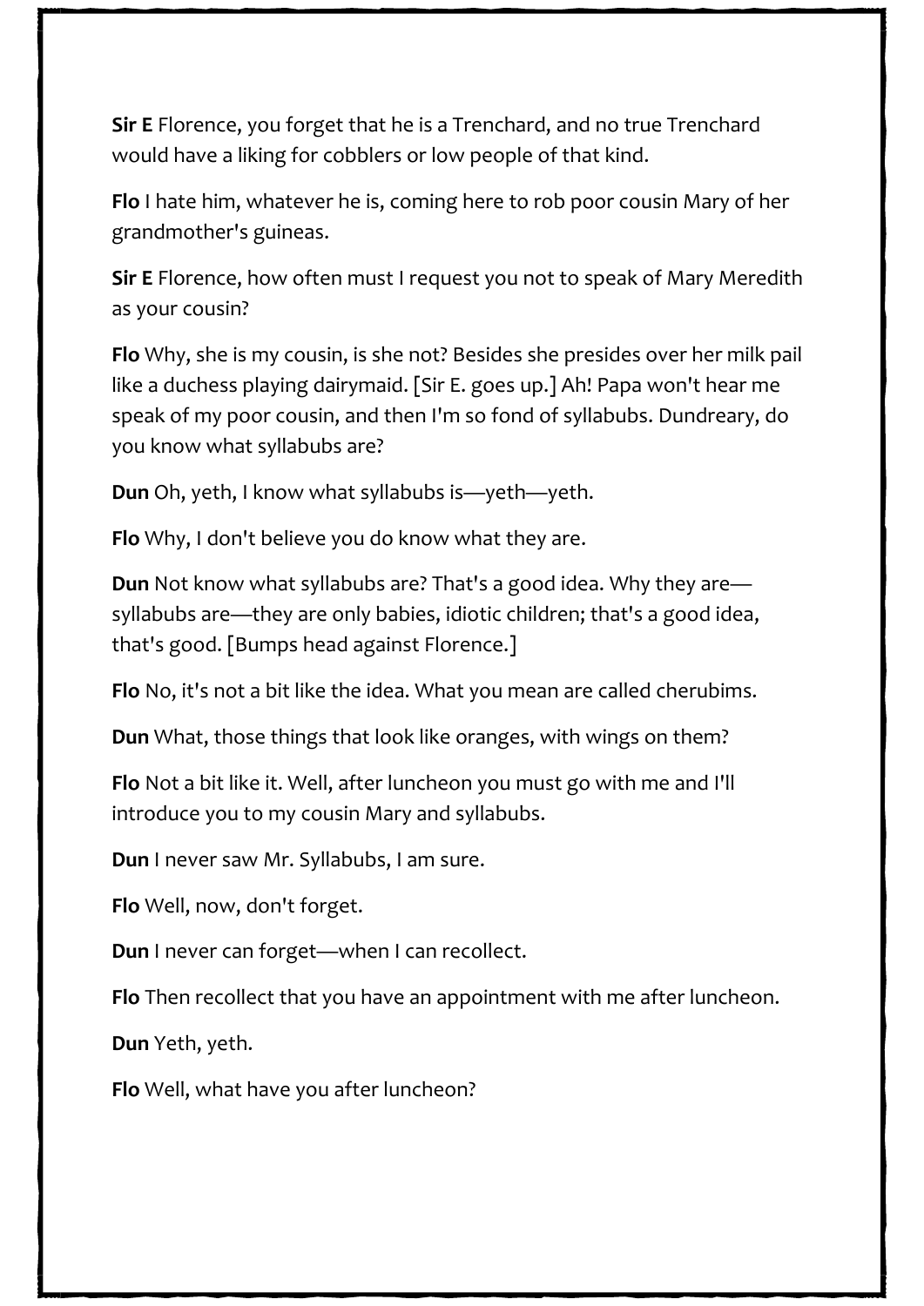**Sir E** Florence, you forget that he is a Trenchard, and no true Trenchard would have a liking for cobblers or low people of that kind.

**Flo** I hate him, whatever he is, coming here to rob poor cousin Mary of her grandmother's guineas.

**Sir E** Florence, how often must I request you not to speak of Mary Meredith as your cousin?

**Flo** Why, she is my cousin, is she not? Besides she presides over her milk pail like a duchess playing dairymaid. [Sir E. goes up.] Ah! Papa won't hear me speak of my poor cousin, and then I'm so fond of syllabubs. Dundreary, do you know what syllabubs are?

**Dun** Oh, yeth, I know what syllabubs is—yeth—yeth.

**Flo** Why, I don't believe you do know what they are.

**Dun** Not know what syllabubs are? That's a good idea. Why they are—syllabubs are—they are only babies, idiotic children; that's a good idea, that's good. [Bumps head against Florence.]

**Flo** No, it's not a bit like the idea. What you mean are called cherubims.

**Dun** What, those things that look like oranges, with wings on them?

**Flo** Not a bit like it. Well, after luncheon you must go with me and I'll introduce you to my cousin Mary and syllabubs.

**Dun** I never saw Mr. Syllabubs, I am sure.

**Flo** Well, now, don't forget.

**Dun** I never can forget—when I can recollect.

**Flo** Then recollect that you have an appointment with me after luncheon.

**Dun** Yeth, yeth.

**Flo** Well, what have you after luncheon?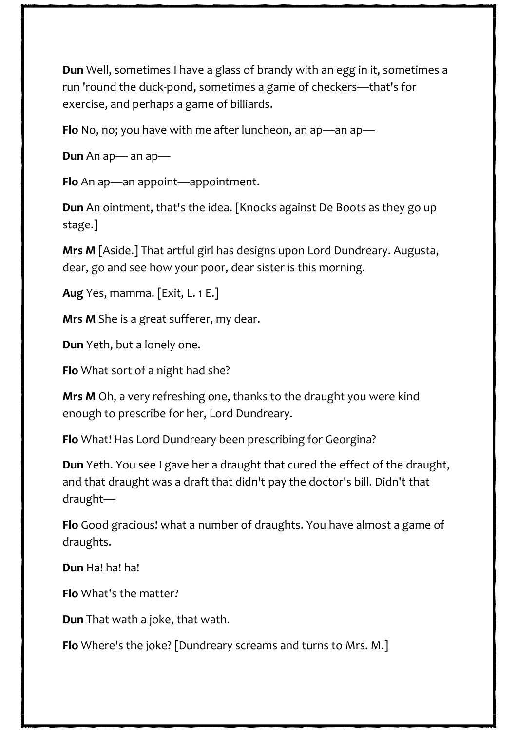**Dun** Well, sometimes I have a glass of brandy with an egg in it, sometimes a run 'round the duck-pond, sometimes a game of checkers—that's for exercise, and perhaps a game of billiards.

**Flo** No, no; you have with me after luncheon, an ap—an ap—

**Dun** An ap— an ap—

**Flo** An ap—an appoint—appointment.

**Dun** An ointment, that's the idea. [Knocks against De Boots as they go up stage.]

**Mrs M** [Aside.] That artful girl has designs upon Lord Dundreary. Augusta, dear, go and see how your poor, dear sister is this morning.

**Aug** Yes, mamma. [Exit, L. 1 E.]

**Mrs M** She is a great sufferer, my dear.

**Dun** Yeth, but a lonely one.

**Flo** What sort of a night had she?

**Mrs M** Oh, a very refreshing one, thanks to the draught you were kind enough to prescribe for her, Lord Dundreary.

**Flo** What! Has Lord Dundreary been prescribing for Georgina?

**Dun** Yeth. You see I gave her a draught that cured the effect of the draught, and that draught was a draft that didn't pay the doctor's bill. Didn't that draught—

**Flo** Good gracious! what a number of draughts. You have almost a game of draughts.

**Dun** Ha! ha! ha!

**Flo** What's the matter?

**Dun** That wath a joke, that wath.

**Flo** Where's the joke? [Dundreary screams and turns to Mrs. M.]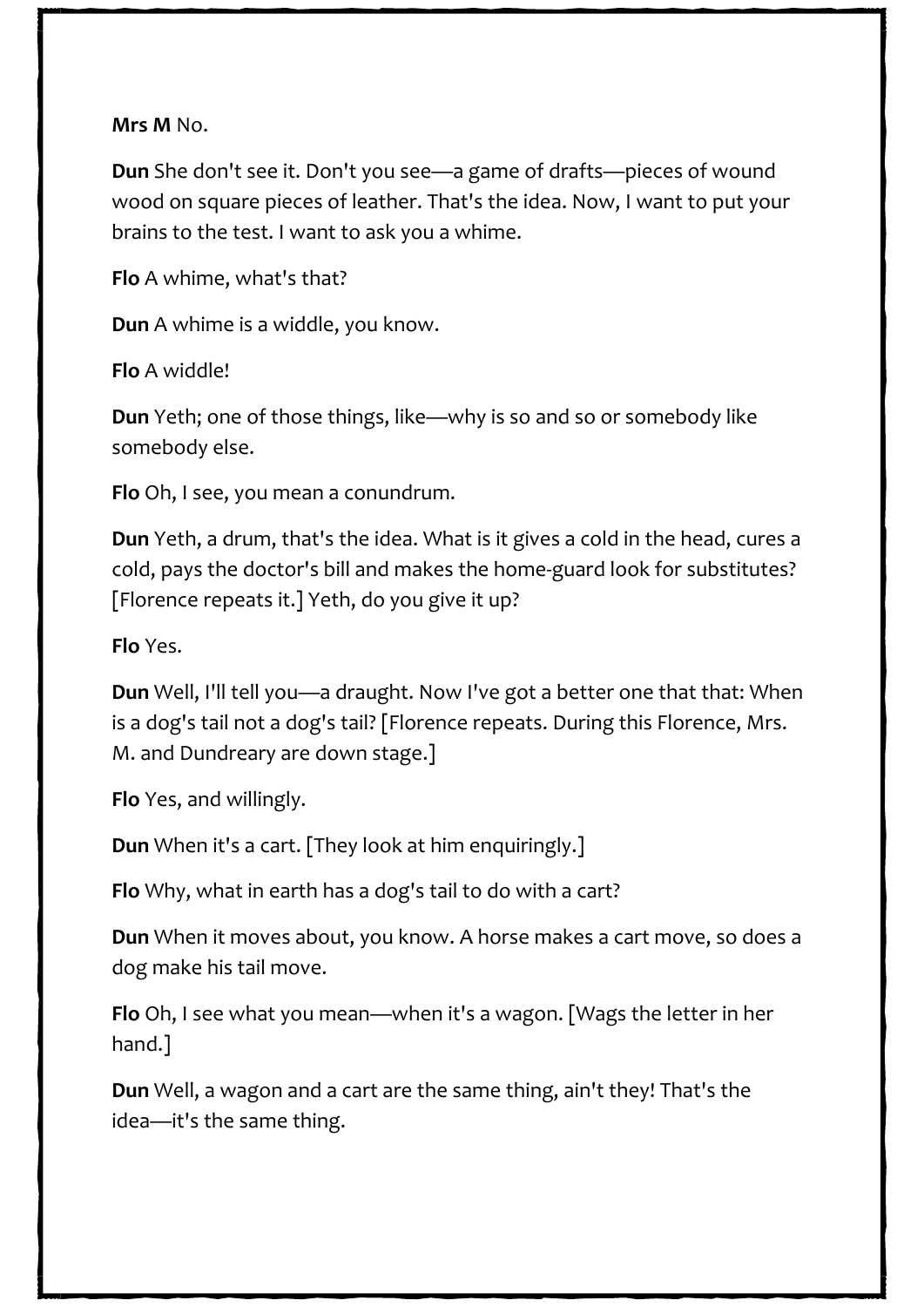**Mrs M** No.

**Dun** She don't see it. Don't you see—a game of drafts—pieces of wound wood on square pieces of leather. That's the idea. Now, I want to put your brains to the test. I want to ask you a whime.

**Flo** A whime, what's that?

**Dun** A whime is a widdle, you know.

**Flo** A widdle!

**Dun** Yeth; one of those things, like—why is so and so or somebody like somebody else.

**Flo** Oh, I see, you mean a conundrum.

**Dun** Yeth, a drum, that's the idea. What is it gives a cold in the head, cures a cold, pays the doctor's bill and makes the home-guard look for substitutes? [Florence repeats it.] Yeth, do you give it up?

**Flo** Yes.

**Dun** Well, I'll tell you—a draught. Now I've got a better one that that: When is a dog's tail not a dog's tail? [Florence repeats. During this Florence, Mrs. M. and Dundreary are down stage.]

**Flo** Yes, and willingly.

**Dun** When it's a cart. [They look at him enquiringly.]

**Flo** Why, what in earth has a dog's tail to do with a cart?

**Dun** When it moves about, you know. A horse makes a cart move, so does a dog make his tail move.

**Flo** Oh, I see what you mean—when it's a wagon. [Wags the letter in her hand.]

**Dun** Well, a wagon and a cart are the same thing, ain't they! That's the idea—it's the same thing.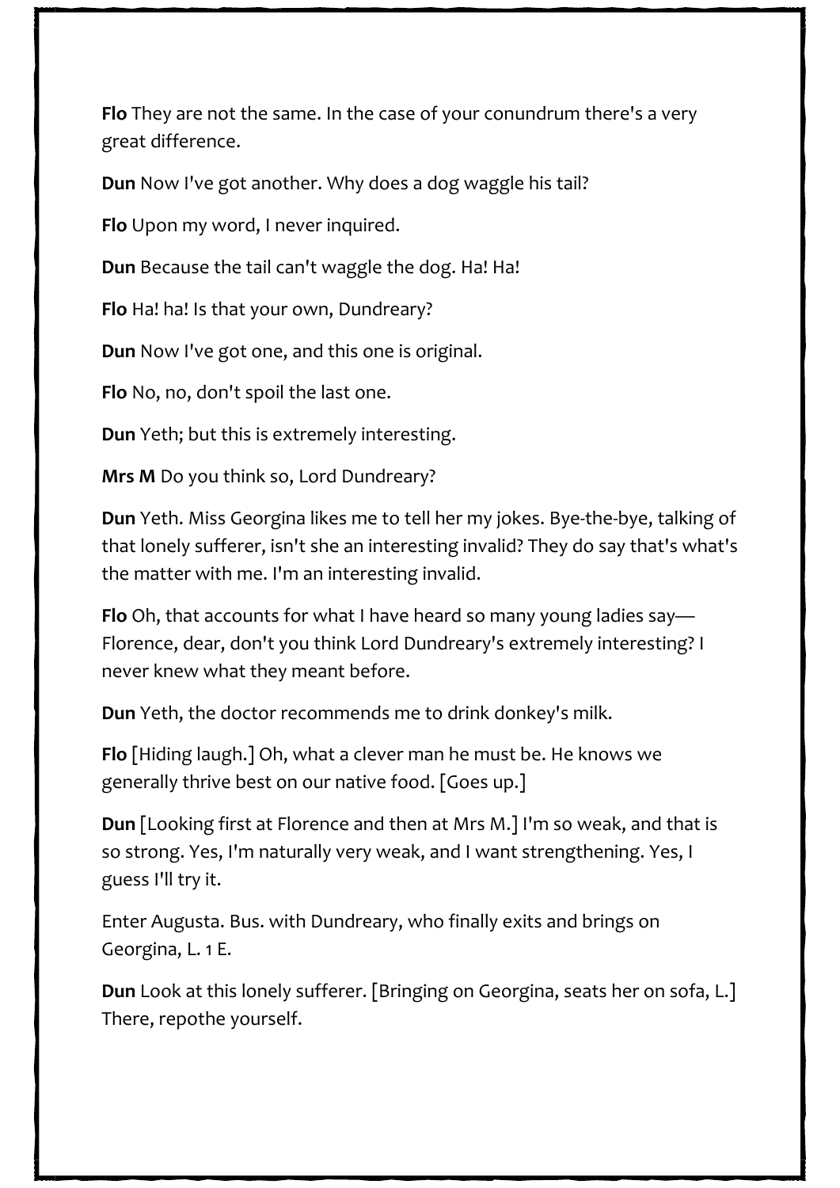**Flo** They are not the same. In the case of your conundrum there's a very great difference.

**Dun** Now I've got another. Why does a dog waggle his tail?

**Flo** Upon my word, I never inquired.

**Dun** Because the tail can't waggle the dog. Ha! Ha!

**Flo** Ha! ha! Is that your own, Dundreary?

**Dun** Now I've got one, and this one is original.

**Flo** No, no, don't spoil the last one.

**Dun** Yeth; but this is extremely interesting.

**Mrs M** Do you think so, Lord Dundreary?

**Dun** Yeth. Miss Georgina likes me to tell her my jokes. Bye-the-bye, talking of that lonely sufferer, isn't she an interesting invalid? They do say that's what's the matter with me. I'm an interesting invalid.

**Flo** Oh, that accounts for what I have heard so many young ladies say—Florence, dear, don't you think Lord Dundreary's extremely interesting? I never knew what they meant before.

**Dun** Yeth, the doctor recommends me to drink donkey's milk.

**Flo** [Hiding laugh.] Oh, what a clever man he must be. He knows we generally thrive best on our native food. [Goes up.]

**Dun** [Looking first at Florence and then at Mrs M.] I'm so weak, and that is so strong. Yes, I'm naturally very weak, and I want strengthening. Yes, I guess I'll try it.

Enter Augusta. Bus. with Dundreary, who finally exits and brings on Georgina, L. 1 E.

**Dun** Look at this lonely sufferer. [Bringing on Georgina, seats her on sofa, L.] There, repothe yourself.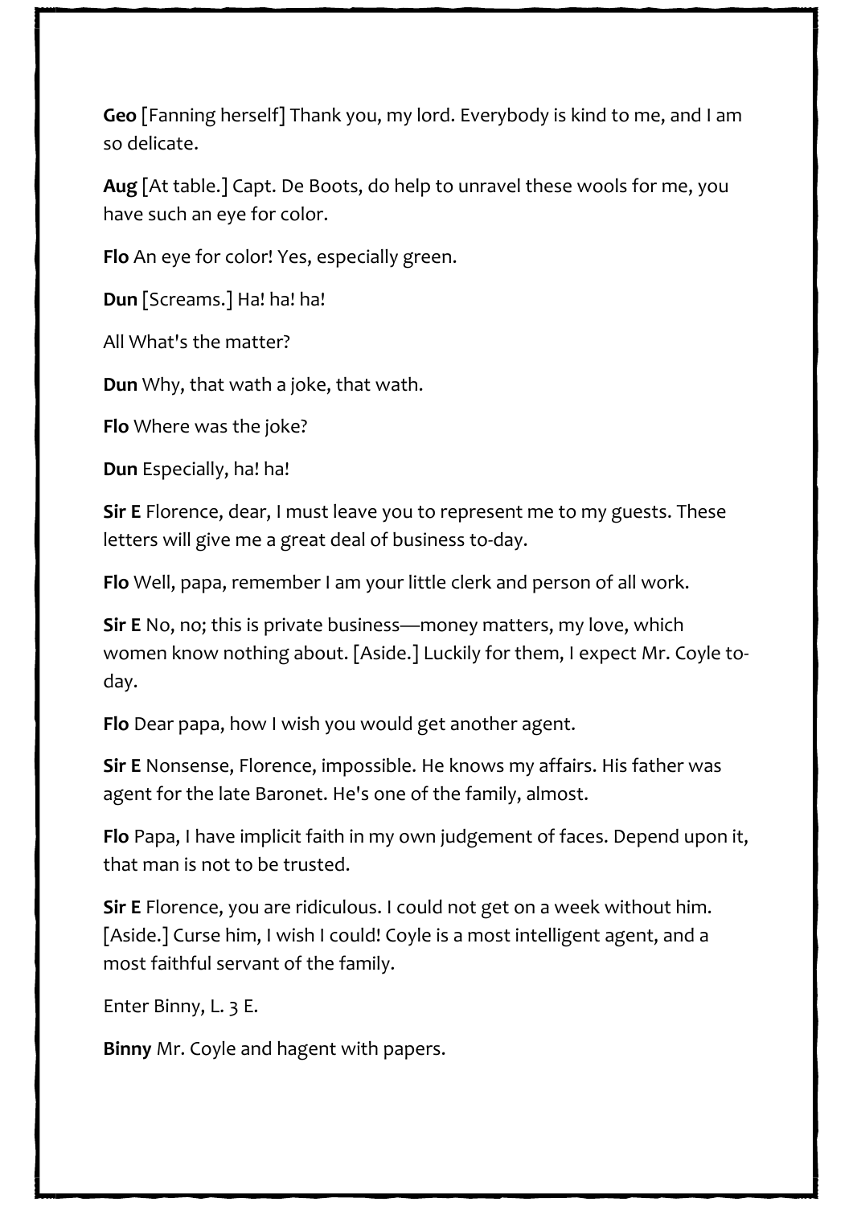**Geo** [Fanning herself] Thank you, my lord. Everybody is kind to me, and I am so delicate.

**Aug** [At table.] Capt. De Boots, do help to unravel these wools for me, you have such an eye for color.

**Flo** An eye for color! Yes, especially green.

**Dun** [Screams.] Ha! ha! ha!

All What's the matter?

**Dun** Why, that wath a joke, that wath.

**Flo** Where was the joke?

**Dun** Especially, ha! ha!

**Sir E** Florence, dear, I must leave you to represent me to my guests. These letters will give me a great deal of business to-day.

**Flo** Well, papa, remember I am your little clerk and person of all work.

**Sir E** No, no; this is private business—money matters, my love, which women know nothing about. [Aside.] Luckily for them, I expect Mr. Coyle to-day.

**Flo** Dear papa, how I wish you would get another agent.

**Sir E** Nonsense, Florence, impossible. He knows my affairs. His father was agent for the late Baronet. He's one of the family, almost.

**Flo** Papa, I have implicit faith in my own judgement of faces. Depend upon it, that man is not to be trusted.

**Sir E** Florence, you are ridiculous. I could not get on a week without him. [Aside.] Curse him, I wish I could! Coyle is a most intelligent agent, and a most faithful servant of the family.

Enter Binny, L. 3 E.

**Binny** Mr. Coyle and hagent with papers.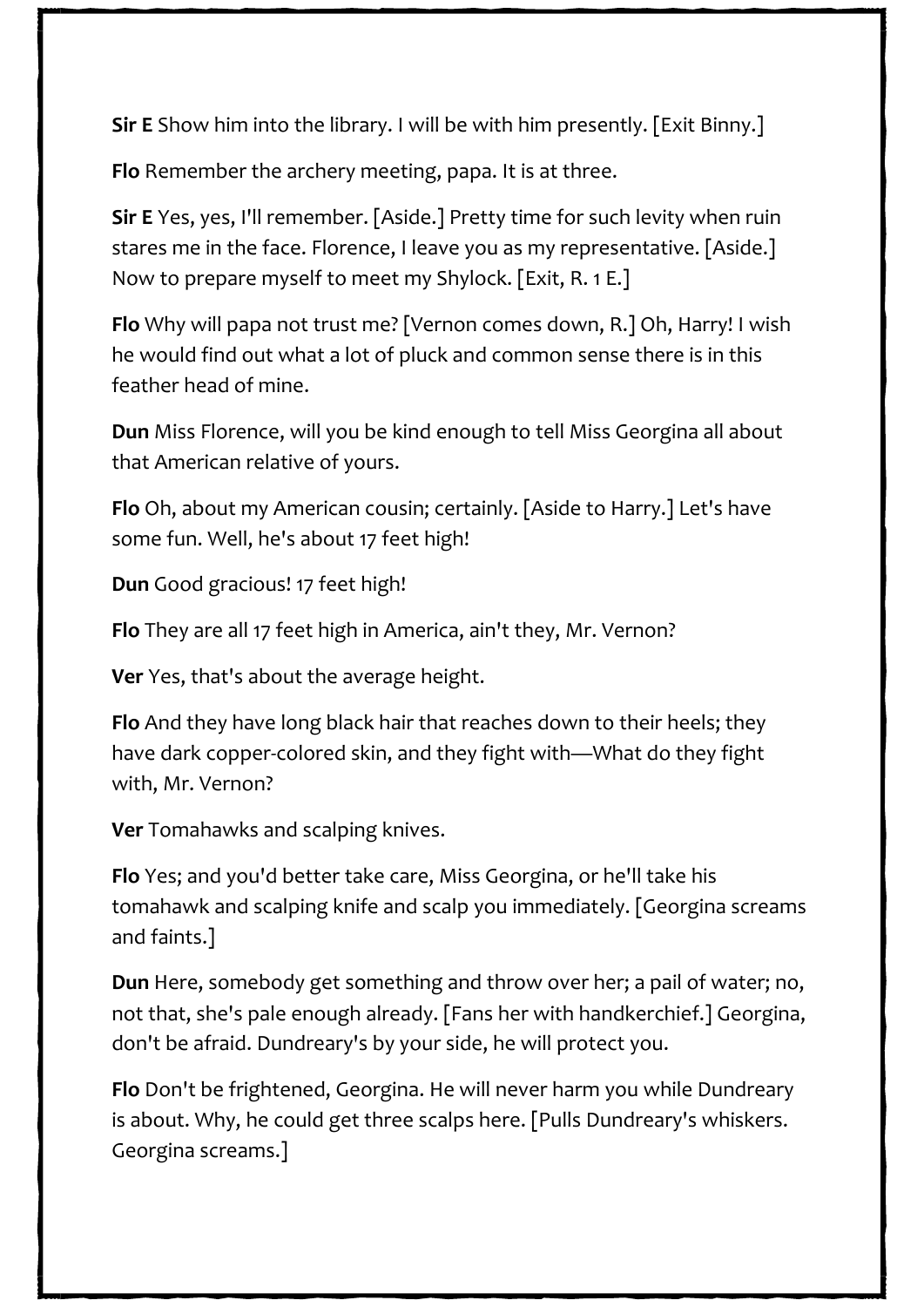**Sir E** Show him into the library. I will be with him presently. [Exit Binny.]

**Flo** Remember the archery meeting, papa. It is at three.

**Sir E** Yes, yes, I'll remember. [Aside.] Pretty time for such levity when ruin stares me in the face. Florence, I leave you as my representative. [Aside.] Now to prepare myself to meet my Shylock. [Exit, R. 1 E.]

**Flo** Why will papa not trust me? [Vernon comes down, R.] Oh, Harry! I wish he would find out what a lot of pluck and common sense there is in this feather head of mine.

**Dun** Miss Florence, will you be kind enough to tell Miss Georgina all about that American relative of yours.

**Flo** Oh, about my American cousin; certainly. [Aside to Harry.] Let's have some fun. Well, he's about 17 feet high!

**Dun** Good gracious! 17 feet high!

**Flo** They are all 17 feet high in America, ain't they, Mr. Vernon?

**Ver** Yes, that's about the average height.

**Flo** And they have long black hair that reaches down to their heels; they have dark copper-colored skin, and they fight with—What do they fight with, Mr. Vernon?

**Ver** Tomahawks and scalping knives.

**Flo** Yes; and you'd better take care, Miss Georgina, or he'll take his tomahawk and scalping knife and scalp you immediately. [Georgina screams and faints.]

**Dun** Here, somebody get something and throw over her; a pail of water; no, not that, she's pale enough already. [Fans her with handkerchief.] Georgina, don't be afraid. Dundreary's by your side, he will protect you.

**Flo** Don't be frightened, Georgina. He will never harm you while Dundreary is about. Why, he could get three scalps here. [Pulls Dundreary's whiskers. Georgina screams.]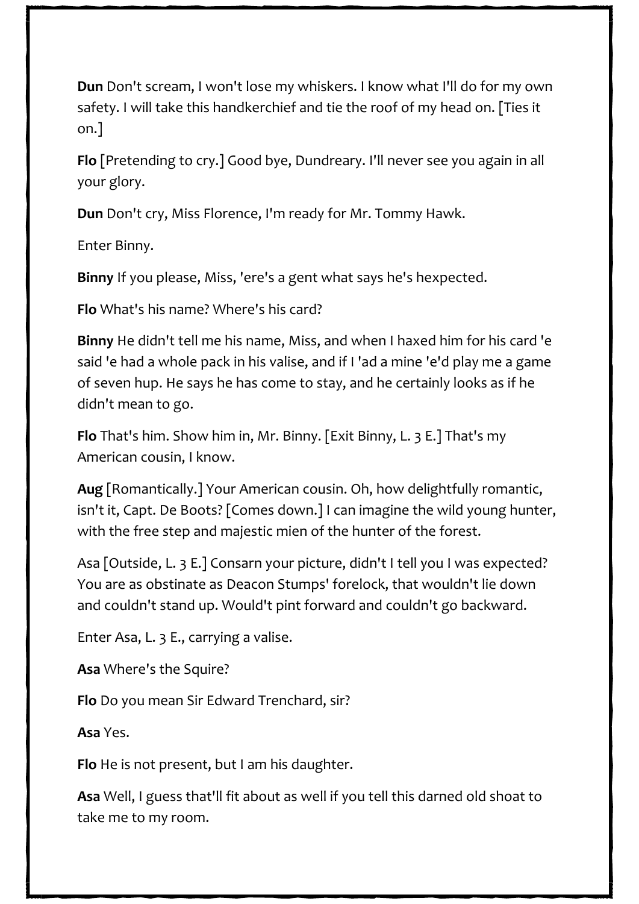**Dun** Don't scream, I won't lose my whiskers. I know what I'll do for my own safety. I will take this handkerchief and tie the roof of my head on. [Ties it on.]

**Flo** [Pretending to cry.] Good bye, Dundreary. I'll never see you again in all your glory.

**Dun** Don't cry, Miss Florence, I'm ready for Mr. Tommy Hawk.

Enter Binny.

**Binny** If you please, Miss, 'ere's a gent what says he's hexpected.

**Flo** What's his name? Where's his card?

**Binny** He didn't tell me his name, Miss, and when I haxed him for his card 'e said 'e had a whole pack in his valise, and if I 'ad a mine 'e'd play me a game of seven hup. He says he has come to stay, and he certainly looks as if he didn't mean to go.

**Flo** That's him. Show him in, Mr. Binny. [Exit Binny, L. 3 E.] That's my American cousin, I know.

**Aug** [Romantically.] Your American cousin. Oh, how delightfully romantic, isn't it, Capt. De Boots? [Comes down.] I can imagine the wild young hunter, with the free step and majestic mien of the hunter of the forest.

Asa [Outside, L. 3 E.] Consarn your picture, didn't I tell you I was expected? You are as obstinate as Deacon Stumps' forelock, that wouldn't lie down and couldn't stand up. Would't pint forward and couldn't go backward.

Enter Asa, L. 3 E., carrying a valise.

**Asa** Where's the Squire?

**Flo** Do you mean Sir Edward Trenchard, sir?

**Asa** Yes.

**Flo** He is not present, but I am his daughter.

**Asa** Well, I guess that'll fit about as well if you tell this darned old shoat to take me to my room.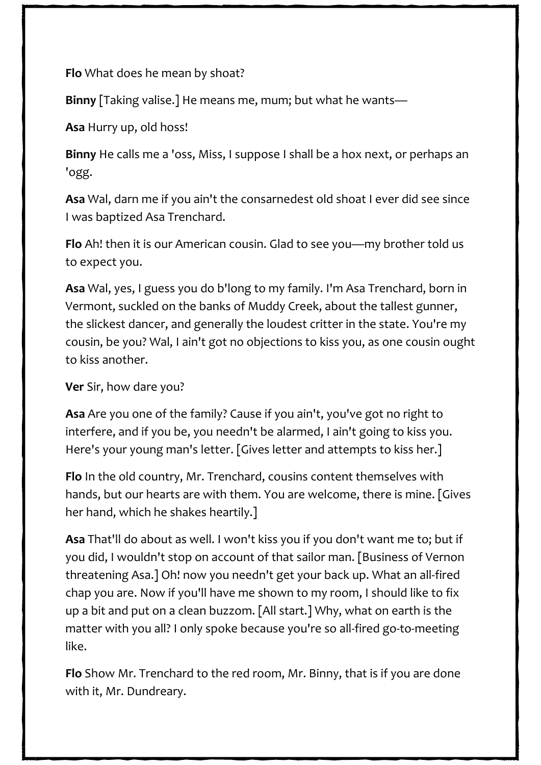**Flo** What does he mean by shoat?

**Binny** [Taking valise.] He means me, mum; but what he wants—

**Asa** Hurry up, old hoss!

**Binny** He calls me a 'oss, Miss, I suppose I shall be a hox next, or perhaps an 'ogg.

**Asa** Wal, darn me if you ain't the consarnedest old shoat I ever did see since I was baptized Asa Trenchard.

**Flo** Ah! then it is our American cousin. Glad to see you—my brother told us to expect you.

**Asa** Wal, yes, I guess you do b'long to my family. I'm Asa Trenchard, born in Vermont, suckled on the banks of Muddy Creek, about the tallest gunner, the slickest dancer, and generally the loudest critter in the state. You're my cousin, be you? Wal, I ain't got no objections to kiss you, as one cousin ought to kiss another.

**Ver** Sir, how dare you?

**Asa** Are you one of the family? Cause if you ain't, you've got no right to interfere, and if you be, you needn't be alarmed, I ain't going to kiss you. Here's your young man's letter. [Gives letter and attempts to kiss her.]

**Flo** In the old country, Mr. Trenchard, cousins content themselves with hands, but our hearts are with them. You are welcome, there is mine. [Gives her hand, which he shakes heartily.]

**Asa** That'll do about as well. I won't kiss you if you don't want me to; but if you did, I wouldn't stop on account of that sailor man. [Business of Vernon threatening Asa.] Oh! now you needn't get your back up. What an all-fired chap you are. Now if you'll have me shown to my room, I should like to fix up a bit and put on a clean buzzom. [All start.] Why, what on earth is the matter with you all? I only spoke because you're so all-fired go-to-meeting like.

**Flo** Show Mr. Trenchard to the red room, Mr. Binny, that is if you are done with it, Mr. Dundreary.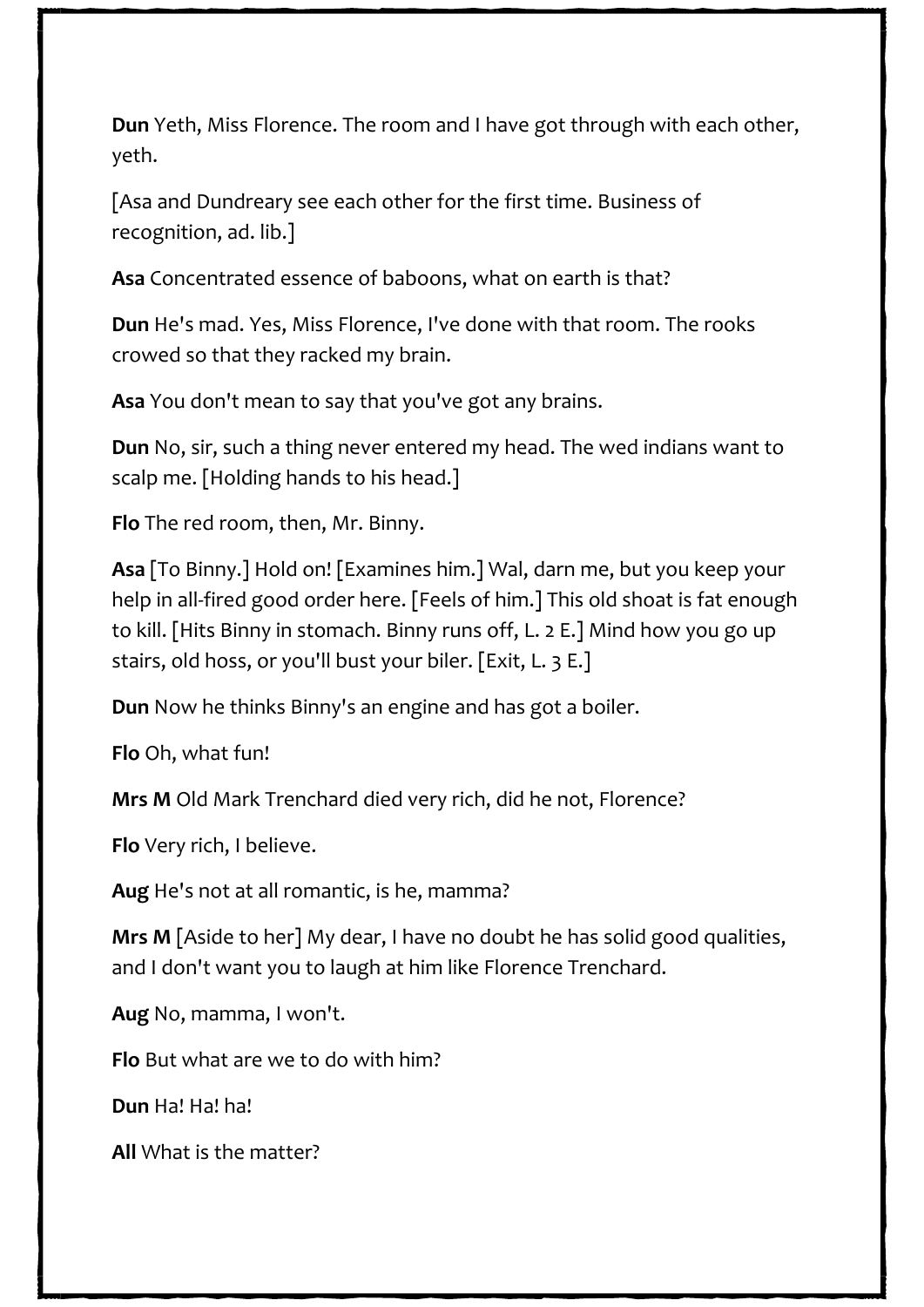**Dun** Yeth, Miss Florence. The room and I have got through with each other, yeth.

[Asa and Dundreary see each other for the first time. Business of recognition, ad. lib.]

**Asa** Concentrated essence of baboons, what on earth is that?

**Dun** He's mad. Yes, Miss Florence, I've done with that room. The rooks crowed so that they racked my brain.

**Asa** You don't mean to say that you've got any brains.

**Dun** No, sir, such a thing never entered my head. The wed indians want to scalp me. [Holding hands to his head.]

**Flo** The red room, then, Mr. Binny.

**Asa** [To Binny.] Hold on! [Examines him.] Wal, darn me, but you keep your help in all-fired good order here. [Feels of him.] This old shoat is fat enough to kill. [Hits Binny in stomach. Binny runs off, L. 2 E.] Mind how you go up stairs, old hoss, or you'll bust your biler. [Exit, L. 3 E.]

**Dun** Now he thinks Binny's an engine and has got a boiler.

**Flo** Oh, what fun!

**Mrs M** Old Mark Trenchard died very rich, did he not, Florence?

**Flo** Very rich, I believe.

**Aug** He's not at all romantic, is he, mamma?

**Mrs M** [Aside to her] My dear, I have no doubt he has solid good qualities, and I don't want you to laugh at him like Florence Trenchard.

**Aug** No, mamma, I won't.

**Flo** But what are we to do with him?

**Dun** Ha! Ha! ha!

**All** What is the matter?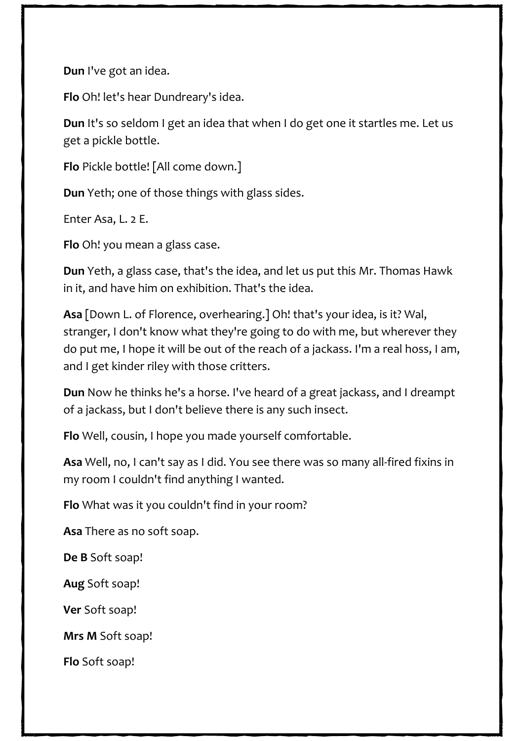**Dun** I've got an idea.

**Flo** Oh! let's hear Dundreary's idea.

**Dun** It's so seldom I get an idea that when I do get one it startles me. Let us get a pickle bottle.

**Flo** Pickle bottle! [All come down.]

**Dun** Yeth; one of those things with glass sides.

Enter Asa, L. 2 E.

**Flo** Oh! you mean a glass case.

**Dun** Yeth, a glass case, that's the idea, and let us put this Mr. Thomas Hawk in it, and have him on exhibition. That's the idea.

**Asa** [Down L. of Florence, overhearing.] Oh! that's your idea, is it? Wal, stranger, I don't know what they're going to do with me, but wherever they do put me, I hope it will be out of the reach of a jackass. I'm a real hoss, I am, and I get kinder riley with those critters.

**Dun** Now he thinks he's a horse. I've heard of a great jackass, and I dreampt of a jackass, but I don't believe there is any such insect.

**Flo** Well, cousin, I hope you made yourself comfortable.

**Asa** Well, no, I can't say as I did. You see there was so many all-fired fixins in my room I couldn't find anything I wanted.

**Flo** What was it you couldn't find in your room?

**Asa** There as no soft soap.

**De B** Soft soap!

**Aug** Soft soap!

**Ver** Soft soap!

**Mrs M** Soft soap!

**Flo** Soft soap!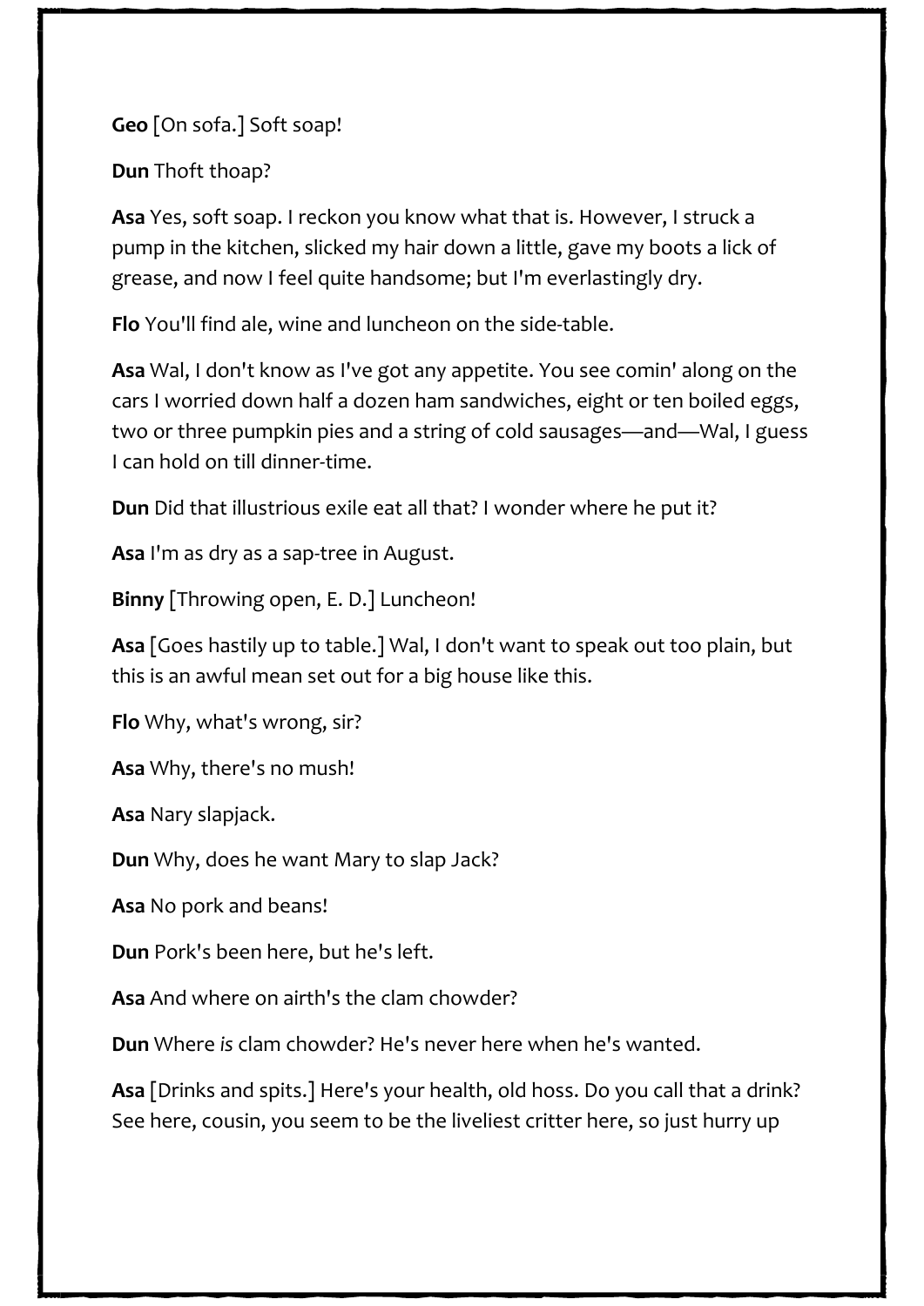**Geo** [On sofa.] Soft soap!

**Dun** Thoft thoap?

**Asa** Yes, soft soap. I reckon you know what that is. However, I struck a pump in the kitchen, slicked my hair down a little, gave my boots a lick of grease, and now I feel quite handsome; but I'm everlastingly dry.

**Flo** You'll find ale, wine and luncheon on the side-table.

**Asa** Wal, I don't know as I've got any appetite. You see comin' along on the cars I worried down half a dozen ham sandwiches, eight or ten boiled eggs, two or three pumpkin pies and a string of cold sausages—and—Wal, I guess I can hold on till dinner-time.

**Dun** Did that illustrious exile eat all that? I wonder where he put it?

**Asa** I'm as dry as a sap-tree in August.

**Binny** [Throwing open, E. D.] Luncheon!

**Asa** [Goes hastily up to table.] Wal, I don't want to speak out too plain, but this is an awful mean set out for a big house like this.

**Flo** Why, what's wrong, sir?

**Asa** Why, there's no mush!

**Asa** Nary slapjack.

**Dun** Why, does he want Mary to slap Jack?

**Asa** No pork and beans!

**Dun** Pork's been here, but he's left.

**Asa** And where on airth's the clam chowder?

**Dun** Where *is* clam chowder? He's never here when he's wanted.

**Asa** [Drinks and spits.] Here's your health, old hoss. Do you call that a drink? See here, cousin, you seem to be the liveliest critter here, so just hurry up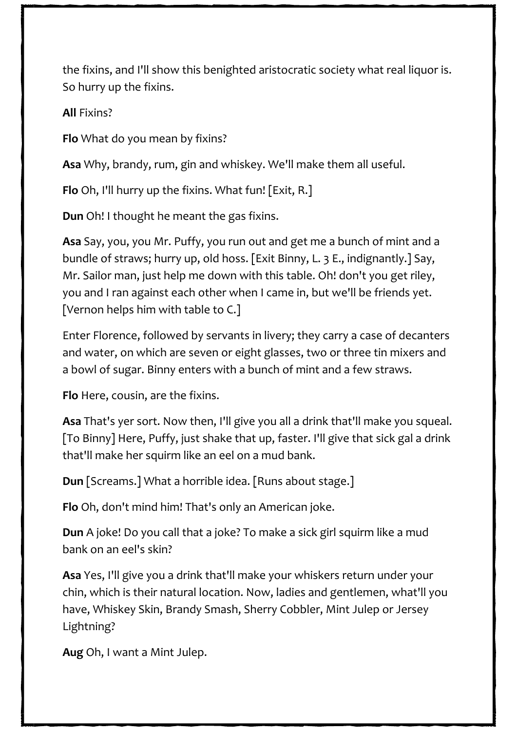the fixins, and I'll show this benighted aristocratic society what real liquor is. So hurry up the fixins.

**All** Fixins?

**Flo** What do you mean by fixins?

**Asa** Why, brandy, rum, gin and whiskey. We'll make them all useful.

**Flo** Oh, I'll hurry up the fixins. What fun! [Exit, R.]

**Dun** Oh! I thought he meant the gas fixins.

**Asa** Say, you, you Mr. Puffy, you run out and get me a bunch of mint and a bundle of straws; hurry up, old hoss. [Exit Binny, L. 3 E., indignantly.] Say, Mr. Sailor man, just help me down with this table. Oh! don't you get riley, you and I ran against each other when I came in, but we'll be friends yet. [Vernon helps him with table to C.]

Enter Florence, followed by servants in livery; they carry a case of decanters and water, on which are seven or eight glasses, two or three tin mixers and a bowl of sugar. Binny enters with a bunch of mint and a few straws.

**Flo** Here, cousin, are the fixins.

**Asa** That's yer sort. Now then, I'll give you all a drink that'll make you squeal. [To Binny] Here, Puffy, just shake that up, faster. I'll give that sick gal a drink that'll make her squirm like an eel on a mud bank.

**Dun** [Screams.] What a horrible idea. [Runs about stage.]

**Flo** Oh, don't mind him! That's only an American joke.

**Dun** A joke! Do you call that a joke? To make a sick girl squirm like a mud bank on an eel's skin?

**Asa** Yes, I'll give you a drink that'll make your whiskers return under your chin, which is their natural location. Now, ladies and gentlemen, what'll you have, Whiskey Skin, Brandy Smash, Sherry Cobbler, Mint Julep or Jersey Lightning?

**Aug** Oh, I want a Mint Julep.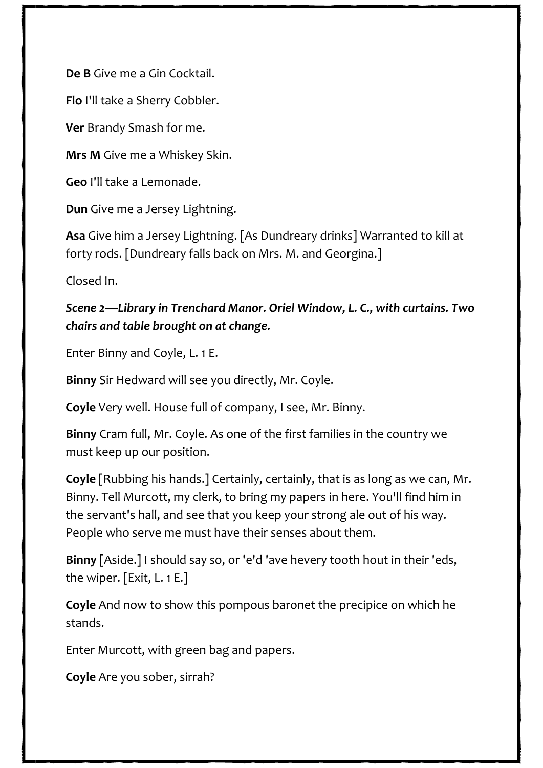**De B** Give me a Gin Cocktail.

**Flo** I'll take a Sherry Cobbler.

**Ver** Brandy Smash for me.

**Mrs M** Give me a Whiskey Skin.

**Geo** I'll take a Lemonade.

**Dun** Give me a Jersey Lightning.

**Asa** Give him a Jersey Lightning. [As Dundreary drinks] Warranted to kill at forty rods. [Dundreary falls back on Mrs. M. and Georgina.]

Closed In.

***Scene 2—Library in Trenchard Manor. Oriel Window, L. C., with curtains. Two chairs and table brought on at change.***

Enter Binny and Coyle, L. 1 E.

**Binny** Sir Hedward will see you directly, Mr. Coyle.

**Coyle** Very well. House full of company, I see, Mr. Binny.

**Binny** Cram full, Mr. Coyle. As one of the first families in the country we must keep up our position.

**Coyle** [Rubbing his hands.] Certainly, certainly, that is as long as we can, Mr. Binny. Tell Murcott, my clerk, to bring my papers in here. You'll find him in the servant's hall, and see that you keep your strong ale out of his way. People who serve me must have their senses about them.

**Binny** [Aside.] I should say so, or 'e'd 'ave hevery tooth hout in their 'eds, the wiper. [Exit, L. 1 E.]

**Coyle** And now to show this pompous baronet the precipice on which he stands.

Enter Murcott, with green bag and papers.

**Coyle** Are you sober, sirrah?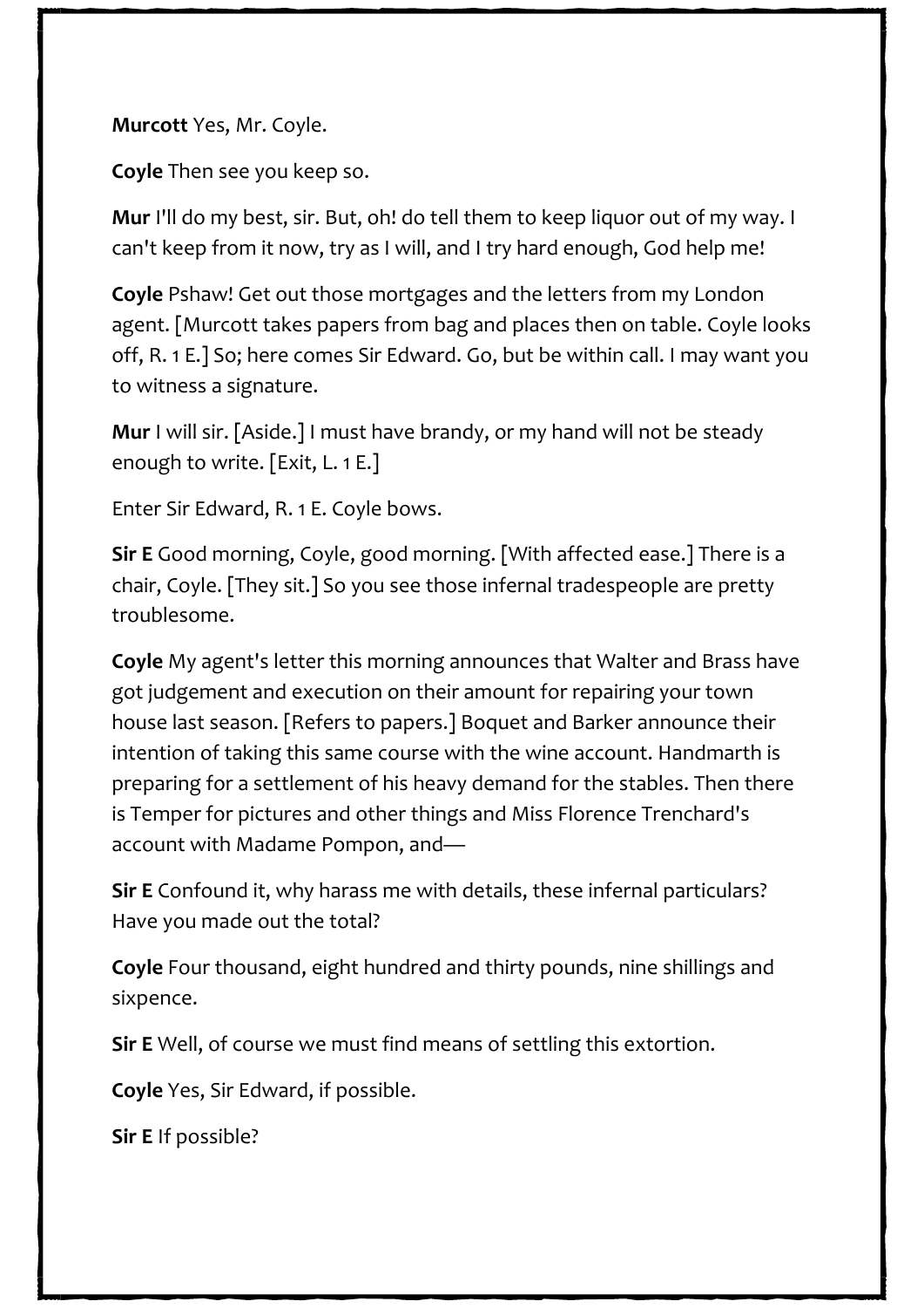**Murcott** Yes, Mr. Coyle.

**Coyle** Then see you keep so.

**Mur** I'll do my best, sir. But, oh! do tell them to keep liquor out of my way. I can't keep from it now, try as I will, and I try hard enough, God help me!

**Coyle** Pshaw! Get out those mortgages and the letters from my London agent. [Murcott takes papers from bag and places then on table. Coyle looks off, R. 1 E.] So; here comes Sir Edward. Go, but be within call. I may want you to witness a signature.

**Mur** I will sir. [Aside.] I must have brandy, or my hand will not be steady enough to write. [Exit, L. 1 E.]

Enter Sir Edward, R. 1 E. Coyle bows.

**Sir E** Good morning, Coyle, good morning. [With affected ease.] There is a chair, Coyle. [They sit.] So you see those infernal tradespeople are pretty troublesome.

**Coyle** My agent's letter this morning announces that Walter and Brass have got judgement and execution on their amount for repairing your town house last season. [Refers to papers.] Boquet and Barker announce their intention of taking this same course with the wine account. Handmarth is preparing for a settlement of his heavy demand for the stables. Then there is Temper for pictures and other things and Miss Florence Trenchard's account with Madame Pompon, and—

**Sir E** Confound it, why harass me with details, these infernal particulars? Have you made out the total?

**Coyle** Four thousand, eight hundred and thirty pounds, nine shillings and sixpence.

**Sir E** Well, of course we must find means of settling this extortion.

**Coyle** Yes, Sir Edward, if possible.

**Sir E** If possible?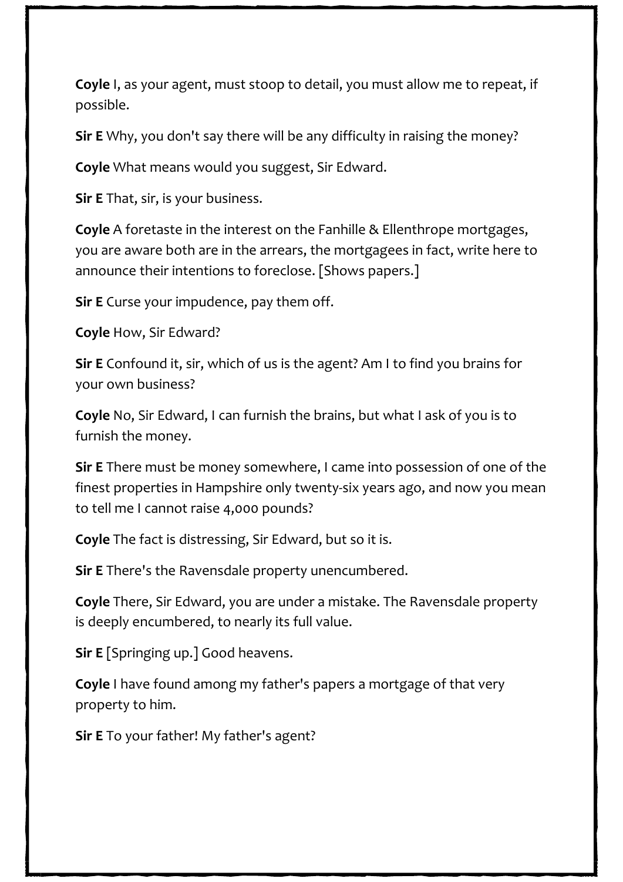**Coyle** I, as your agent, must stoop to detail, you must allow me to repeat, if possible.

**Sir E** Why, you don't say there will be any difficulty in raising the money?

**Coyle** What means would you suggest, Sir Edward.

**Sir E** That, sir, is your business.

**Coyle** A foretaste in the interest on the Fanhille & Ellenthrope mortgages, you are aware both are in the arrears, the mortgagees in fact, write here to announce their intentions to foreclose. [Shows papers.]

**Sir E** Curse your impudence, pay them off.

**Coyle** How, Sir Edward?

**Sir E** Confound it, sir, which of us is the agent? Am I to find you brains for your own business?

**Coyle** No, Sir Edward, I can furnish the brains, but what I ask of you is to furnish the money.

**Sir E** There must be money somewhere, I came into possession of one of the finest properties in Hampshire only twenty-six years ago, and now you mean to tell me I cannot raise 4,000 pounds?

**Coyle** The fact is distressing, Sir Edward, but so it is.

**Sir E** There's the Ravensdale property unencumbered.

**Coyle** There, Sir Edward, you are under a mistake. The Ravensdale property is deeply encumbered, to nearly its full value.

**Sir E** [Springing up.] Good heavens.

**Coyle** I have found among my father's papers a mortgage of that very property to him.

**Sir E** To your father! My father's agent?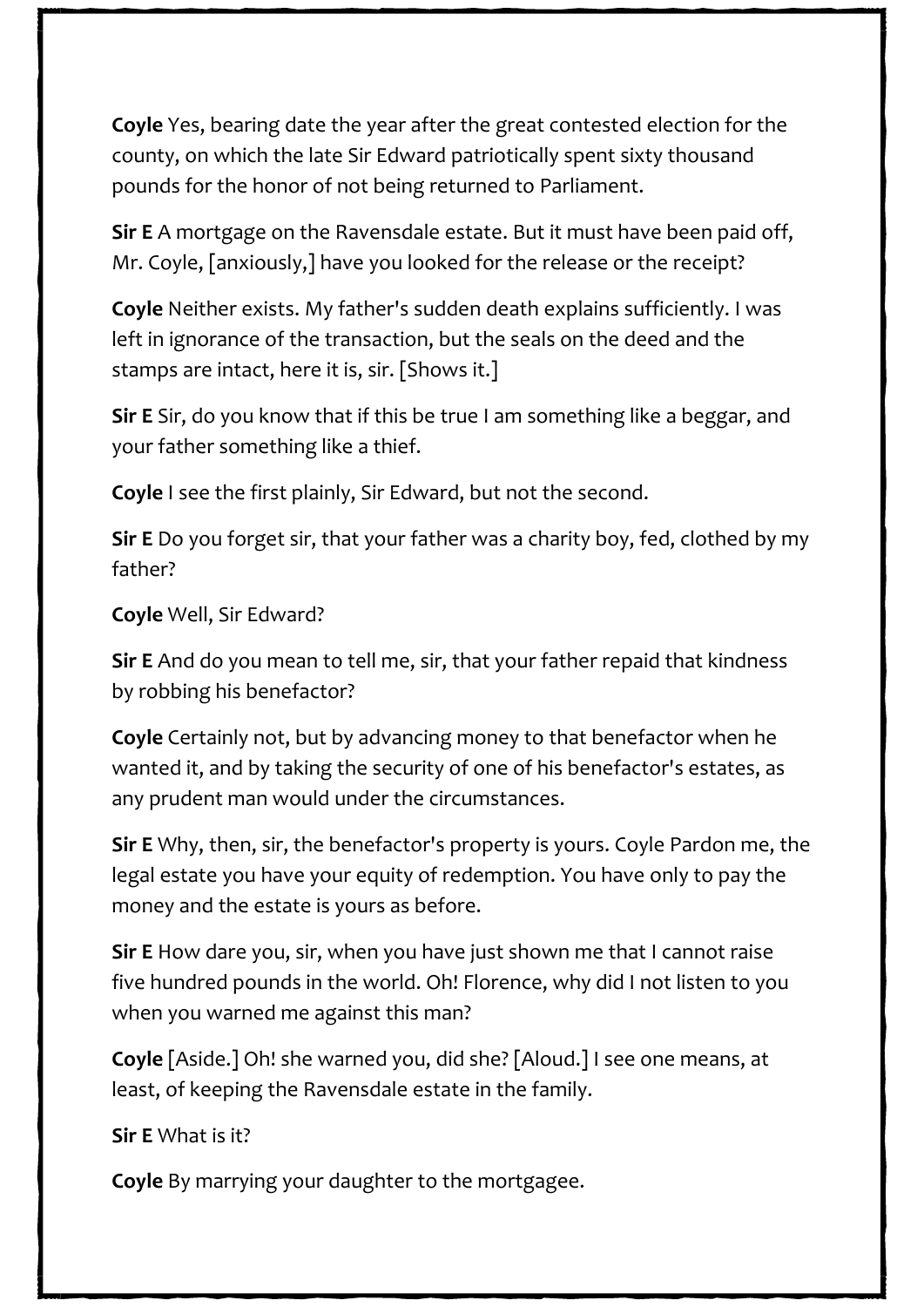**Coyle** Yes, bearing date the year after the great contested election for the county, on which the late Sir Edward patriotically spent sixty thousand pounds for the honor of not being returned to Parliament.

**Sir E** A mortgage on the Ravensdale estate. But it must have been paid off, Mr. Coyle, [anxiously,] have you looked for the release or the receipt?

**Coyle** Neither exists. My father's sudden death explains sufficiently. I was left in ignorance of the transaction, but the seals on the deed and the stamps are intact, here it is, sir. [Shows it.]

**Sir E** Sir, do you know that if this be true I am something like a beggar, and your father something like a thief.

**Coyle** I see the first plainly, Sir Edward, but not the second.

**Sir E** Do you forget sir, that your father was a charity boy, fed, clothed by my father?

**Coyle** Well, Sir Edward?

**Sir E** And do you mean to tell me, sir, that your father repaid that kindness by robbing his benefactor?

**Coyle** Certainly not, but by advancing money to that benefactor when he wanted it, and by taking the security of one of his benefactor's estates, as any prudent man would under the circumstances.

**Sir E** Why, then, sir, the benefactor's property is yours. Coyle Pardon me, the legal estate you have your equity of redemption. You have only to pay the money and the estate is yours as before.

**Sir E** How dare you, sir, when you have just shown me that I cannot raise five hundred pounds in the world. Oh! Florence, why did I not listen to you when you warned me against this man?

**Coyle** [Aside.] Oh! she warned you, did she? [Aloud.] I see one means, at least, of keeping the Ravensdale estate in the family.

**Sir E** What is it?

**Coyle** By marrying your daughter to the mortgagee.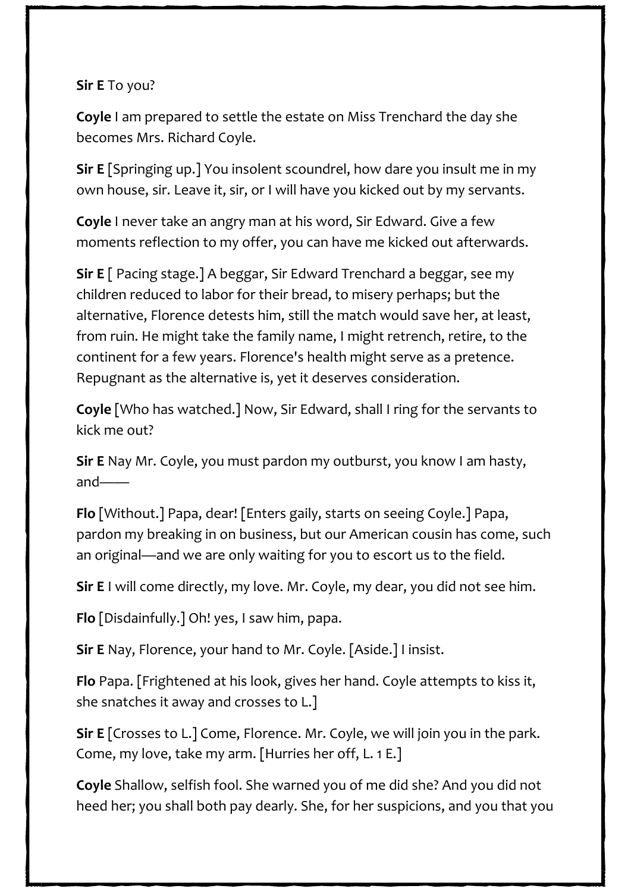**Sir E** To you?

**Coyle** I am prepared to settle the estate on Miss Trenchard the day she becomes Mrs. Richard Coyle.

**Sir E** [Springing up.] You insolent scoundrel, how dare you insult me in my own house, sir. Leave it, sir, or I will have you kicked out by my servants.

**Coyle** I never take an angry man at his word, Sir Edward. Give a few moments reflection to my offer, you can have me kicked out afterwards.

**Sir E** [ Pacing stage.] A beggar, Sir Edward Trenchard a beggar, see my children reduced to labor for their bread, to misery perhaps; but the alternative, Florence detests him, still the match would save her, at least, from ruin. He might take the family name, I might retrench, retire, to the continent for a few years. Florence's health might serve as a pretence. Repugnant as the alternative is, yet it deserves consideration.

**Coyle** [Who has watched.] Now, Sir Edward, shall I ring for the servants to kick me out?

**Sir E** Nay Mr. Coyle, you must pardon my outburst, you know I am hasty, and——

**Flo** [Without.] Papa, dear! [Enters gaily, starts on seeing Coyle.] Papa, pardon my breaking in on business, but our American cousin has come, such an original—and we are only waiting for you to escort us to the field.

**Sir E** I will come directly, my love. Mr. Coyle, my dear, you did not see him.

**Flo** [Disdainfully.] Oh! yes, I saw him, papa.

**Sir E** Nay, Florence, your hand to Mr. Coyle. [Aside.] I insist.

**Flo** Papa. [Frightened at his look, gives her hand. Coyle attempts to kiss it, she snatches it away and crosses to L.]

**Sir E** [Crosses to L.] Come, Florence. Mr. Coyle, we will join you in the park. Come, my love, take my arm. [Hurries her off, L. 1 E.]

**Coyle** Shallow, selfish fool. She warned you of me did she? And you did not heed her; you shall both pay dearly. She, for her suspicions, and you that you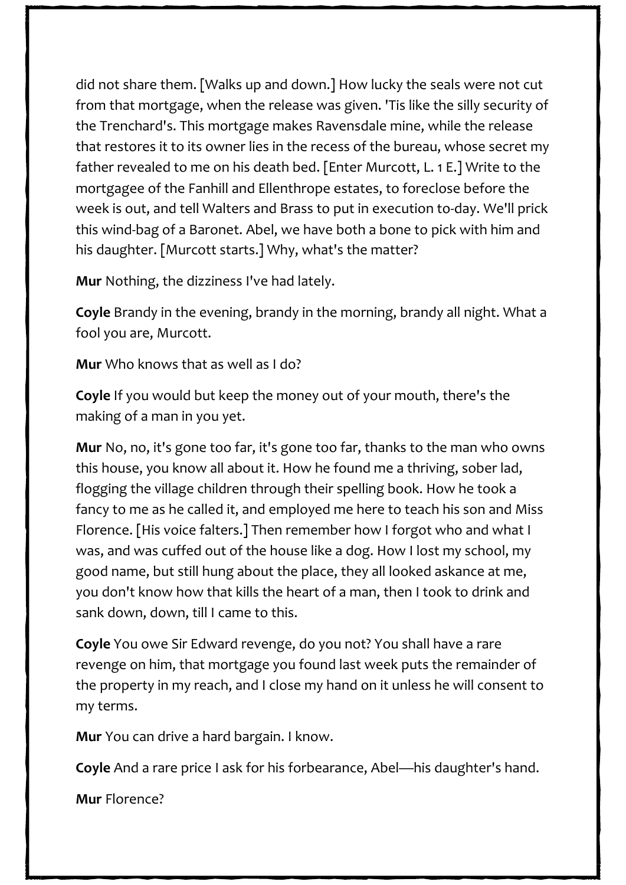did not share them. [Walks up and down.] How lucky the seals were not cut from that mortgage, when the release was given. 'Tis like the silly security of the Trenchard's. This mortgage makes Ravensdale mine, while the release that restores it to its owner lies in the recess of the bureau, whose secret my father revealed to me on his death bed. [Enter Murcott, L. 1 E.] Write to the mortgagee of the Fanhill and Ellenthrope estates, to foreclose before the week is out, and tell Walters and Brass to put in execution to-day. We'll prick this wind-bag of a Baronet. Abel, we have both a bone to pick with him and his daughter. [Murcott starts.] Why, what's the matter?

**Mur** Nothing, the dizziness I've had lately.

**Coyle** Brandy in the evening, brandy in the morning, brandy all night. What a fool you are, Murcott.

**Mur** Who knows that as well as I do?

**Coyle** If you would but keep the money out of your mouth, there's the making of a man in you yet.

**Mur** No, no, it's gone too far, it's gone too far, thanks to the man who owns this house, you know all about it. How he found me a thriving, sober lad, flogging the village children through their spelling book. How he took a fancy to me as he called it, and employed me here to teach his son and Miss Florence. [His voice falters.] Then remember how I forgot who and what I was, and was cuffed out of the house like a dog. How I lost my school, my good name, but still hung about the place, they all looked askance at me, you don't know how that kills the heart of a man, then I took to drink and sank down, down, till I came to this.

**Coyle** You owe Sir Edward revenge, do you not? You shall have a rare revenge on him, that mortgage you found last week puts the remainder of the property in my reach, and I close my hand on it unless he will consent to my terms.

**Mur** You can drive a hard bargain. I know.

**Coyle** And a rare price I ask for his forbearance, Abel—his daughter's hand.

**Mur** Florence?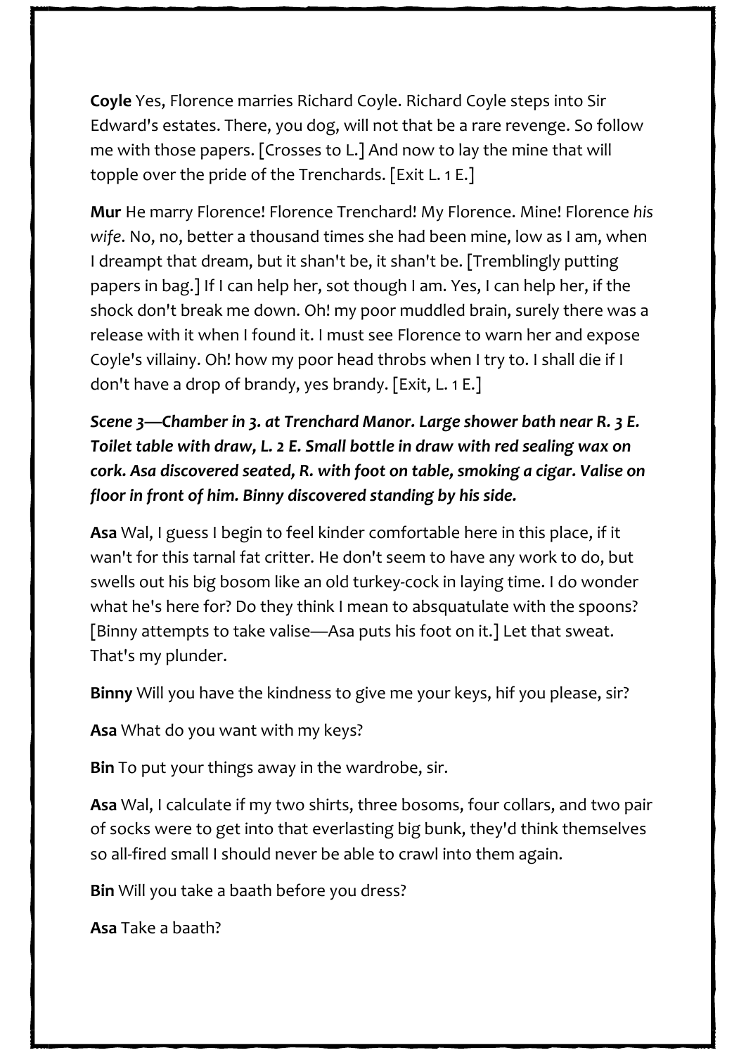**Coyle** Yes, Florence marries Richard Coyle. Richard Coyle steps into Sir Edward's estates. There, you dog, will not that be a rare revenge. So follow me with those papers. [Crosses to L.] And now to lay the mine that will topple over the pride of the Trenchards. [Exit L. 1 E.]

**Mur** He marry Florence! Florence Trenchard! My Florence. Mine! Florence *his wife*. No, no, better a thousand times she had been mine, low as I am, when I dreampt that dream, but it shan't be, it shan't be. [Tremblingly putting papers in bag.] If I can help her, sot though I am. Yes, I can help her, if the shock don't break me down. Oh! my poor muddled brain, surely there was a release with it when I found it. I must see Florence to warn her and expose Coyle's villainy. Oh! how my poor head throbs when I try to. I shall die if I don't have a drop of brandy, yes brandy. [Exit, L. 1 E.]

***Scene 3—Chamber in 3. at Trenchard Manor. Large shower bath near R. 3 E. Toilet table with draw, L. 2 E. Small bottle in draw with red sealing wax on cork. Asa discovered seated, R. with foot on table, smoking a cigar. Valise on floor in front of him. Binny discovered standing by his side.***

**Asa** Wal, I guess I begin to feel kinder comfortable here in this place, if it wan't for this tarnal fat critter. He don't seem to have any work to do, but swells out his big bosom like an old turkey-cock in laying time. I do wonder what he's here for? Do they think I mean to absquatulate with the spoons? [Binny attempts to take valise—Asa puts his foot on it.] Let that sweat. That's my plunder.

**Binny** Will you have the kindness to give me your keys, hif you please, sir?

**Asa** What do you want with my keys?

**Bin** To put your things away in the wardrobe, sir.

**Asa** Wal, I calculate if my two shirts, three bosoms, four collars, and two pair of socks were to get into that everlasting big bunk, they'd think themselves so all-fired small I should never be able to crawl into them again.

**Bin** Will you take a baath before you dress?

**Asa** Take a baath?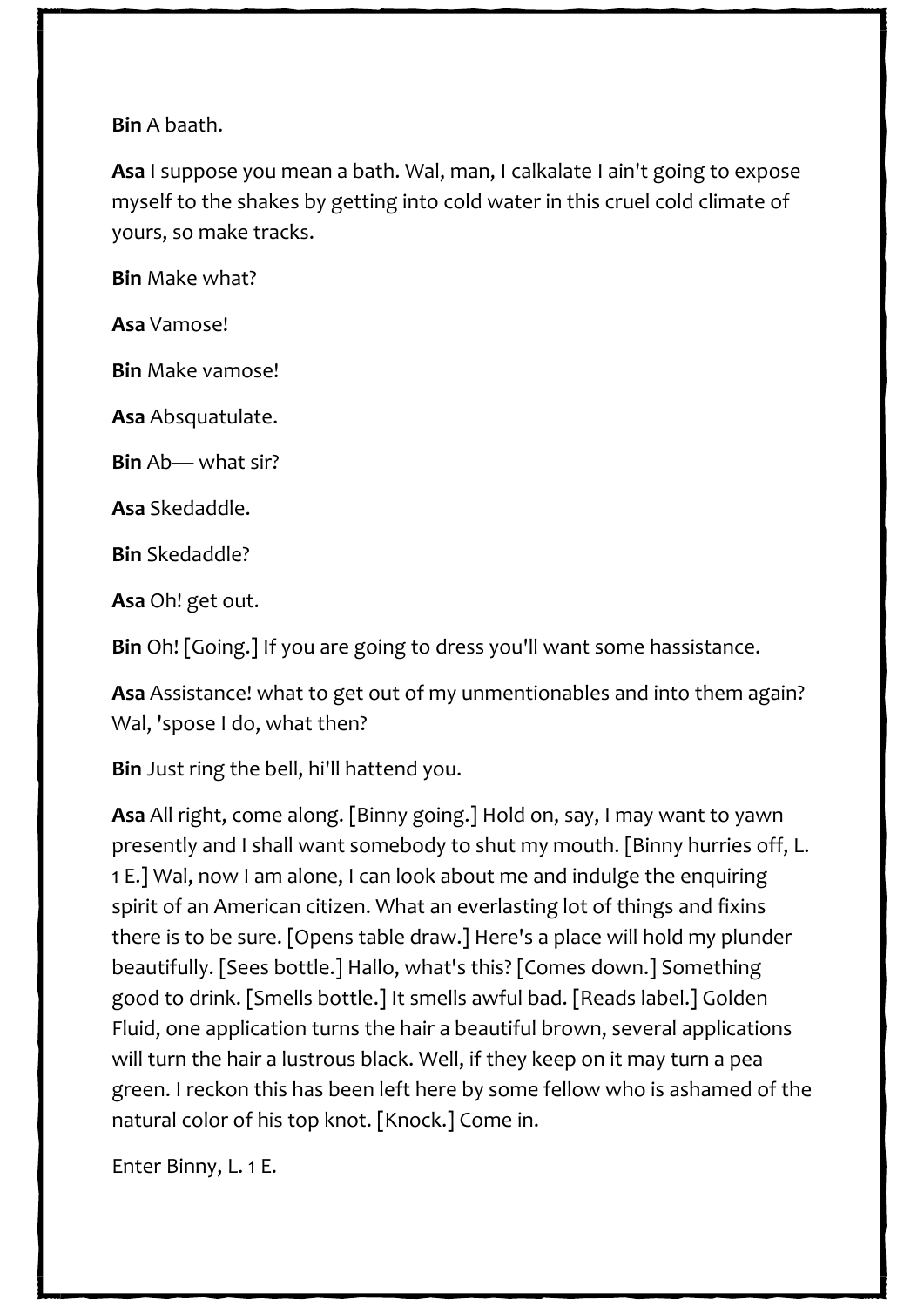**Bin** A baath.

**Asa** I suppose you mean a bath. Wal, man, I calkalate I ain't going to expose myself to the shakes by getting into cold water in this cruel cold climate of yours, so make tracks.

**Bin** Make what?

**Asa** Vamose!

**Bin** Make vamose!

**Asa** Absquatulate.

**Bin** Ab— what sir?

**Asa** Skedaddle.

**Bin** Skedaddle?

**Asa** Oh! get out.

**Bin** Oh! [Going.] If you are going to dress you'll want some hassistance.

**Asa** Assistance! what to get out of my unmentionables and into them again? Wal, 'spose I do, what then?

**Bin** Just ring the bell, hi'll hattend you.

**Asa** All right, come along. [Binny going.] Hold on, say, I may want to yawn presently and I shall want somebody to shut my mouth. [Binny hurries off, L. 1 E.] Wal, now I am alone, I can look about me and indulge the enquiring spirit of an American citizen. What an everlasting lot of things and fixins there is to be sure. [Opens table draw.] Here's a place will hold my plunder beautifully. [Sees bottle.] Hallo, what's this? [Comes down.] Something good to drink. [Smells bottle.] It smells awful bad. [Reads label.] Golden Fluid, one application turns the hair a beautiful brown, several applications will turn the hair a lustrous black. Well, if they keep on it may turn a pea green. I reckon this has been left here by some fellow who is ashamed of the natural color of his top knot. [Knock.] Come in.

Enter Binny, L. 1 E.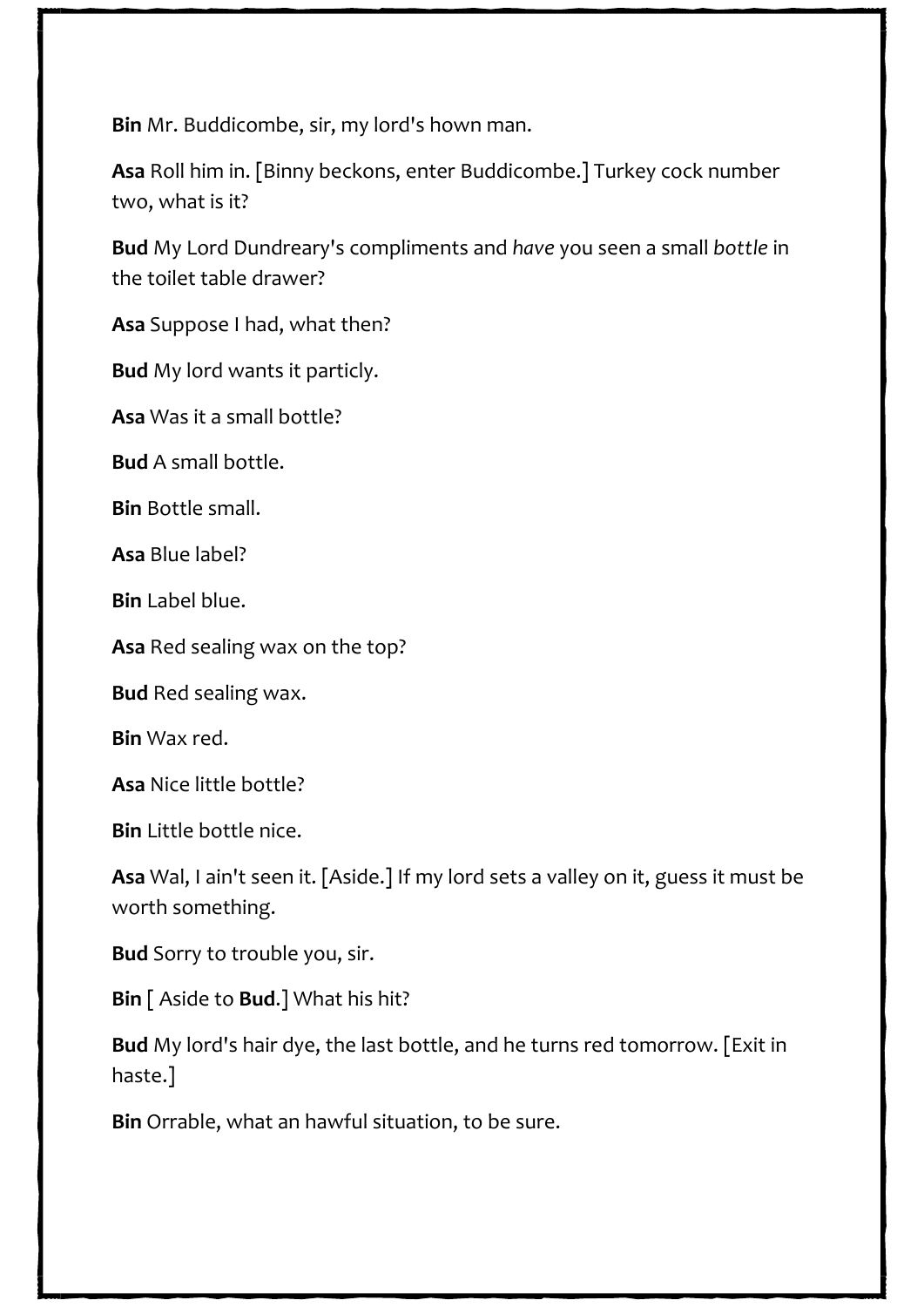**Bin** Mr. Buddicombe, sir, my lord's hown man.

**Asa** Roll him in. [Binny beckons, enter Buddicombe.] Turkey cock number two, what is it?

**Bud** My Lord Dundreary's compliments and *have* you seen a small *bottle* in the toilet table drawer?

**Asa** Suppose I had, what then?

**Bud** My lord wants it particly.

**Asa** Was it a small bottle?

**Bud** A small bottle.

**Bin** Bottle small.

**Asa** Blue label?

**Bin** Label blue.

**Asa** Red sealing wax on the top?

**Bud** Red sealing wax.

**Bin** Wax red.

**Asa** Nice little bottle?

**Bin** Little bottle nice.

**Asa** Wal, I ain't seen it. [Aside.] If my lord sets a valley on it, guess it must be worth something.

**Bud** Sorry to trouble you, sir.

**Bin** [ Aside to **Bud**.] What his hit?

**Bud** My lord's hair dye, the last bottle, and he turns red tomorrow. [Exit in haste.]

**Bin** Orrable, what an hawful situation, to be sure.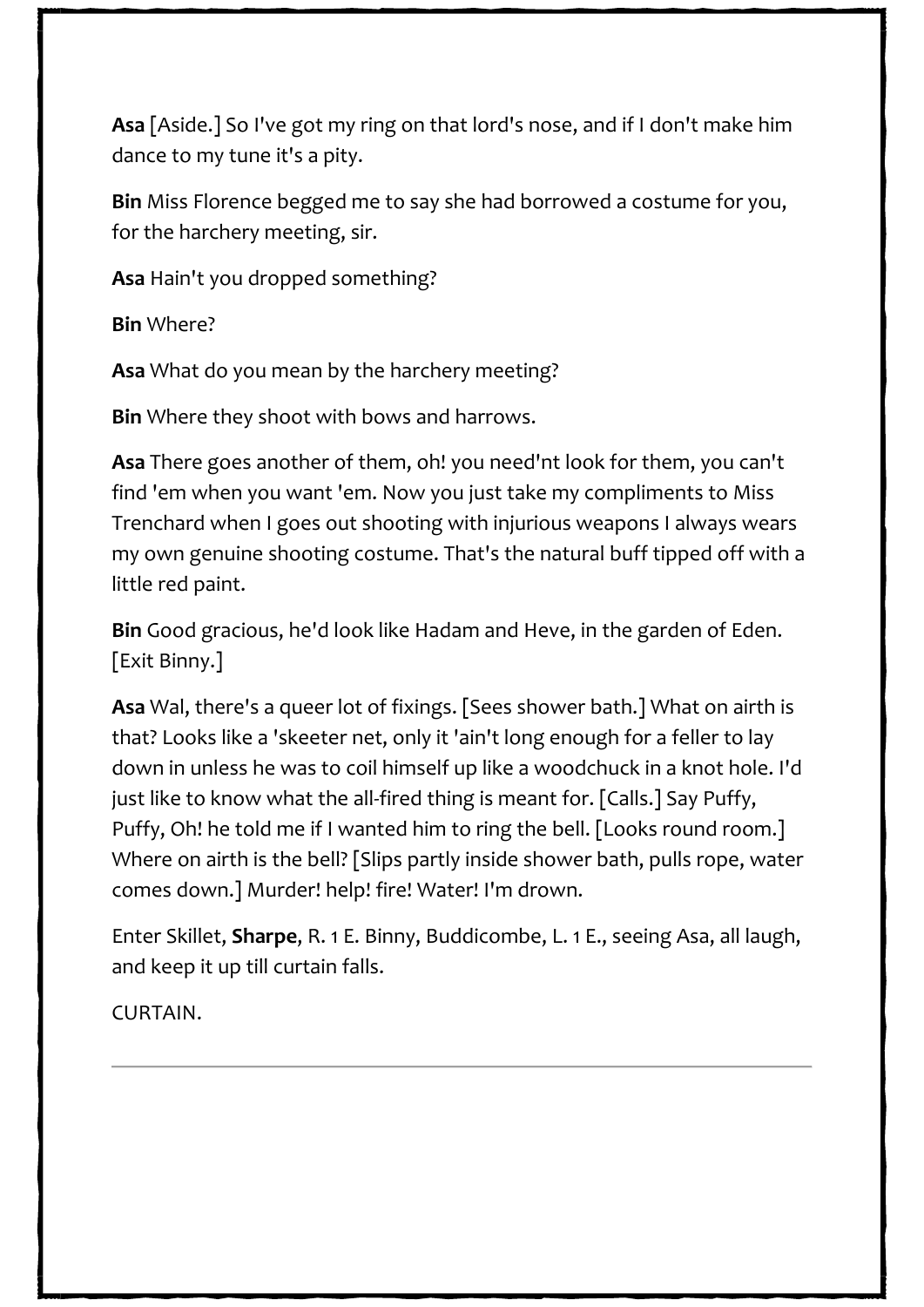**Asa** [Aside.] So I've got my ring on that lord's nose, and if I don't make him dance to my tune it's a pity.

**Bin** Miss Florence begged me to say she had borrowed a costume for you, for the harchery meeting, sir.

**Asa** Hain't you dropped something?

**Bin** Where?

**Asa** What do you mean by the harchery meeting?

**Bin** Where they shoot with bows and harrows.

**Asa** There goes another of them, oh! you need'nt look for them, you can't find 'em when you want 'em. Now you just take my compliments to Miss Trenchard when I goes out shooting with injurious weapons I always wears my own genuine shooting costume. That's the natural buff tipped off with a little red paint.

**Bin** Good gracious, he'd look like Hadam and Heve, in the garden of Eden. [Exit Binny.]

**Asa** Wal, there's a queer lot of fixings. [Sees shower bath.] What on airth is that? Looks like a 'skeeter net, only it 'ain't long enough for a feller to lay down in unless he was to coil himself up like a woodchuck in a knot hole. I'd just like to know what the all-fired thing is meant for. [Calls.] Say Puffy, Puffy, Oh! he told me if I wanted him to ring the bell. [Looks round room.] Where on airth is the bell? [Slips partly inside shower bath, pulls rope, water comes down.] Murder! help! fire! Water! I'm drown.

Enter Skillet, **Sharpe**, R. 1 E. Binny, Buddicombe, L. 1 E., seeing Asa, all laugh, and keep it up till curtain falls.

CURTAIN.

---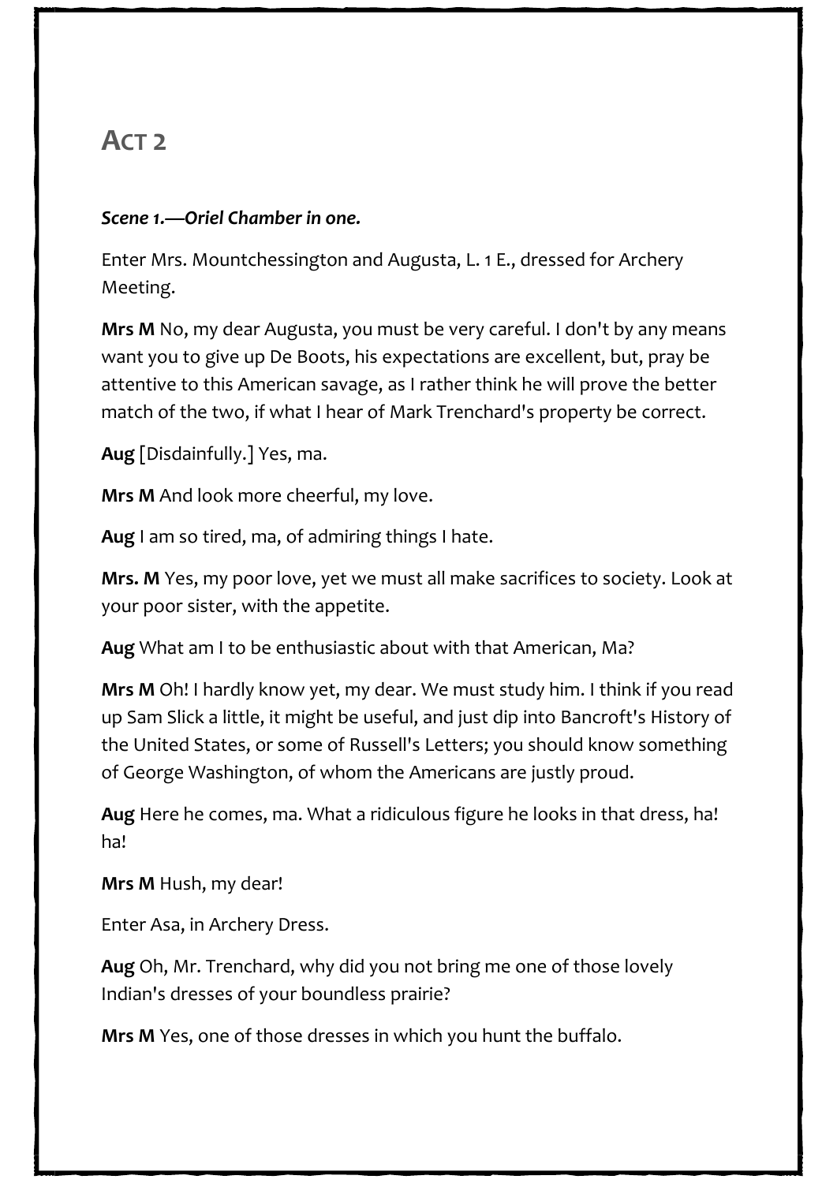# Act 2

***Scene 1.—Oriel Chamber in one.***

Enter Mrs. Mountchessington and Augusta, L. 1 E., dressed for Archery Meeting.

**Mrs M** No, my dear Augusta, you must be very careful. I don't by any means want you to give up De Boots, his expectations are excellent, but, pray be attentive to this American savage, as I rather think he will prove the better match of the two, if what I hear of Mark Trenchard's property be correct.

**Aug** [Disdainfully.] Yes, ma.

**Mrs M** And look more cheerful, my love.

**Aug** I am so tired, ma, of admiring things I hate.

**Mrs. M** Yes, my poor love, yet we must all make sacrifices to society. Look at your poor sister, with the appetite.

**Aug** What am I to be enthusiastic about with that American, Ma?

**Mrs M** Oh! I hardly know yet, my dear. We must study him. I think if you read up Sam Slick a little, it might be useful, and just dip into Bancroft's History of the United States, or some of Russell's Letters; you should know something of George Washington, of whom the Americans are justly proud.

**Aug** Here he comes, ma. What a ridiculous figure he looks in that dress, ha! ha!

**Mrs M** Hush, my dear!

Enter Asa, in Archery Dress.

**Aug** Oh, Mr. Trenchard, why did you not bring me one of those lovely Indian's dresses of your boundless prairie?

**Mrs M** Yes, one of those dresses in which you hunt the buffalo.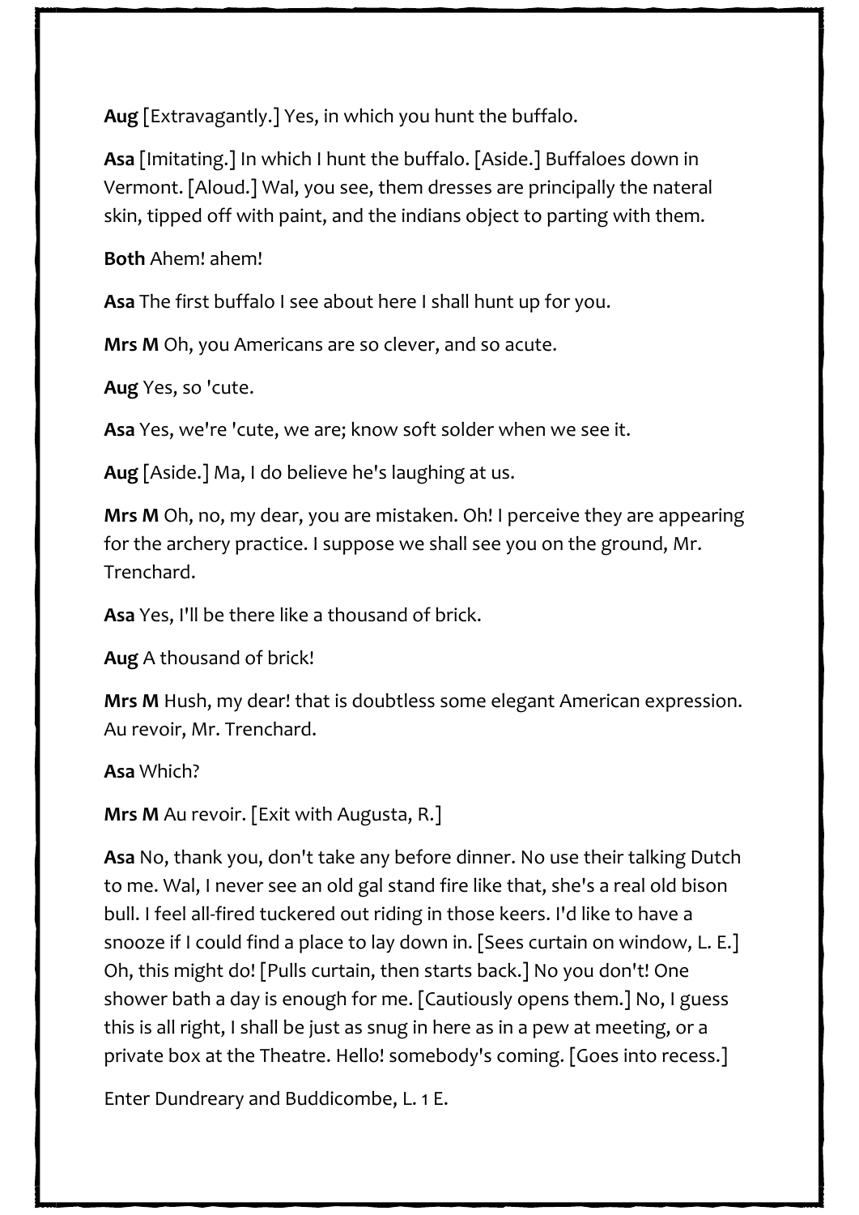**Aug** [Extravagantly.] Yes, in which you hunt the buffalo.

**Asa** [Imitating.] In which I hunt the buffalo. [Aside.] Buffaloes down in Vermont. [Aloud.] Wal, you see, them dresses are principally the nateral skin, tipped off with paint, and the indians object to parting with them.

**Both** Ahem! ahem!

**Asa** The first buffalo I see about here I shall hunt up for you.

**Mrs M** Oh, you Americans are so clever, and so acute.

**Aug** Yes, so 'cute.

**Asa** Yes, we're 'cute, we are; know soft solder when we see it.

**Aug** [Aside.] Ma, I do believe he's laughing at us.

**Mrs M** Oh, no, my dear, you are mistaken. Oh! I perceive they are appearing for the archery practice. I suppose we shall see you on the ground, Mr. Trenchard.

**Asa** Yes, I'll be there like a thousand of brick.

**Aug** A thousand of brick!

**Mrs M** Hush, my dear! that is doubtless some elegant American expression. Au revoir, Mr. Trenchard.

**Asa** Which?

**Mrs M** Au revoir. [Exit with Augusta, R.]

**Asa** No, thank you, don't take any before dinner. No use their talking Dutch to me. Wal, I never see an old gal stand fire like that, she's a real old bison bull. I feel all-fired tuckered out riding in those keers. I'd like to have a snooze if I could find a place to lay down in. [Sees curtain on window, L. E.] Oh, this might do! [Pulls curtain, then starts back.] No you don't! One shower bath a day is enough for me. [Cautiously opens them.] No, I guess this is all right, I shall be just as snug in here as in a pew at meeting, or a private box at the Theatre. Hello! somebody's coming. [Goes into recess.]

Enter Dundreary and Buddicombe, L. 1 E.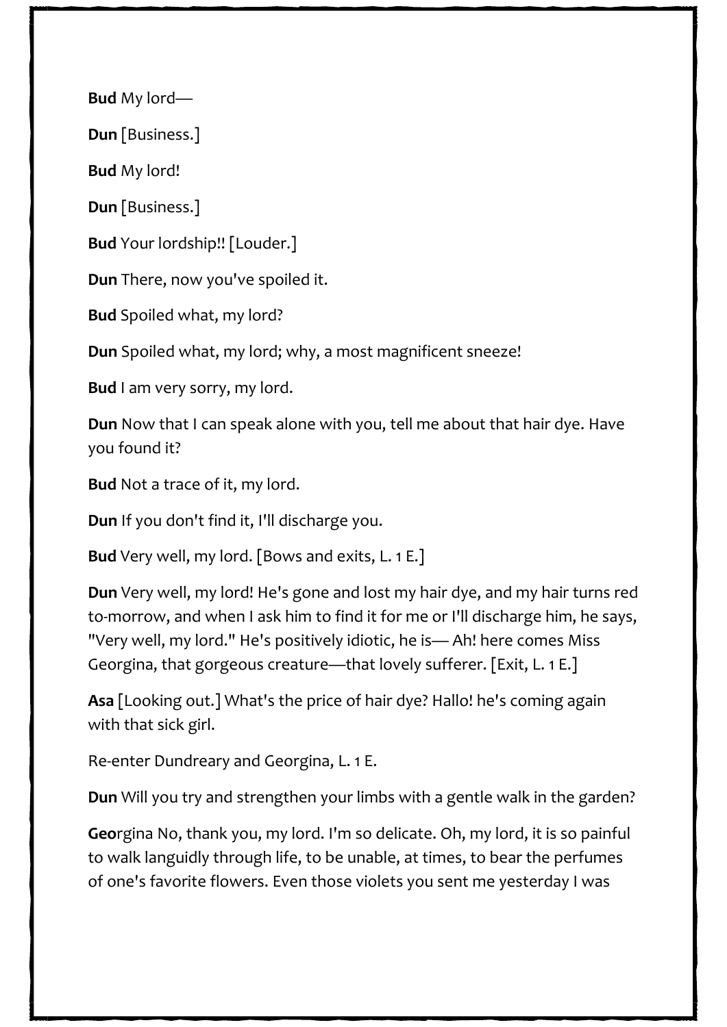**Bud** My lord—

**Dun** [Business.]

**Bud** My lord!

**Dun** [Business.]

**Bud** Your lordship!! [Louder.]

**Dun** There, now you've spoiled it.

**Bud** Spoiled what, my lord?

**Dun** Spoiled what, my lord; why, a most magnificent sneeze!

**Bud** I am very sorry, my lord.

**Dun** Now that I can speak alone with you, tell me about that hair dye. Have you found it?

**Bud** Not a trace of it, my lord.

**Dun** If you don't find it, I'll discharge you.

**Bud** Very well, my lord. [Bows and exits, L. 1 E.]

**Dun** Very well, my lord! He's gone and lost my hair dye, and my hair turns red to-morrow, and when I ask him to find it for me or I'll discharge him, he says, "Very well, my lord." He's positively idiotic, he is— Ah! here comes Miss Georgina, that gorgeous creature—that lovely sufferer. [Exit, L. 1 E.]

**Asa** [Looking out.] What's the price of hair dye? Hallo! he's coming again with that sick girl.

Re-enter Dundreary and Georgina, L. 1 E.

**Dun** Will you try and strengthen your limbs with a gentle walk in the garden?

**Geo**rgina No, thank you, my lord. I'm so delicate. Oh, my lord, it is so painful to walk languidly through life, to be unable, at times, to bear the perfumes of one's favorite flowers. Even those violets you sent me yesterday I was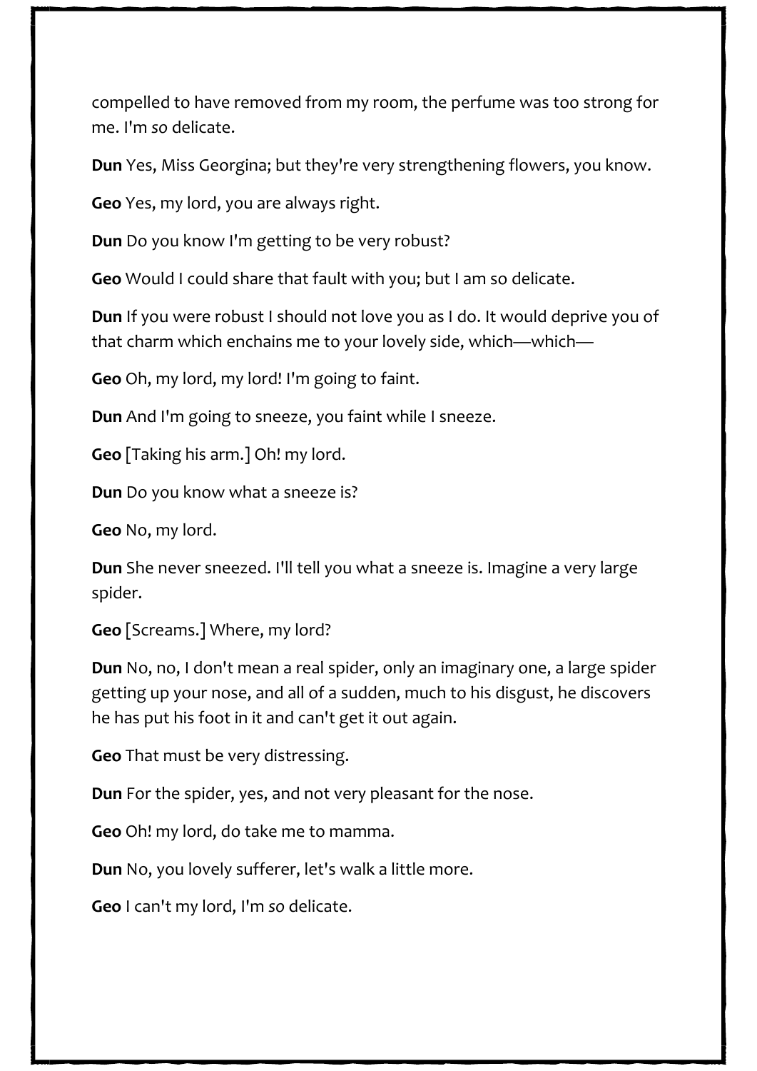compelled to have removed from my room, the perfume was too strong for me. I'm *so* delicate.

**Dun** Yes, Miss Georgina; but they're very strengthening flowers, you know.

**Geo** Yes, my lord, you are always right.

**Dun** Do you know I'm getting to be very robust?

**Geo** Would I could share that fault with you; but I am so delicate.

**Dun** If you were robust I should not love you as I do. It would deprive you of that charm which enchains me to your lovely side, which—which—

**Geo** Oh, my lord, my lord! I'm going to faint.

**Dun** And I'm going to sneeze, you faint while I sneeze.

**Geo** [Taking his arm.] Oh! my lord.

**Dun** Do you know what a sneeze is?

**Geo** No, my lord.

**Dun** She never sneezed. I'll tell you what a sneeze is. Imagine a very large spider.

**Geo** [Screams.] Where, my lord?

**Dun** No, no, I don't mean a real spider, only an imaginary one, a large spider getting up your nose, and all of a sudden, much to his disgust, he discovers he has put his foot in it and can't get it out again.

**Geo** That must be very distressing.

**Dun** For the spider, yes, and not very pleasant for the nose.

**Geo** Oh! my lord, do take me to mamma.

**Dun** No, you lovely sufferer, let's walk a little more.

**Geo** I can't my lord, I'm *so* delicate.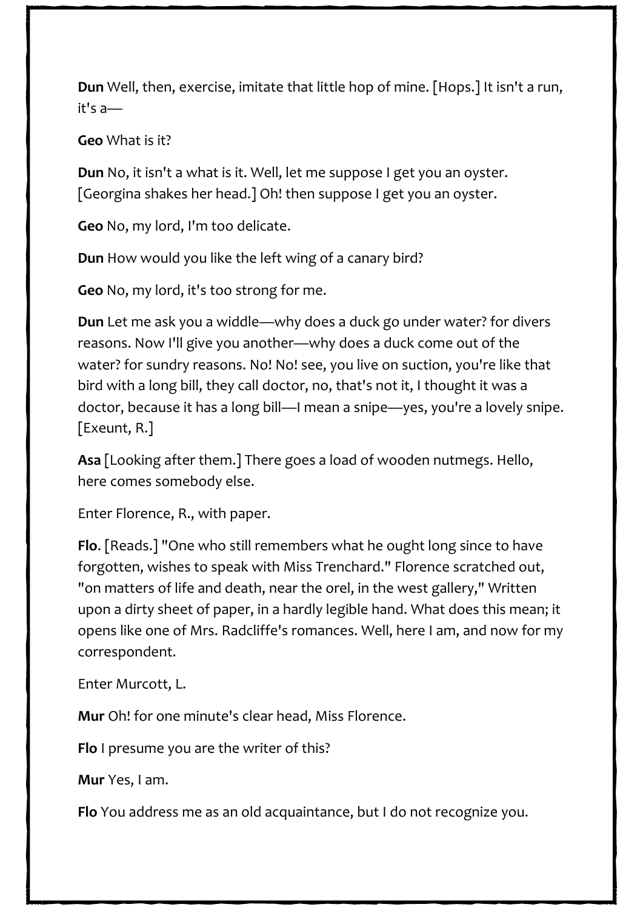**Dun** Well, then, exercise, imitate that little hop of mine. [Hops.] It isn't a run, it's a—

**Geo** What is it?

**Dun** No, it isn't a what is it. Well, let me suppose I get you an oyster. [Georgina shakes her head.] Oh! then suppose I get you an oyster.

**Geo** No, my lord, I'm too delicate.

**Dun** How would you like the left wing of a canary bird?

**Geo** No, my lord, it's too strong for me.

**Dun** Let me ask you a widdle—why does a duck go under water? for divers reasons. Now I'll give you another—why does a duck come out of the water? for sundry reasons. No! No! see, you live on suction, you're like that bird with a long bill, they call doctor, no, that's not it, I thought it was a doctor, because it has a long bill—I mean a snipe—yes, you're a lovely snipe. [Exeunt, R.]

**Asa** [Looking after them.] There goes a load of wooden nutmegs. Hello, here comes somebody else.

Enter Florence, R., with paper.

**Flo**. [Reads.] "One who still remembers what he ought long since to have forgotten, wishes to speak with Miss Trenchard." Florence scratched out, "on matters of life and death, near the orel, in the west gallery," Written upon a dirty sheet of paper, in a hardly legible hand. What does this mean; it opens like one of Mrs. Radcliffe's romances. Well, here I am, and now for my correspondent.

Enter Murcott, L.

**Mur** Oh! for one minute's clear head, Miss Florence.

**Flo** I presume you are the writer of this?

**Mur** Yes, I am.

**Flo** You address me as an old acquaintance, but I do not recognize you.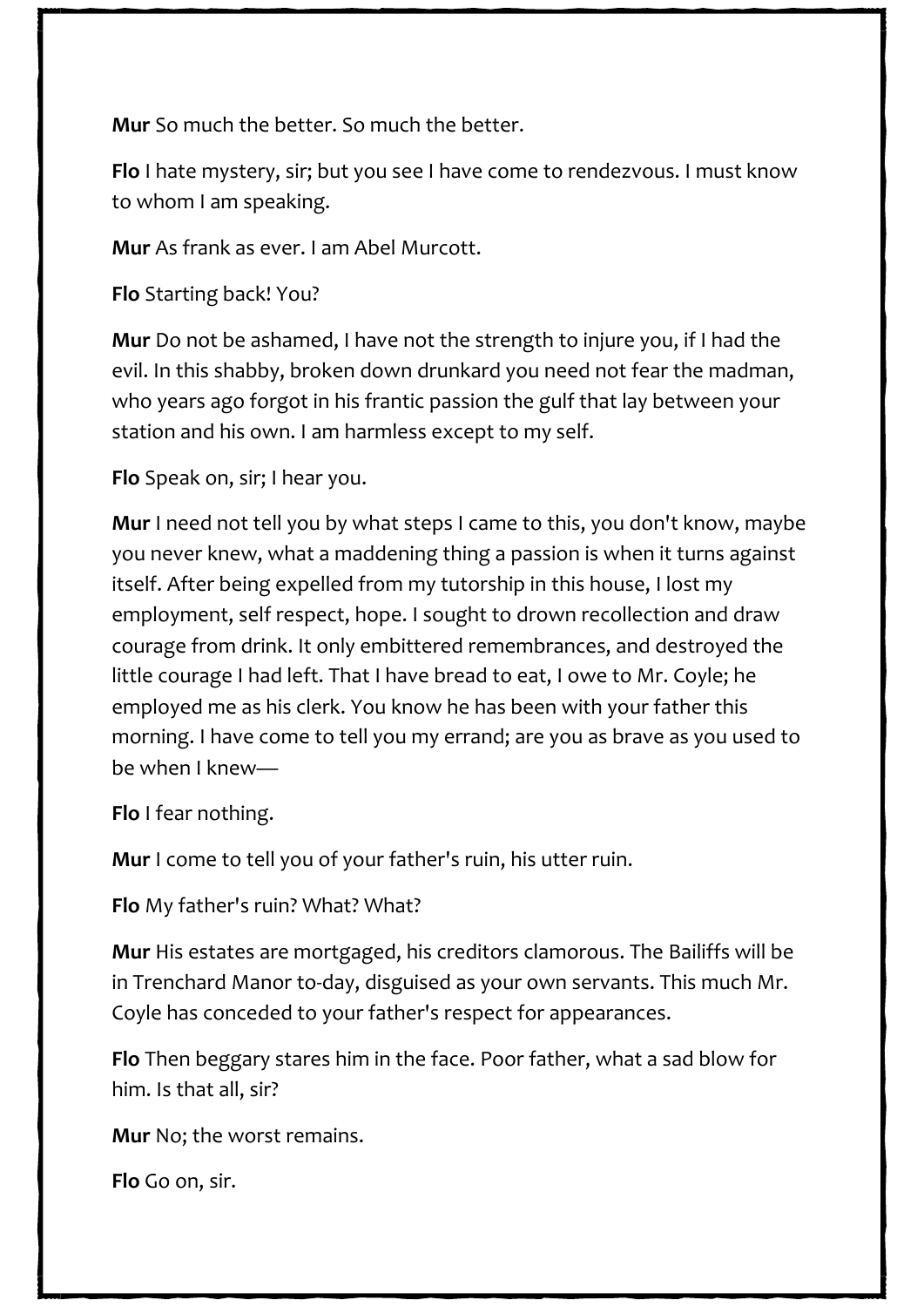**Mur** So much the better. So much the better.

**Flo** I hate mystery, sir; but you see I have come to rendezvous. I must know to whom I am speaking.

**Mur** As frank as ever. I am Abel Murcott.

**Flo** Starting back! You?

**Mur** Do not be ashamed, I have not the strength to injure you, if I had the evil. In this shabby, broken down drunkard you need not fear the madman, who years ago forgot in his frantic passion the gulf that lay between your station and his own. I am harmless except to my self.

**Flo** Speak on, sir; I hear you.

**Mur** I need not tell you by what steps I came to this, you don't know, maybe you never knew, what a maddening thing a passion is when it turns against itself. After being expelled from my tutorship in this house, I lost my employment, self respect, hope. I sought to drown recollection and draw courage from drink. It only embittered remembrances, and destroyed the little courage I had left. That I have bread to eat, I owe to Mr. Coyle; he employed me as his clerk. You know he has been with your father this morning. I have come to tell you my errand; are you as brave as you used to be when I knew—

**Flo** I fear nothing.

**Mur** I come to tell you of your father's ruin, his utter ruin.

**Flo** My father's ruin? What? What?

**Mur** His estates are mortgaged, his creditors clamorous. The Bailiffs will be in Trenchard Manor to-day, disguised as your own servants. This much Mr. Coyle has conceded to your father's respect for appearances.

**Flo** Then beggary stares him in the face. Poor father, what a sad blow for him. Is that all, sir?

**Mur** No; the worst remains.

**Flo** Go on, sir.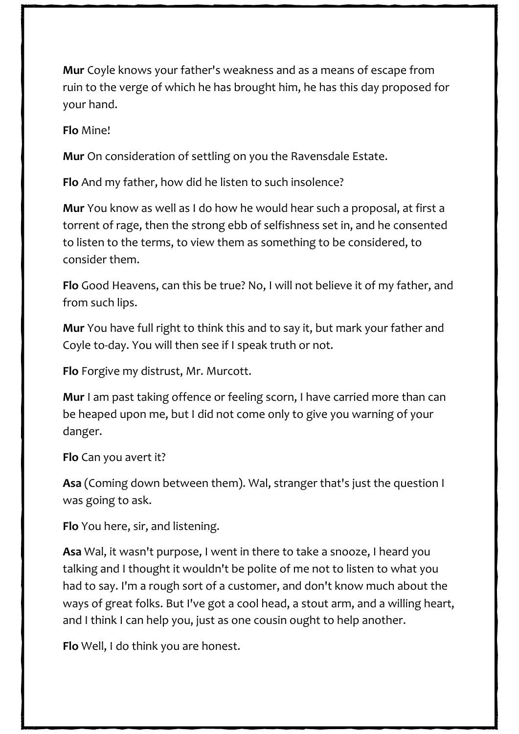**Mur** Coyle knows your father's weakness and as a means of escape from ruin to the verge of which he has brought him, he has this day proposed for your hand.

**Flo** Mine!

**Mur** On consideration of settling on you the Ravensdale Estate.

**Flo** And my father, how did he listen to such insolence?

**Mur** You know as well as I do how he would hear such a proposal, at first a torrent of rage, then the strong ebb of selfishness set in, and he consented to listen to the terms, to view them as something to be considered, to consider them.

**Flo** Good Heavens, can this be true? No, I will not believe it of my father, and from such lips.

**Mur** You have full right to think this and to say it, but mark your father and Coyle to-day. You will then see if I speak truth or not.

**Flo** Forgive my distrust, Mr. Murcott.

**Mur** I am past taking offence or feeling scorn, I have carried more than can be heaped upon me, but I did not come only to give you warning of your danger.

**Flo** Can you avert it?

**Asa** (Coming down between them). Wal, stranger that's just the question I was going to ask.

**Flo** You here, sir, and listening.

**Asa** Wal, it wasn't purpose, I went in there to take a snooze, I heard you talking and I thought it wouldn't be polite of me not to listen to what you had to say. I'm a rough sort of a customer, and don't know much about the ways of great folks. But I've got a cool head, a stout arm, and a willing heart, and I think I can help you, just as one cousin ought to help another.

**Flo** Well, I do think you are honest.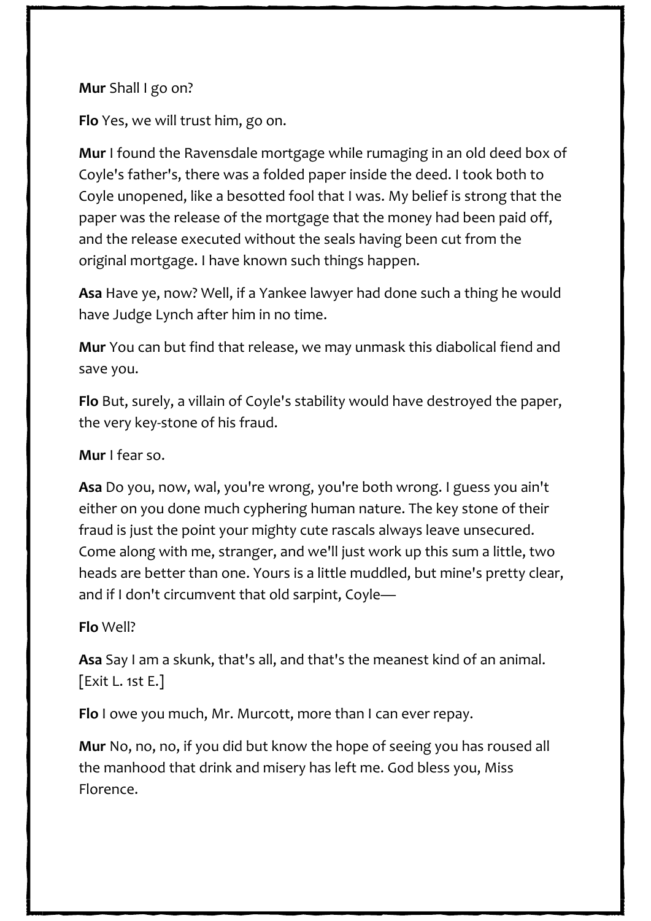**Mur** Shall I go on?

**Flo** Yes, we will trust him, go on.

**Mur** I found the Ravensdale mortgage while rumaging in an old deed box of Coyle's father's, there was a folded paper inside the deed. I took both to Coyle unopened, like a besotted fool that I was. My belief is strong that the paper was the release of the mortgage that the money had been paid off, and the release executed without the seals having been cut from the original mortgage. I have known such things happen.

**Asa** Have ye, now? Well, if a Yankee lawyer had done such a thing he would have Judge Lynch after him in no time.

**Mur** You can but find that release, we may unmask this diabolical fiend and save you.

**Flo** But, surely, a villain of Coyle's stability would have destroyed the paper, the very key-stone of his fraud.

**Mur** I fear so.

**Asa** Do you, now, wal, you're wrong, you're both wrong. I guess you ain't either on you done much cyphering human nature. The key stone of their fraud is just the point your mighty cute rascals always leave unsecured. Come along with me, stranger, and we'll just work up this sum a little, two heads are better than one. Yours is a little muddled, but mine's pretty clear, and if I don't circumvent that old sarpint, Coyle—

**Flo** Well?

**Asa** Say I am a skunk, that's all, and that's the meanest kind of an animal. [Exit L. 1st E.]

**Flo** I owe you much, Mr. Murcott, more than I can ever repay.

**Mur** No, no, no, if you did but know the hope of seeing you has roused all the manhood that drink and misery has left me. God bless you, Miss Florence.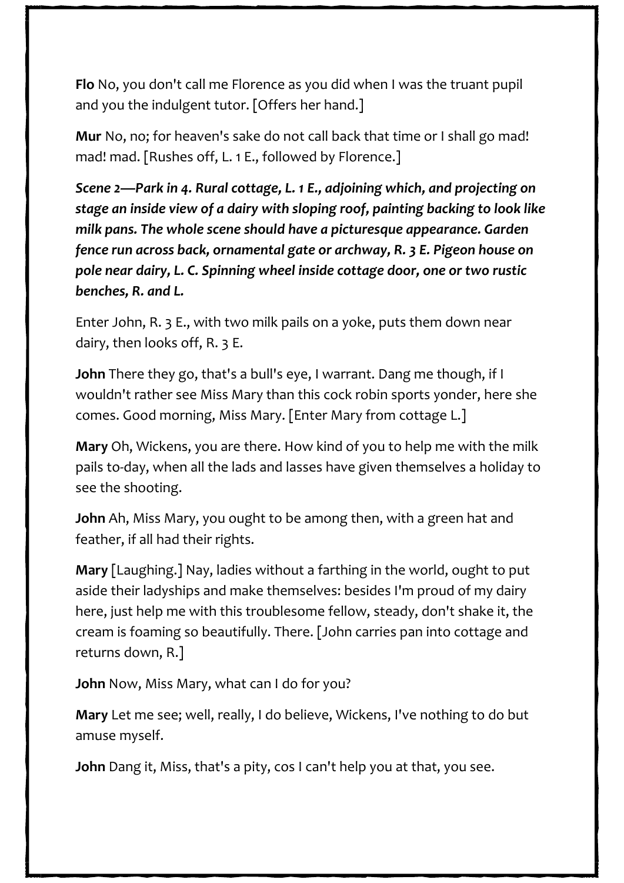**Flo** No, you don't call me Florence as you did when I was the truant pupil and you the indulgent tutor. [Offers her hand.]

**Mur** No, no; for heaven's sake do not call back that time or I shall go mad! mad! mad. [Rushes off, L. 1 E., followed by Florence.]

***Scene 2—Park in 4. Rural cottage, L. 1 E., adjoining which, and projecting on stage an inside view of a dairy with sloping roof, painting backing to look like milk pans. The whole scene should have a picturesque appearance. Garden fence run across back, ornamental gate or archway, R. 3 E. Pigeon house on pole near dairy, L. C. Spinning wheel inside cottage door, one or two rustic benches, R. and L.***

Enter John, R. 3 E., with two milk pails on a yoke, puts them down near dairy, then looks off, R. 3 E.

**John** There they go, that's a bull's eye, I warrant. Dang me though, if I wouldn't rather see Miss Mary than this cock robin sports yonder, here she comes. Good morning, Miss Mary. [Enter Mary from cottage L.]

**Mary** Oh, Wickens, you are there. How kind of you to help me with the milk pails to-day, when all the lads and lasses have given themselves a holiday to see the shooting.

**John** Ah, Miss Mary, you ought to be among then, with a green hat and feather, if all had their rights.

**Mary** [Laughing.] Nay, ladies without a farthing in the world, ought to put aside their ladyships and make themselves: besides I'm proud of my dairy here, just help me with this troublesome fellow, steady, don't shake it, the cream is foaming so beautifully. There. [John carries pan into cottage and returns down, R.]

**John** Now, Miss Mary, what can I do for you?

**Mary** Let me see; well, really, I do believe, Wickens, I've nothing to do but amuse myself.

**John** Dang it, Miss, that's a pity, cos I can't help you at that, you see.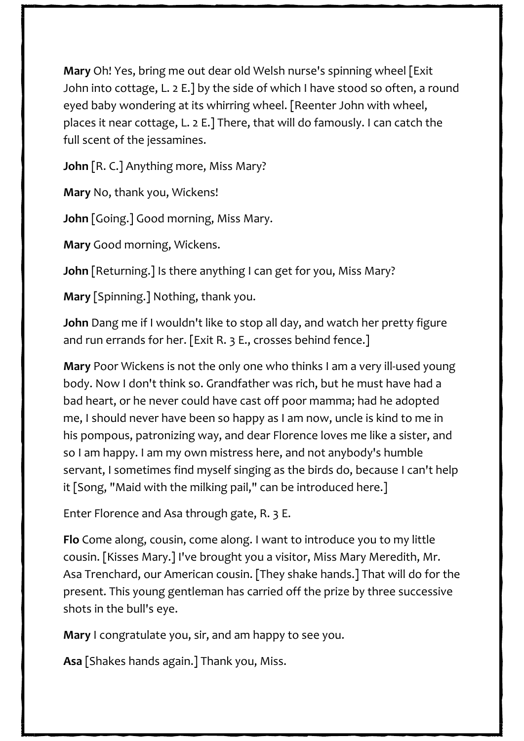**Mary** Oh! Yes, bring me out dear old Welsh nurse's spinning wheel [Exit John into cottage, L. 2 E.] by the side of which I have stood so often, a round eyed baby wondering at its whirring wheel. [Reenter John with wheel, places it near cottage, L. 2 E.] There, that will do famously. I can catch the full scent of the jessamines.

**John** [R. C.] Anything more, Miss Mary?

**Mary** No, thank you, Wickens!

**John** [Going.] Good morning, Miss Mary.

**Mary** Good morning, Wickens.

**John** [Returning.] Is there anything I can get for you, Miss Mary?

**Mary** [Spinning.] Nothing, thank you.

**John** Dang me if I wouldn't like to stop all day, and watch her pretty figure and run errands for her. [Exit R. 3 E., crosses behind fence.]

**Mary** Poor Wickens is not the only one who thinks I am a very ill-used young body. Now I don't think so. Grandfather was rich, but he must have had a bad heart, or he never could have cast off poor mamma; had he adopted me, I should never have been so happy as I am now, uncle is kind to me in his pompous, patronizing way, and dear Florence loves me like a sister, and so I am happy. I am my own mistress here, and not anybody's humble servant, I sometimes find myself singing as the birds do, because I can't help it [Song, "Maid with the milking pail," can be introduced here.]

Enter Florence and Asa through gate, R. 3 E.

**Flo** Come along, cousin, come along. I want to introduce you to my little cousin. [Kisses Mary.] I've brought you a visitor, Miss Mary Meredith, Mr. Asa Trenchard, our American cousin. [They shake hands.] That will do for the present. This young gentleman has carried off the prize by three successive shots in the bull's eye.

**Mary** I congratulate you, sir, and am happy to see you.

**Asa** [Shakes hands again.] Thank you, Miss.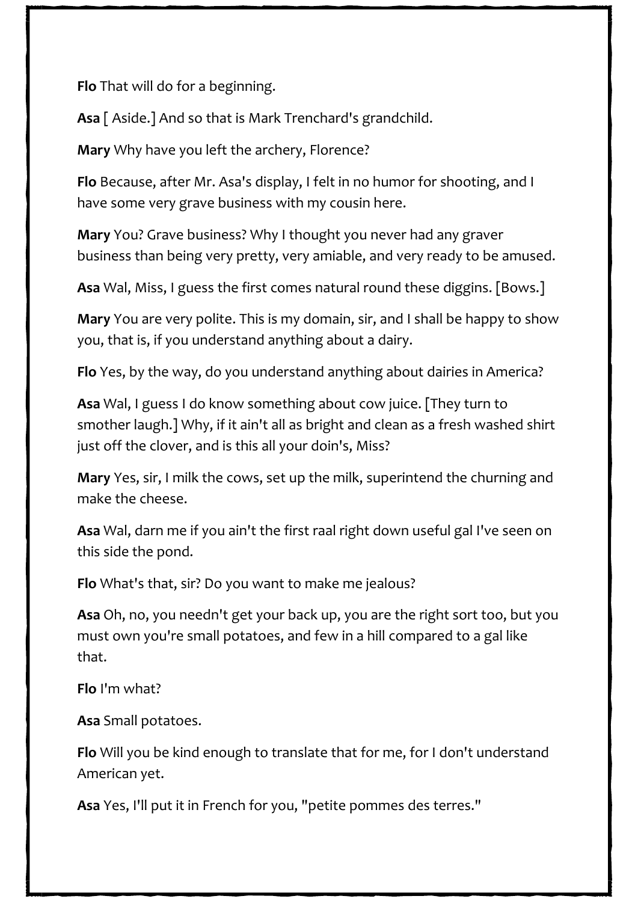**Flo** That will do for a beginning.

**Asa** [ Aside.] And so that is Mark Trenchard's grandchild.

**Mary** Why have you left the archery, Florence?

**Flo** Because, after Mr. Asa's display, I felt in no humor for shooting, and I have some very grave business with my cousin here.

**Mary** You? Grave business? Why I thought you never had any graver business than being very pretty, very amiable, and very ready to be amused.

**Asa** Wal, Miss, I guess the first comes natural round these diggins. [Bows.]

**Mary** You are very polite. This is my domain, sir, and I shall be happy to show you, that is, if you understand anything about a dairy.

**Flo** Yes, by the way, do you understand anything about dairies in America?

**Asa** Wal, I guess I do know something about cow juice. [They turn to smother laugh.] Why, if it ain't all as bright and clean as a fresh washed shirt just off the clover, and is this all your doin's, Miss?

**Mary** Yes, sir, I milk the cows, set up the milk, superintend the churning and make the cheese.

**Asa** Wal, darn me if you ain't the first raal right down useful gal I've seen on this side the pond.

**Flo** What's that, sir? Do you want to make me jealous?

**Asa** Oh, no, you needn't get your back up, you are the right sort too, but you must own you're small potatoes, and few in a hill compared to a gal like that.

**Flo** I'm what?

**Asa** Small potatoes.

**Flo** Will you be kind enough to translate that for me, for I don't understand American yet.

**Asa** Yes, I'll put it in French for you, "petite pommes des terres."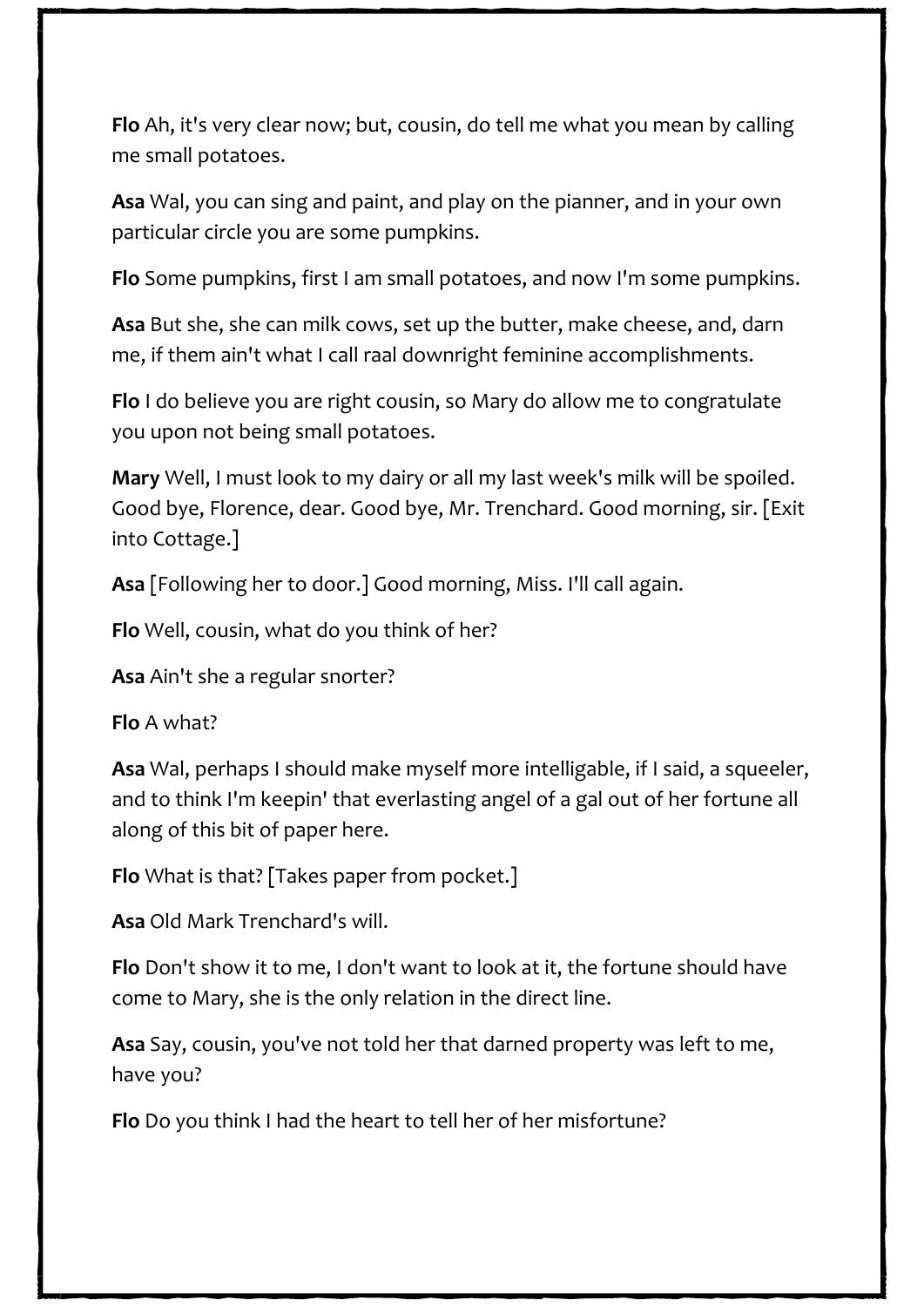**Flo** Ah, it's very clear now; but, cousin, do tell me what you mean by calling me small potatoes.

**Asa** Wal, you can sing and paint, and play on the pianner, and in your own particular circle you are some pumpkins.

**Flo** Some pumpkins, first I am small potatoes, and now I'm some pumpkins.

**Asa** But she, she can milk cows, set up the butter, make cheese, and, darn me, if them ain't what I call raal downright feminine accomplishments.

**Flo** I do believe you are right cousin, so Mary do allow me to congratulate you upon not being small potatoes.

**Mary** Well, I must look to my dairy or all my last week's milk will be spoiled. Good bye, Florence, dear. Good bye, Mr. Trenchard. Good morning, sir. [Exit into Cottage.]

**Asa** [Following her to door.] Good morning, Miss. I'll call again.

**Flo** Well, cousin, what do you think of her?

**Asa** Ain't she a regular snorter?

**Flo** A what?

**Asa** Wal, perhaps I should make myself more intelligable, if I said, a squeeler, and to think I'm keepin' that everlasting angel of a gal out of her fortune all along of this bit of paper here.

**Flo** What is that? [Takes paper from pocket.]

**Asa** Old Mark Trenchard's will.

**Flo** Don't show it to me, I don't want to look at it, the fortune should have come to Mary, she is the only relation in the direct line.

**Asa** Say, cousin, you've not told her that darned property was left to me, have you?

**Flo** Do you think I had the heart to tell her of her misfortune?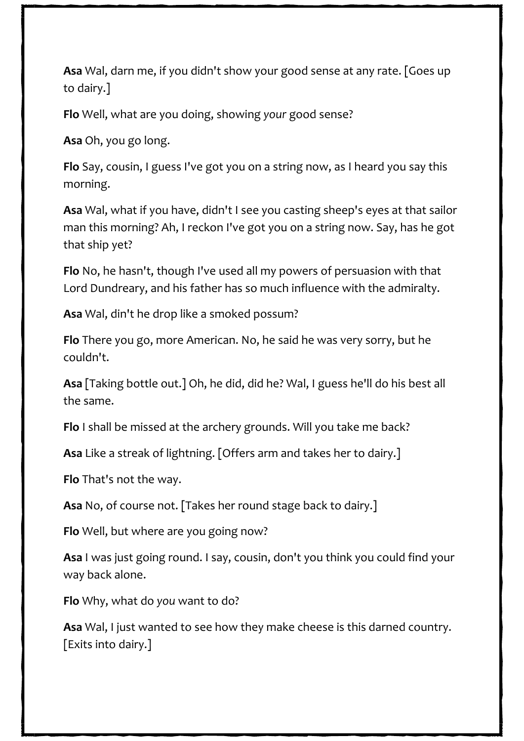**Asa** Wal, darn me, if you didn't show your good sense at any rate. [Goes up to dairy.]

**Flo** Well, what are you doing, showing *your* good sense?

**Asa** Oh, you go long.

**Flo** Say, cousin, I guess I've got you on a string now, as I heard you say this morning.

**Asa** Wal, what if you have, didn't I see you casting sheep's eyes at that sailor man this morning? Ah, I reckon I've got you on a string now. Say, has he got that ship yet?

**Flo** No, he hasn't, though I've used all my powers of persuasion with that Lord Dundreary, and his father has so much influence with the admiralty.

**Asa** Wal, din't he drop like a smoked possum?

**Flo** There you go, more American. No, he said he was very sorry, but he couldn't.

**Asa** [Taking bottle out.] Oh, he did, did he? Wal, I guess he'll do his best all the same.

**Flo** I shall be missed at the archery grounds. Will you take me back?

**Asa** Like a streak of lightning. [Offers arm and takes her to dairy.]

**Flo** That's not the way.

**Asa** No, of course not. [Takes her round stage back to dairy.]

**Flo** Well, but where are you going now?

**Asa** I was just going round. I say, cousin, don't you think you could find your way back alone.

**Flo** Why, what do *you* want to do?

**Asa** Wal, I just wanted to see how they make cheese is this darned country. [Exits into dairy.]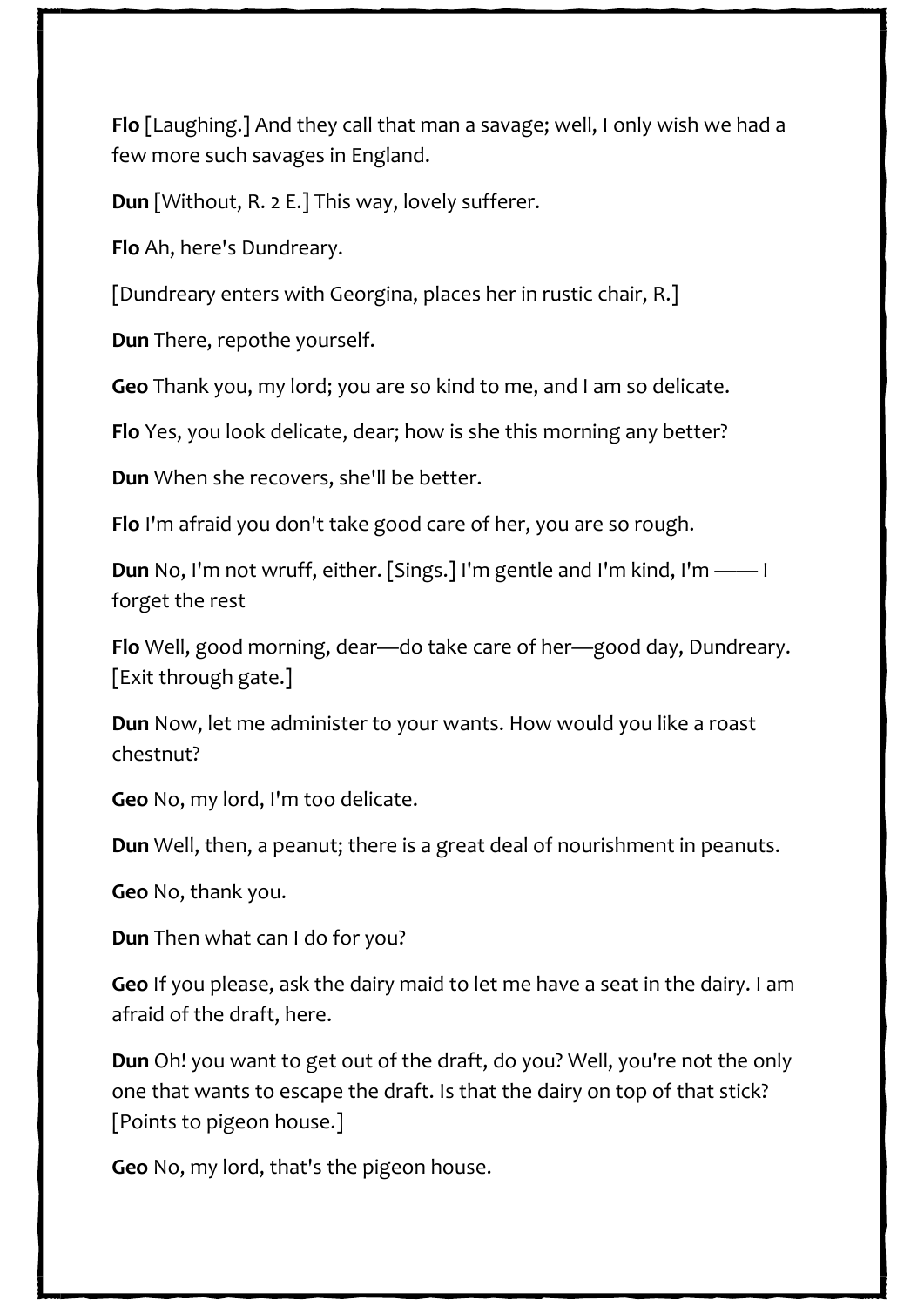**Flo** [Laughing.] And they call that man a savage; well, I only wish we had a few more such savages in England.

**Dun** [Without, R. 2 E.] This way, lovely sufferer.

**Flo** Ah, here's Dundreary.

[Dundreary enters with Georgina, places her in rustic chair, R.]

**Dun** There, repothe yourself.

**Geo** Thank you, my lord; you are so kind to me, and I am so delicate.

**Flo** Yes, you look delicate, dear; how is she this morning any better?

**Dun** When she recovers, she'll be better.

**Flo** I'm afraid you don't take good care of her, you are so rough.

**Dun** No, I'm not wruff, either. [Sings.] I'm gentle and I'm kind, I'm —— I forget the rest

**Flo** Well, good morning, dear—do take care of her—good day, Dundreary. [Exit through gate.]

**Dun** Now, let me administer to your wants. How would you like a roast chestnut?

**Geo** No, my lord, I'm too delicate.

**Dun** Well, then, a peanut; there is a great deal of nourishment in peanuts.

**Geo** No, thank you.

**Dun** Then what can I do for you?

**Geo** If you please, ask the dairy maid to let me have a seat in the dairy. I am afraid of the draft, here.

**Dun** Oh! you want to get out of the draft, do you? Well, you're not the only one that wants to escape the draft. Is that the dairy on top of that stick? [Points to pigeon house.]

**Geo** No, my lord, that's the pigeon house.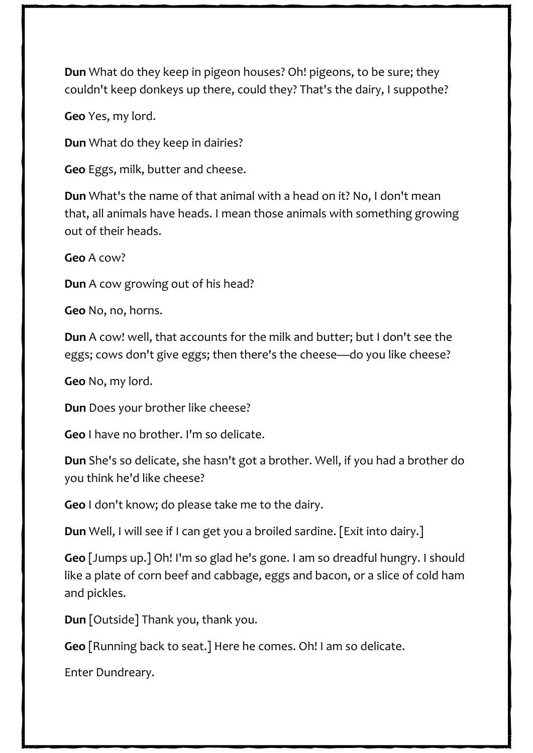**Dun** What do they keep in pigeon houses? Oh! pigeons, to be sure; they couldn't keep donkeys up there, could they? That's the dairy, I suppothe?

**Geo** Yes, my lord.

**Dun** What do they keep in dairies?

**Geo** Eggs, milk, butter and cheese.

**Dun** What's the name of that animal with a head on it? No, I don't mean that, all animals have heads. I mean those animals with something growing out of their heads.

**Geo** A cow?

**Dun** A cow growing out of his head?

**Geo** No, no, horns.

**Dun** A cow! well, that accounts for the milk and butter; but I don't see the eggs; cows don't give eggs; then there's the cheese—do you like cheese?

**Geo** No, my lord.

**Dun** Does your brother like cheese?

**Geo** I have no brother. I'm so delicate.

**Dun** She's so delicate, she hasn't got a brother. Well, if you had a brother do you think he'd like cheese?

**Geo** I don't know; do please take me to the dairy.

**Dun** Well, I will see if I can get you a broiled sardine. [Exit into dairy.]

**Geo** [Jumps up.] Oh! I'm so glad he's gone. I am so dreadful hungry. I should like a plate of corn beef and cabbage, eggs and bacon, or a slice of cold ham and pickles.

**Dun** [Outside] Thank you, thank you.

**Geo** [Running back to seat.] Here he comes. Oh! I am so delicate.

Enter Dundreary.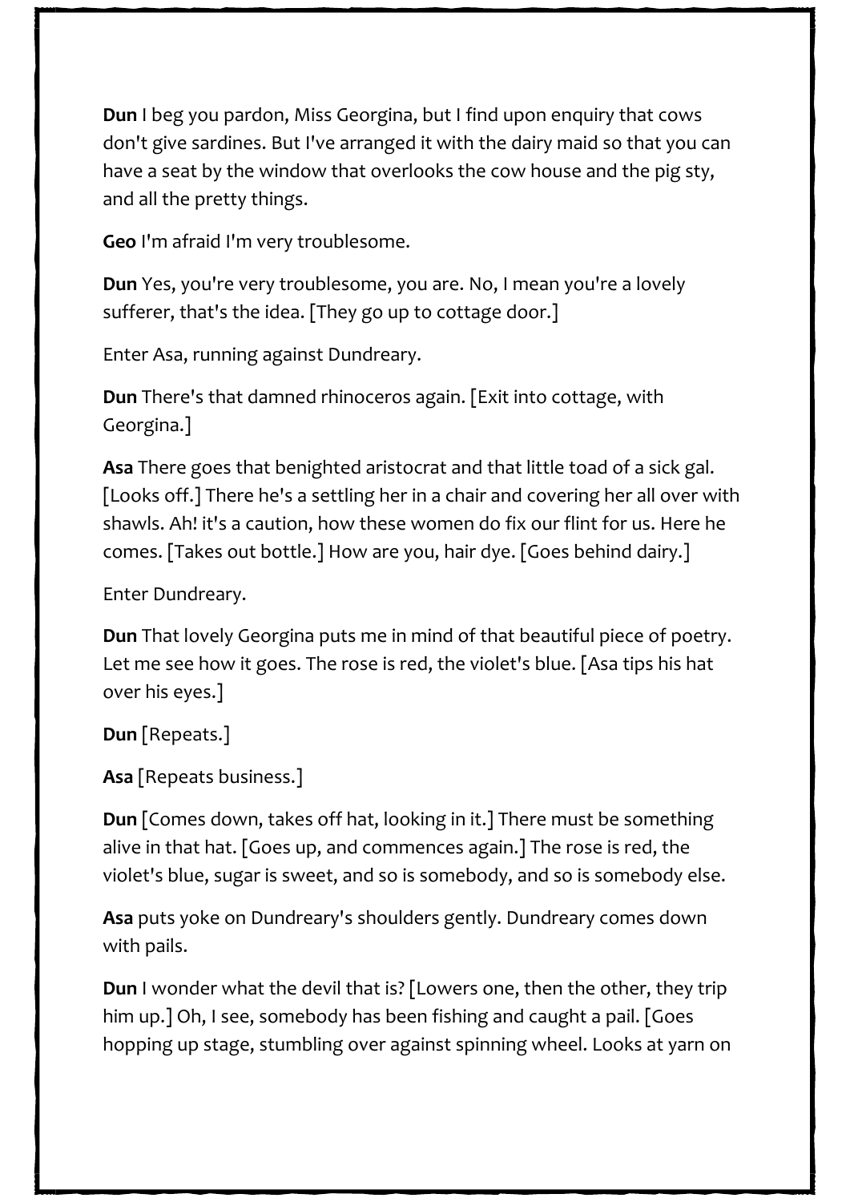**Dun** I beg you pardon, Miss Georgina, but I find upon enquiry that cows don't give sardines. But I've arranged it with the dairy maid so that you can have a seat by the window that overlooks the cow house and the pig sty, and all the pretty things.

**Geo** I'm afraid I'm very troublesome.

**Dun** Yes, you're very troublesome, you are. No, I mean you're a lovely sufferer, that's the idea. [They go up to cottage door.]

Enter Asa, running against Dundreary.

**Dun** There's that damned rhinoceros again. [Exit into cottage, with Georgina.]

**Asa** There goes that benighted aristocrat and that little toad of a sick gal. [Looks off.] There he's a settling her in a chair and covering her all over with shawls. Ah! it's a caution, how these women do fix our flint for us. Here he comes. [Takes out bottle.] How are you, hair dye. [Goes behind dairy.]

Enter Dundreary.

**Dun** That lovely Georgina puts me in mind of that beautiful piece of poetry. Let me see how it goes. The rose is red, the violet's blue. [Asa tips his hat over his eyes.]

**Dun** [Repeats.]

**Asa** [Repeats business.]

**Dun** [Comes down, takes off hat, looking in it.] There must be something alive in that hat. [Goes up, and commences again.] The rose is red, the violet's blue, sugar is sweet, and so is somebody, and so is somebody else.

**Asa** puts yoke on Dundreary's shoulders gently. Dundreary comes down with pails.

**Dun** I wonder what the devil that is? [Lowers one, then the other, they trip him up.] Oh, I see, somebody has been fishing and caught a pail. [Goes hopping up stage, stumbling over against spinning wheel. Looks at yarn on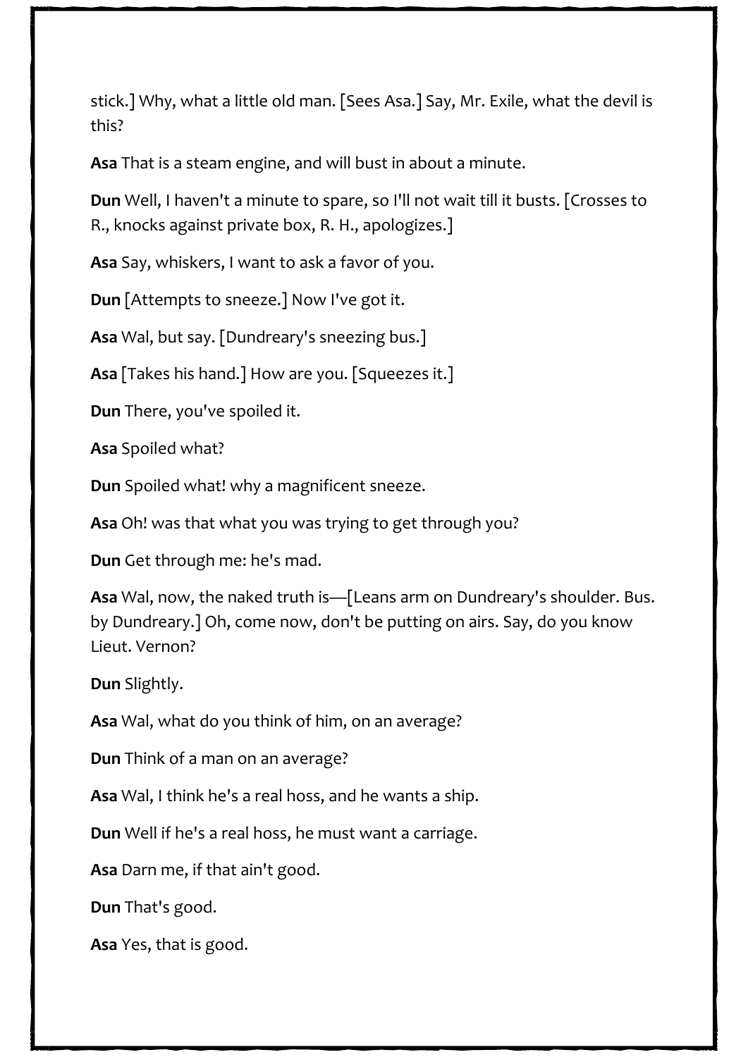stick.] Why, what a little old man. [Sees Asa.] Say, Mr. Exile, what the devil is this?

**Asa** That is a steam engine, and will bust in about a minute.

**Dun** Well, I haven't a minute to spare, so I'll not wait till it busts. [Crosses to R., knocks against private box, R. H., apologizes.]

**Asa** Say, whiskers, I want to ask a favor of you.

**Dun** [Attempts to sneeze.] Now I've got it.

**Asa** Wal, but say. [Dundreary's sneezing bus.]

**Asa** [Takes his hand.] How are you. [Squeezes it.]

**Dun** There, you've spoiled it.

**Asa** Spoiled what?

**Dun** Spoiled what! why a magnificent sneeze.

**Asa** Oh! was that what you was trying to get through you?

**Dun** Get through me: he's mad.

**Asa** Wal, now, the naked truth is—[Leans arm on Dundreary's shoulder. Bus. by Dundreary.] Oh, come now, don't be putting on airs. Say, do you know Lieut. Vernon?

**Dun** Slightly.

**Asa** Wal, what do you think of him, on an average?

**Dun** Think of a man on an average?

**Asa** Wal, I think he's a real hoss, and he wants a ship.

**Dun** Well if he's a real hoss, he must want a carriage.

**Asa** Darn me, if that ain't good.

**Dun** That's good.

**Asa** Yes, that is good.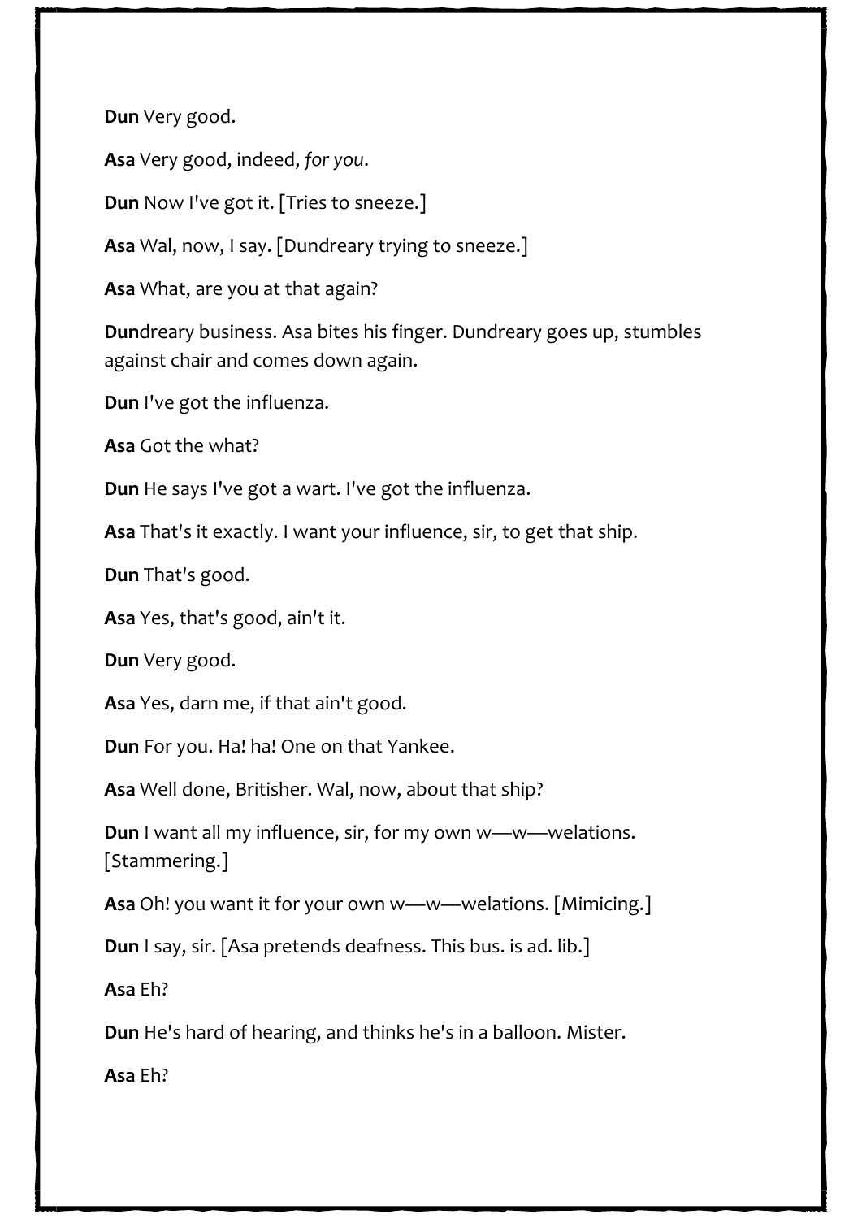**Dun** Very good.

**Asa** Very good, indeed, *for you*.

**Dun** Now I've got it. [Tries to sneeze.]

**Asa** Wal, now, I say. [Dundreary trying to sneeze.]

**Asa** What, are you at that again?

**Dun**dreary business. Asa bites his finger. Dundreary goes up, stumbles against chair and comes down again.

**Dun** I've got the influenza.

**Asa** Got the what?

**Dun** He says I've got a wart. I've got the influenza.

**Asa** That's it exactly. I want your influence, sir, to get that ship.

**Dun** That's good.

**Asa** Yes, that's good, ain't it.

**Dun** Very good.

**Asa** Yes, darn me, if that ain't good.

**Dun** For you. Ha! ha! One on that Yankee.

**Asa** Well done, Britisher. Wal, now, about that ship?

**Dun** I want all my influence, sir, for my own w—w—welations. [Stammering.]

**Asa** Oh! you want it for your own w—w—welations. [Mimicing.]

**Dun** I say, sir. [Asa pretends deafness. This bus. is ad. lib.]

**Asa** Eh?

**Dun** He's hard of hearing, and thinks he's in a balloon. Mister.

**Asa** Eh?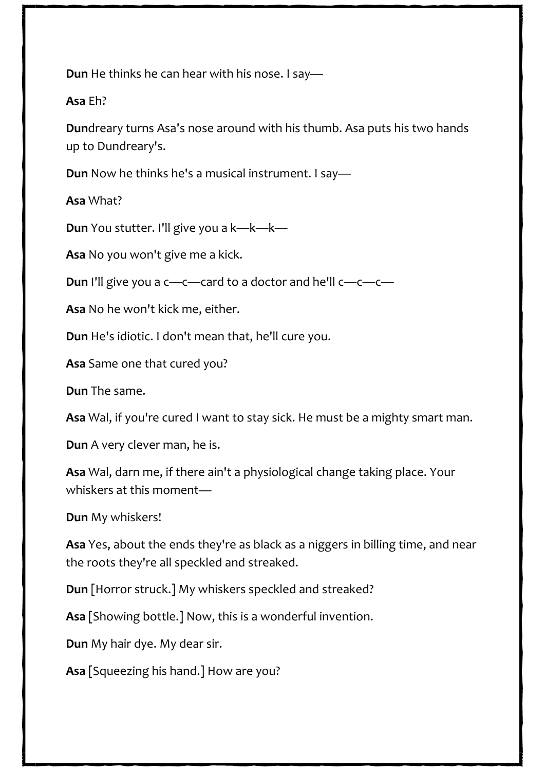**Dun** He thinks he can hear with his nose. I say—

**Asa** Eh?

**Dun**dreary turns Asa's nose around with his thumb. Asa puts his two hands up to Dundreary's.

**Dun** Now he thinks he's a musical instrument. I say—

**Asa** What?

**Dun** You stutter. I'll give you a k—k—k—

**Asa** No you won't give me a kick.

**Dun** I'll give you a c—c—card to a doctor and he'll c—c—c—

**Asa** No he won't kick me, either.

**Dun** He's idiotic. I don't mean that, he'll cure you.

**Asa** Same one that cured you?

**Dun** The same.

**Asa** Wal, if you're cured I want to stay sick. He must be a mighty smart man.

**Dun** A very clever man, he is.

**Asa** Wal, darn me, if there ain't a physiological change taking place. Your whiskers at this moment—

**Dun** My whiskers!

**Asa** Yes, about the ends they're as black as a niggers in billing time, and near the roots they're all speckled and streaked.

**Dun** [Horror struck.] My whiskers speckled and streaked?

**Asa** [Showing bottle.] Now, this is a wonderful invention.

**Dun** My hair dye. My dear sir.

**Asa** [Squeezing his hand.] How are you?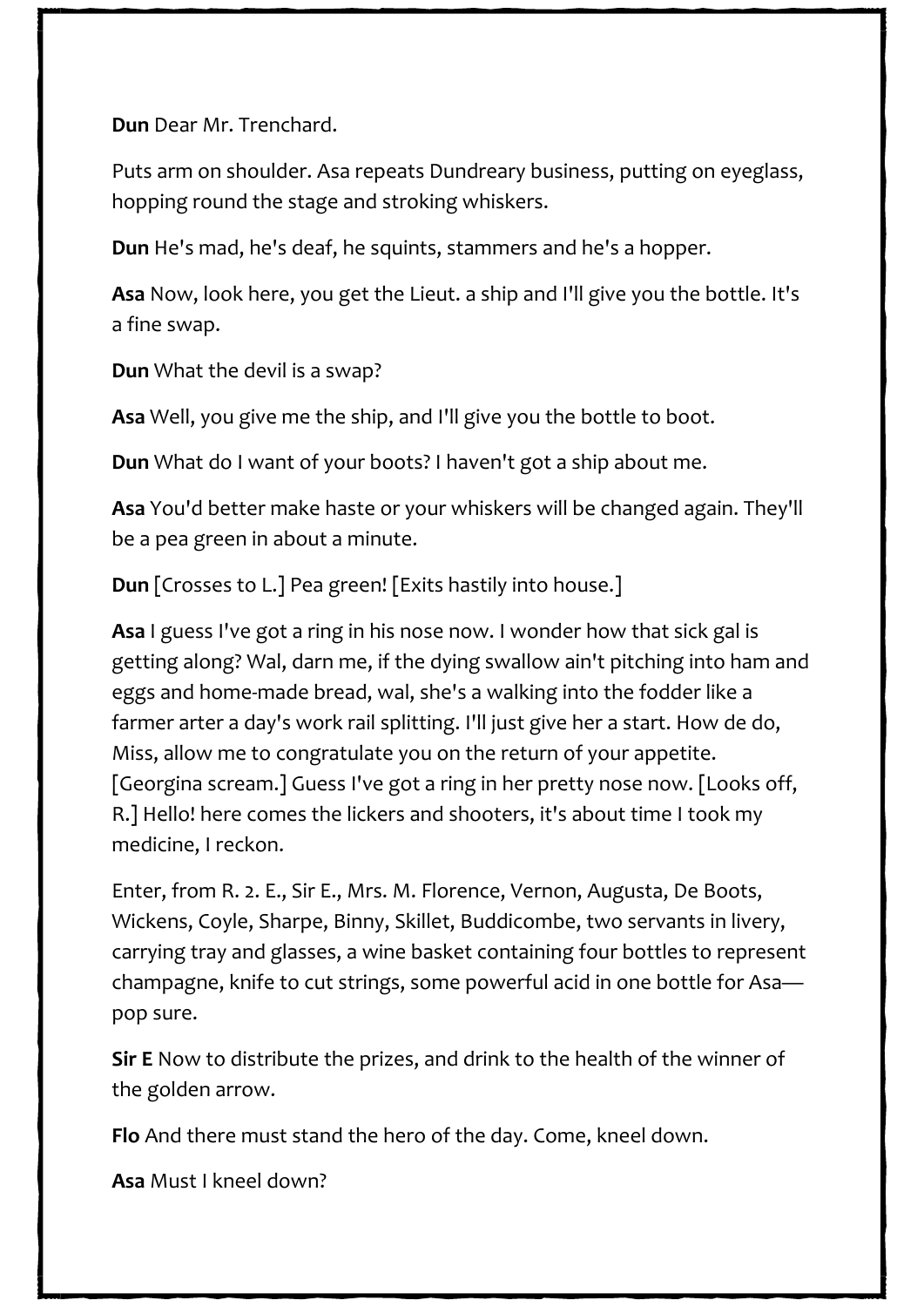**Dun** Dear Mr. Trenchard.

Puts arm on shoulder. Asa repeats Dundreary business, putting on eyeglass, hopping round the stage and stroking whiskers.

**Dun** He's mad, he's deaf, he squints, stammers and he's a hopper.

**Asa** Now, look here, you get the Lieut. a ship and I'll give you the bottle. It's a fine swap.

**Dun** What the devil is a swap?

**Asa** Well, you give me the ship, and I'll give you the bottle to boot.

**Dun** What do I want of your boots? I haven't got a ship about me.

**Asa** You'd better make haste or your whiskers will be changed again. They'll be a pea green in about a minute.

**Dun** [Crosses to L.] Pea green! [Exits hastily into house.]

**Asa** I guess I've got a ring in his nose now. I wonder how that sick gal is getting along? Wal, darn me, if the dying swallow ain't pitching into ham and eggs and home-made bread, wal, she's a walking into the fodder like a farmer arter a day's work rail splitting. I'll just give her a start. How de do, Miss, allow me to congratulate you on the return of your appetite. [Georgina scream.] Guess I've got a ring in her pretty nose now. [Looks off, R.] Hello! here comes the lickers and shooters, it's about time I took my medicine, I reckon.

Enter, from R. 2. E., Sir E., Mrs. M. Florence, Vernon, Augusta, De Boots, Wickens, Coyle, Sharpe, Binny, Skillet, Buddicombe, two servants in livery, carrying tray and glasses, a wine basket containing four bottles to represent champagne, knife to cut strings, some powerful acid in one bottle for Asa—pop sure.

**Sir E** Now to distribute the prizes, and drink to the health of the winner of the golden arrow.

**Flo** And there must stand the hero of the day. Come, kneel down.

**Asa** Must I kneel down?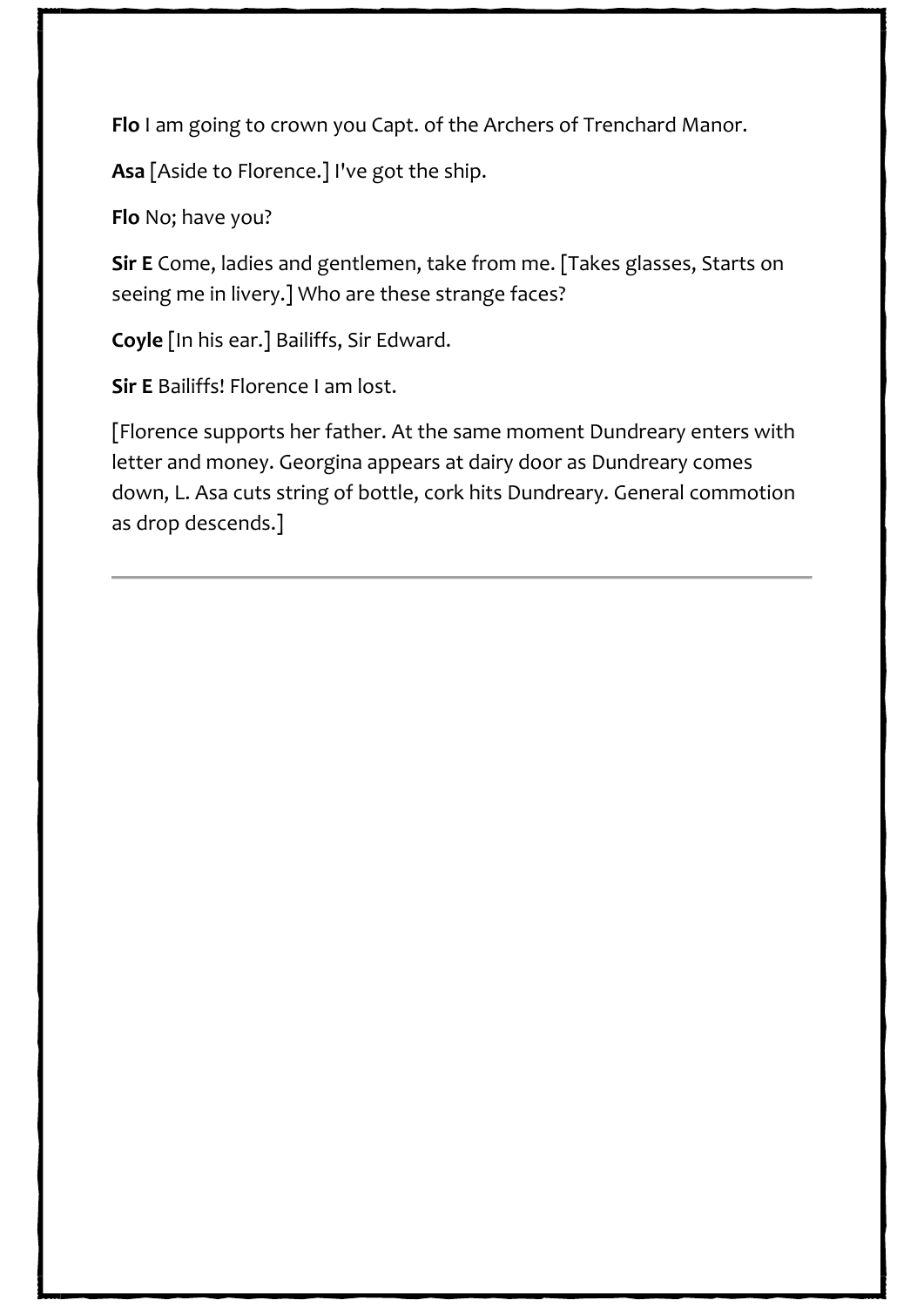**Flo** I am going to crown you Capt. of the Archers of Trenchard Manor.

**Asa** [Aside to Florence.] I've got the ship.

**Flo** No; have you?

**Sir E** Come, ladies and gentlemen, take from me. [Takes glasses, Starts on seeing me in livery.] Who are these strange faces?

**Coyle** [In his ear.] Bailiffs, Sir Edward.

**Sir E** Bailiffs! Florence I am lost.

[Florence supports her father. At the same moment Dundreary enters with letter and money. Georgina appears at dairy door as Dundreary comes down, L. Asa cuts string of bottle, cork hits Dundreary. General commotion as drop descends.]

---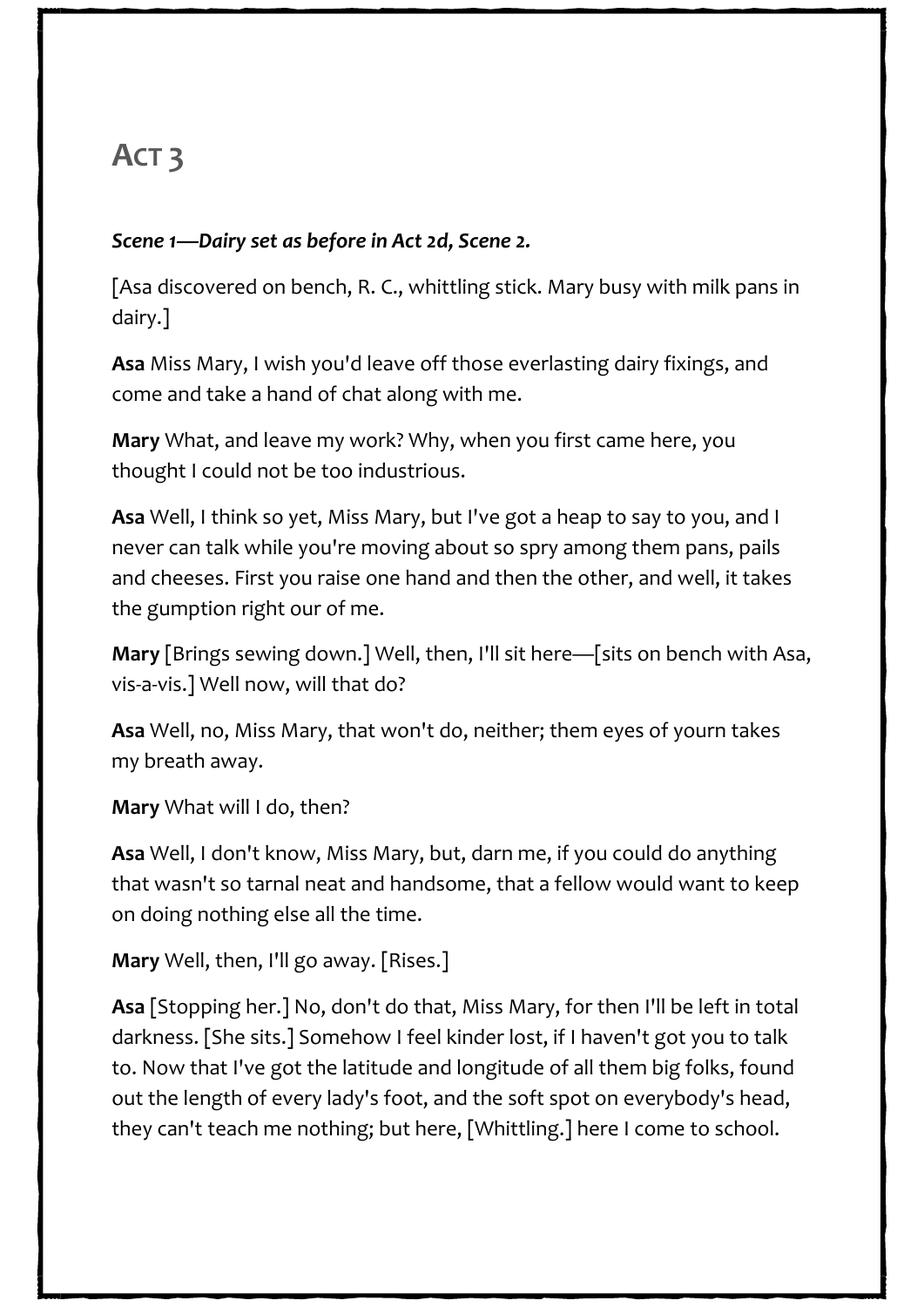# ACT 3

***Scene 1—Dairy set as before in Act 2d, Scene 2.***

[Asa discovered on bench, R. C., whittling stick. Mary busy with milk pans in dairy.]

**Asa** Miss Mary, I wish you'd leave off those everlasting dairy fixings, and come and take a hand of chat along with me.

**Mary** What, and leave my work? Why, when you first came here, you thought I could not be too industrious.

**Asa** Well, I think so yet, Miss Mary, but I've got a heap to say to you, and I never can talk while you're moving about so spry among them pans, pails and cheeses. First you raise one hand and then the other, and well, it takes the gumption right our of me.

**Mary** [Brings sewing down.] Well, then, I'll sit here—[sits on bench with Asa, vis-a-vis.] Well now, will that do?

**Asa** Well, no, Miss Mary, that won't do, neither; them eyes of yourn takes my breath away.

**Mary** What will I do, then?

**Asa** Well, I don't know, Miss Mary, but, darn me, if you could do anything that wasn't so tarnal neat and handsome, that a fellow would want to keep on doing nothing else all the time.

**Mary** Well, then, I'll go away. [Rises.]

**Asa** [Stopping her.] No, don't do that, Miss Mary, for then I'll be left in total darkness. [She sits.] Somehow I feel kinder lost, if I haven't got you to talk to. Now that I've got the latitude and longitude of all them big folks, found out the length of every lady's foot, and the soft spot on everybody's head, they can't teach me nothing; but here, [Whittling.] here I come to school.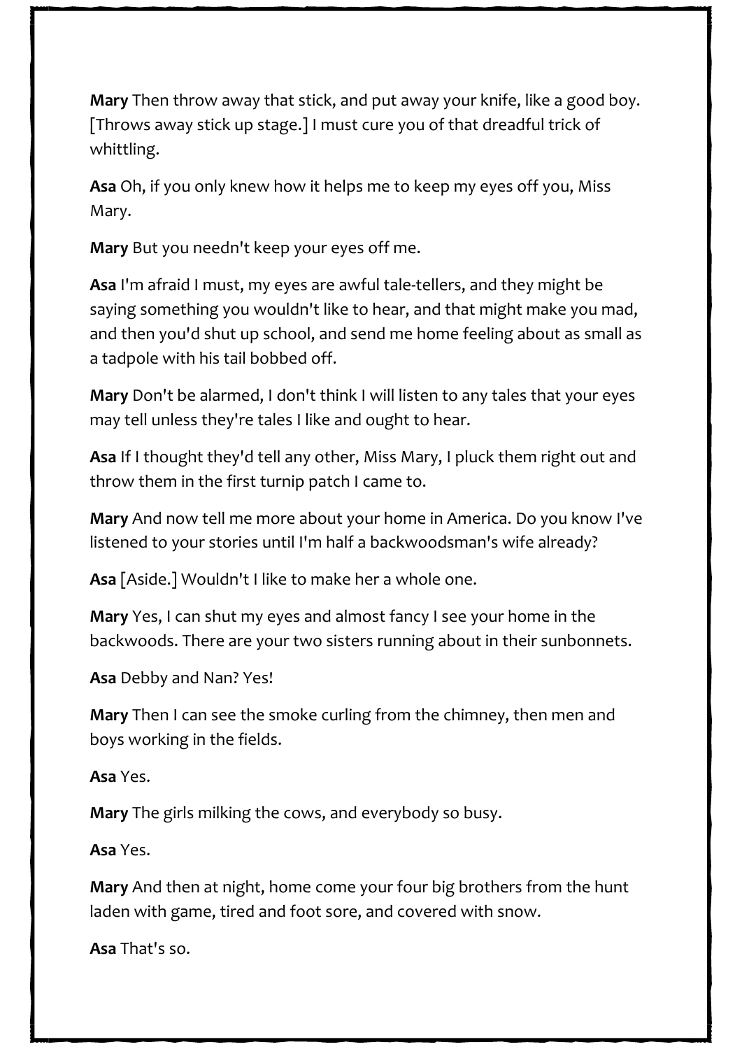**Mary** Then throw away that stick, and put away your knife, like a good boy. [Throws away stick up stage.] I must cure you of that dreadful trick of whittling.

**Asa** Oh, if you only knew how it helps me to keep my eyes off you, Miss Mary.

**Mary** But you needn't keep your eyes off me.

**Asa** I'm afraid I must, my eyes are awful tale-tellers, and they might be saying something you wouldn't like to hear, and that might make you mad, and then you'd shut up school, and send me home feeling about as small as a tadpole with his tail bobbed off.

**Mary** Don't be alarmed, I don't think I will listen to any tales that your eyes may tell unless they're tales I like and ought to hear.

**Asa** If I thought they'd tell any other, Miss Mary, I pluck them right out and throw them in the first turnip patch I came to.

**Mary** And now tell me more about your home in America. Do you know I've listened to your stories until I'm half a backwoodsman's wife already?

**Asa** [Aside.] Wouldn't I like to make her a whole one.

**Mary** Yes, I can shut my eyes and almost fancy I see your home in the backwoods. There are your two sisters running about in their sunbonnets.

**Asa** Debby and Nan? Yes!

**Mary** Then I can see the smoke curling from the chimney, then men and boys working in the fields.

**Asa** Yes.

**Mary** The girls milking the cows, and everybody so busy.

**Asa** Yes.

**Mary** And then at night, home come your four big brothers from the hunt laden with game, tired and foot sore, and covered with snow.

**Asa** That's so.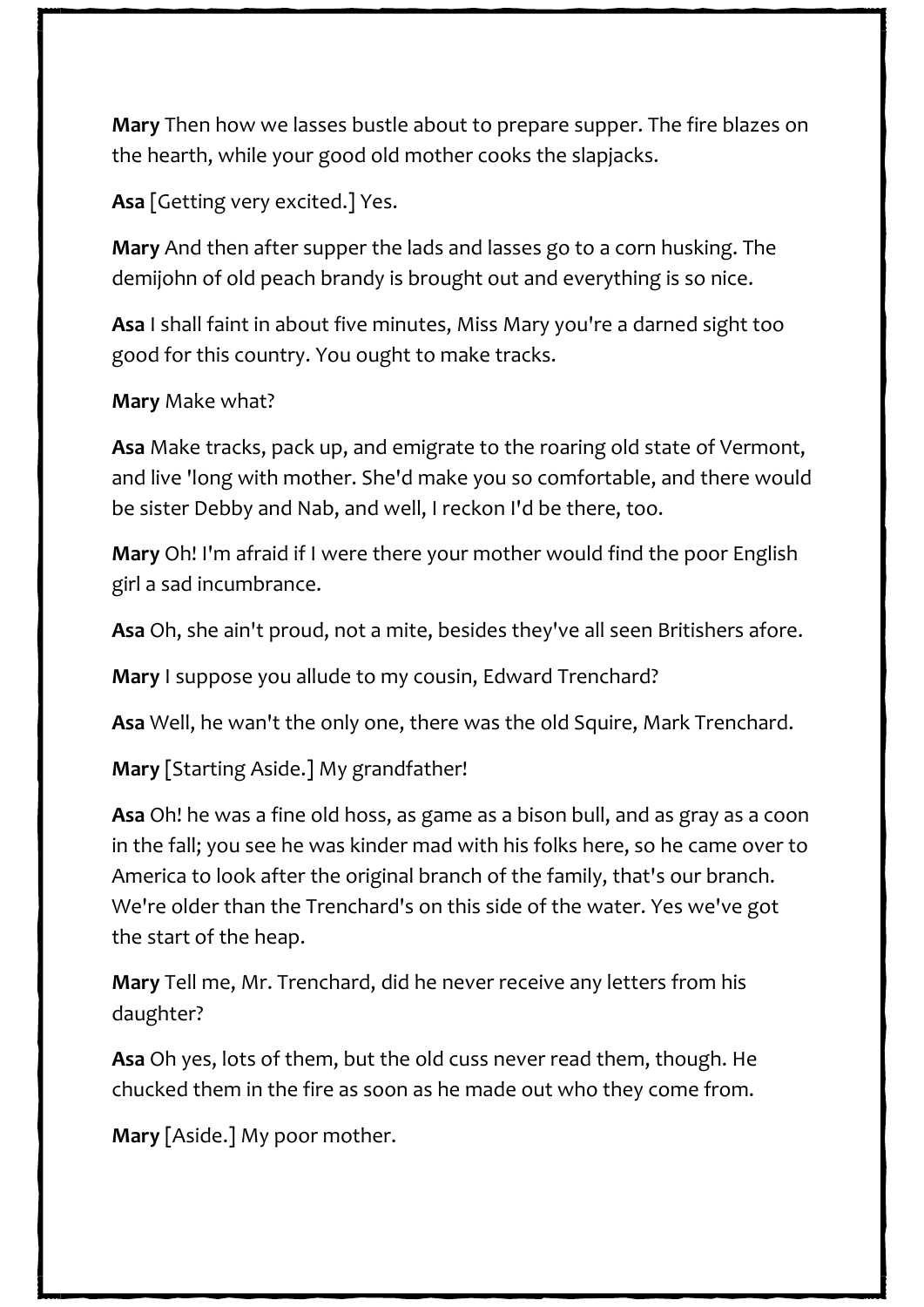**Mary** Then how we lasses bustle about to prepare supper. The fire blazes on the hearth, while your good old mother cooks the slapjacks.

**Asa** [Getting very excited.] Yes.

**Mary** And then after supper the lads and lasses go to a corn husking. The demijohn of old peach brandy is brought out and everything is so nice.

**Asa** I shall faint in about five minutes, Miss Mary you're a darned sight too good for this country. You ought to make tracks.

**Mary** Make what?

**Asa** Make tracks, pack up, and emigrate to the roaring old state of Vermont, and live 'long with mother. She'd make you so comfortable, and there would be sister Debby and Nab, and well, I reckon I'd be there, too.

**Mary** Oh! I'm afraid if I were there your mother would find the poor English girl a sad incumbrance.

**Asa** Oh, she ain't proud, not a mite, besides they've all seen Britishers afore.

**Mary** I suppose you allude to my cousin, Edward Trenchard?

**Asa** Well, he wan't the only one, there was the old Squire, Mark Trenchard.

**Mary** [Starting Aside.] My grandfather!

**Asa** Oh! he was a fine old hoss, as game as a bison bull, and as gray as a coon in the fall; you see he was kinder mad with his folks here, so he came over to America to look after the original branch of the family, that's our branch. We're older than the Trenchard's on this side of the water. Yes we've got the start of the heap.

**Mary** Tell me, Mr. Trenchard, did he never receive any letters from his daughter?

**Asa** Oh yes, lots of them, but the old cuss never read them, though. He chucked them in the fire as soon as he made out who they come from.

**Mary** [Aside.] My poor mother.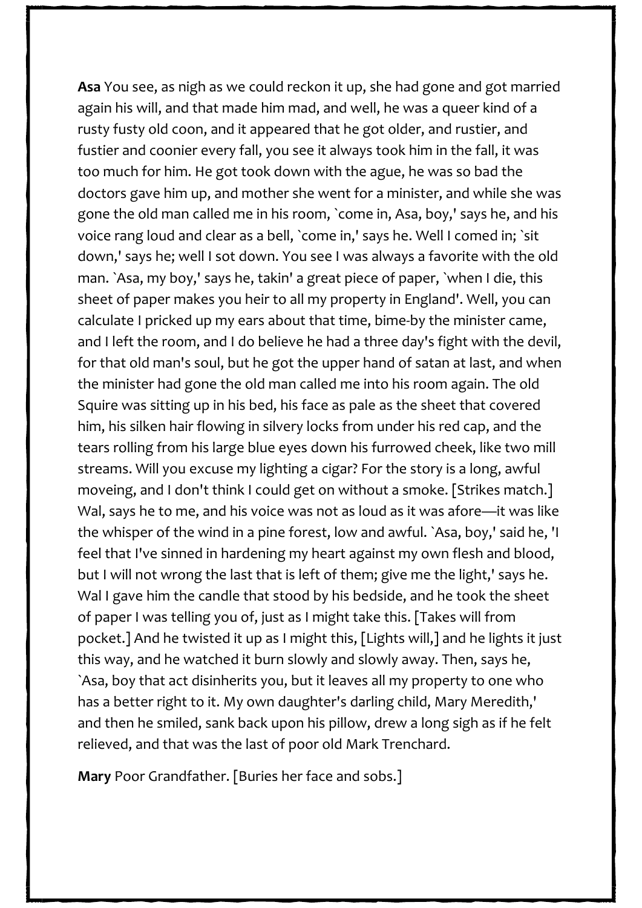**Asa** You see, as nigh as we could reckon it up, she had gone and got married again his will, and that made him mad, and well, he was a queer kind of a rusty fusty old coon, and it appeared that he got older, and rustier, and fustier and coonier every fall, you see it always took him in the fall, it was too much for him. He got took down with the ague, he was so bad the doctors gave him up, and mother she went for a minister, and while she was gone the old man called me in his room, `come in, Asa, boy,' says he, and his voice rang loud and clear as a bell, `come in,' says he. Well I comed in; `sit down,' says he; well I sot down. You see I was always a favorite with the old man. `Asa, my boy,' says he, takin' a great piece of paper, `when I die, this sheet of paper makes you heir to all my property in England'. Well, you can calculate I pricked up my ears about that time, bime-by the minister came, and I left the room, and I do believe he had a three day's fight with the devil, for that old man's soul, but he got the upper hand of satan at last, and when the minister had gone the old man called me into his room again. The old Squire was sitting up in his bed, his face as pale as the sheet that covered him, his silken hair flowing in silvery locks from under his red cap, and the tears rolling from his large blue eyes down his furrowed cheek, like two mill streams. Will you excuse my lighting a cigar? For the story is a long, awful moveing, and I don't think I could get on without a smoke. [Strikes match.] Wal, says he to me, and his voice was not as loud as it was afore—it was like the whisper of the wind in a pine forest, low and awful. `Asa, boy,' said he, 'I feel that I've sinned in hardening my heart against my own flesh and blood, but I will not wrong the last that is left of them; give me the light,' says he. Wal I gave him the candle that stood by his bedside, and he took the sheet of paper I was telling you of, just as I might take this. [Takes will from pocket.] And he twisted it up as I might this, [Lights will,] and he lights it just this way, and he watched it burn slowly and slowly away. Then, says he, `Asa, boy that act disinherits you, but it leaves all my property to one who has a better right to it. My own daughter's darling child, Mary Meredith,' and then he smiled, sank back upon his pillow, drew a long sigh as if he felt relieved, and that was the last of poor old Mark Trenchard.

**Mary** Poor Grandfather. [Buries her face and sobs.]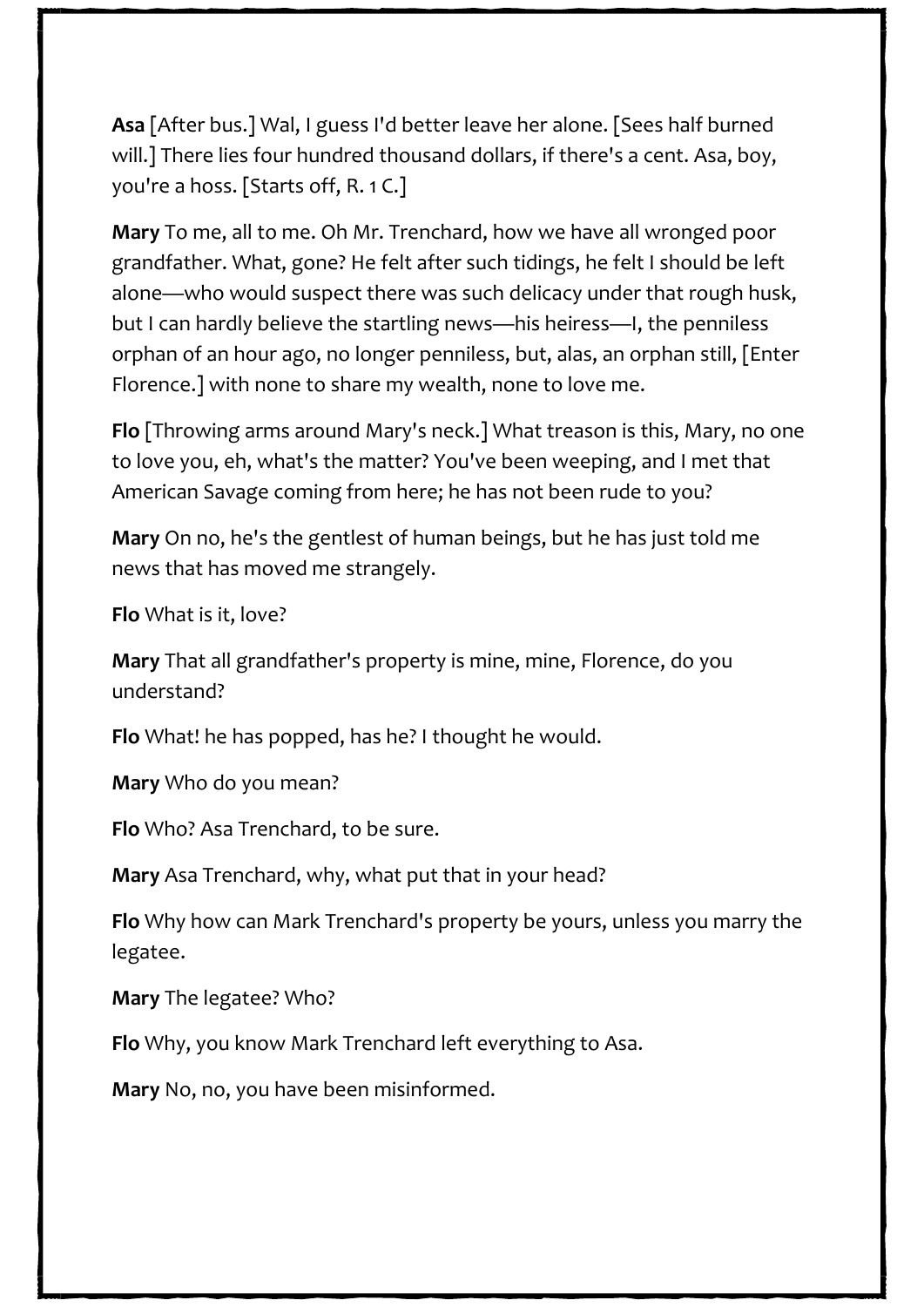**Asa** [After bus.] Wal, I guess I'd better leave her alone. [Sees half burned will.] There lies four hundred thousand dollars, if there's a cent. Asa, boy, you're a hoss. [Starts off, R. 1 C.]

**Mary** To me, all to me. Oh Mr. Trenchard, how we have all wronged poor grandfather. What, gone? He felt after such tidings, he felt I should be left alone—who would suspect there was such delicacy under that rough husk, but I can hardly believe the startling news—his heiress—I, the penniless orphan of an hour ago, no longer penniless, but, alas, an orphan still, [Enter Florence.] with none to share my wealth, none to love me.

**Flo** [Throwing arms around Mary's neck.] What treason is this, Mary, no one to love you, eh, what's the matter? You've been weeping, and I met that American Savage coming from here; he has not been rude to you?

**Mary** On no, he's the gentlest of human beings, but he has just told me news that has moved me strangely.

**Flo** What is it, love?

**Mary** That all grandfather's property is mine, mine, Florence, do you understand?

**Flo** What! he has popped, has he? I thought he would.

**Mary** Who do you mean?

**Flo** Who? Asa Trenchard, to be sure.

**Mary** Asa Trenchard, why, what put that in your head?

**Flo** Why how can Mark Trenchard's property be yours, unless you marry the legatee.

**Mary** The legatee? Who?

**Flo** Why, you know Mark Trenchard left everything to Asa.

**Mary** No, no, you have been misinformed.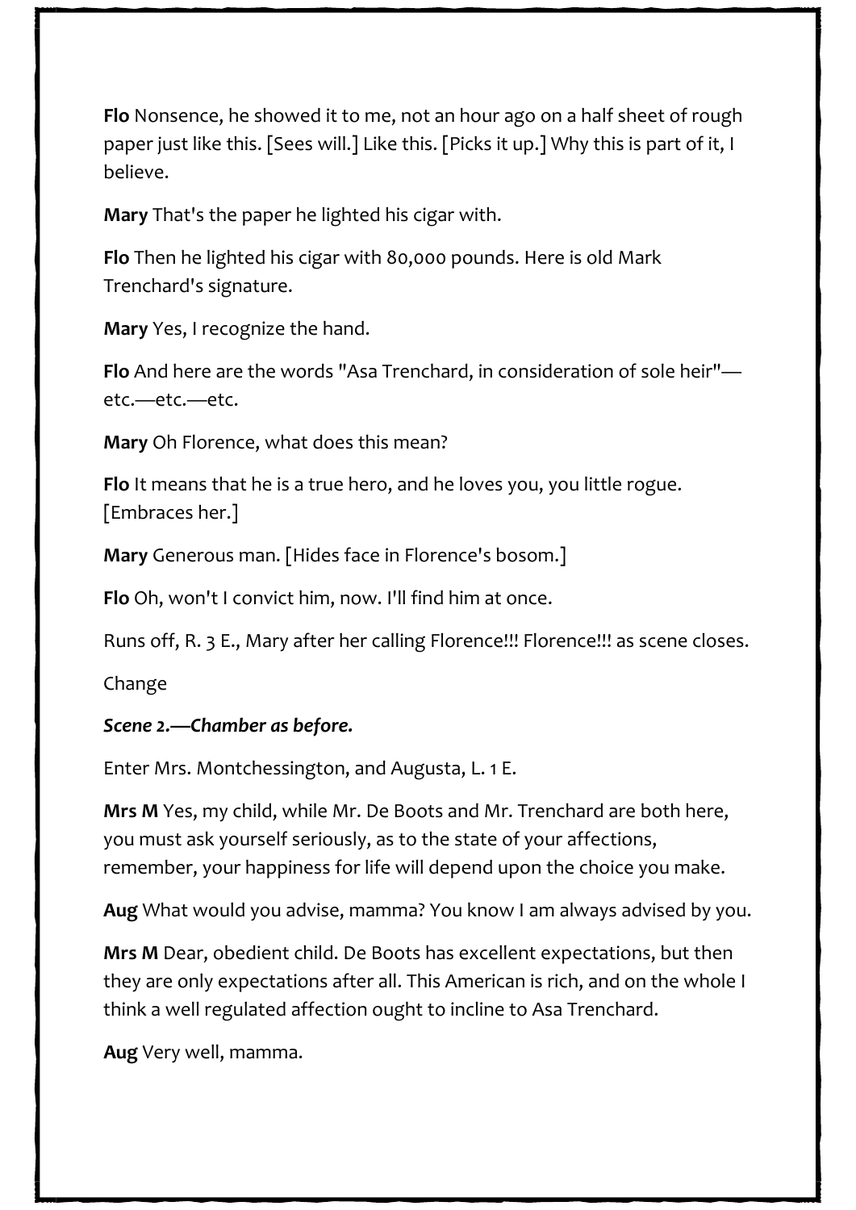**Flo** Nonsense, he showed it to me, not an hour ago on a half sheet of rough paper just like this. [Sees will.] Like this. [Picks it up.] Why this is part of it, I believe.

**Mary** That's the paper he lighted his cigar with.

**Flo** Then he lighted his cigar with 80,000 pounds. Here is old Mark Trenchard's signature.

**Mary** Yes, I recognize the hand.

**Flo** And here are the words "Asa Trenchard, in consideration of sole heir"—etc.—etc.—etc.

**Mary** Oh Florence, what does this mean?

**Flo** It means that he is a true hero, and he loves you, you little rogue. [Embraces her.]

**Mary** Generous man. [Hides face in Florence's bosom.]

**Flo** Oh, won't I convict him, now. I'll find him at once.

Runs off, R. 3 E., Mary after her calling Florence!!! Florence!!! as scene closes.

Change

***Scene 2.—Chamber as before.***

Enter Mrs. Montchessington, and Augusta, L. 1 E.

**Mrs M** Yes, my child, while Mr. De Boots and Mr. Trenchard are both here, you must ask yourself seriously, as to the state of your affections, remember, your happiness for life will depend upon the choice you make.

**Aug** What would you advise, mamma? You know I am always advised by you.

**Mrs M** Dear, obedient child. De Boots has excellent expectations, but then they are only expectations after all. This American is rich, and on the whole I think a well regulated affection ought to incline to Asa Trenchard.

**Aug** Very well, mamma.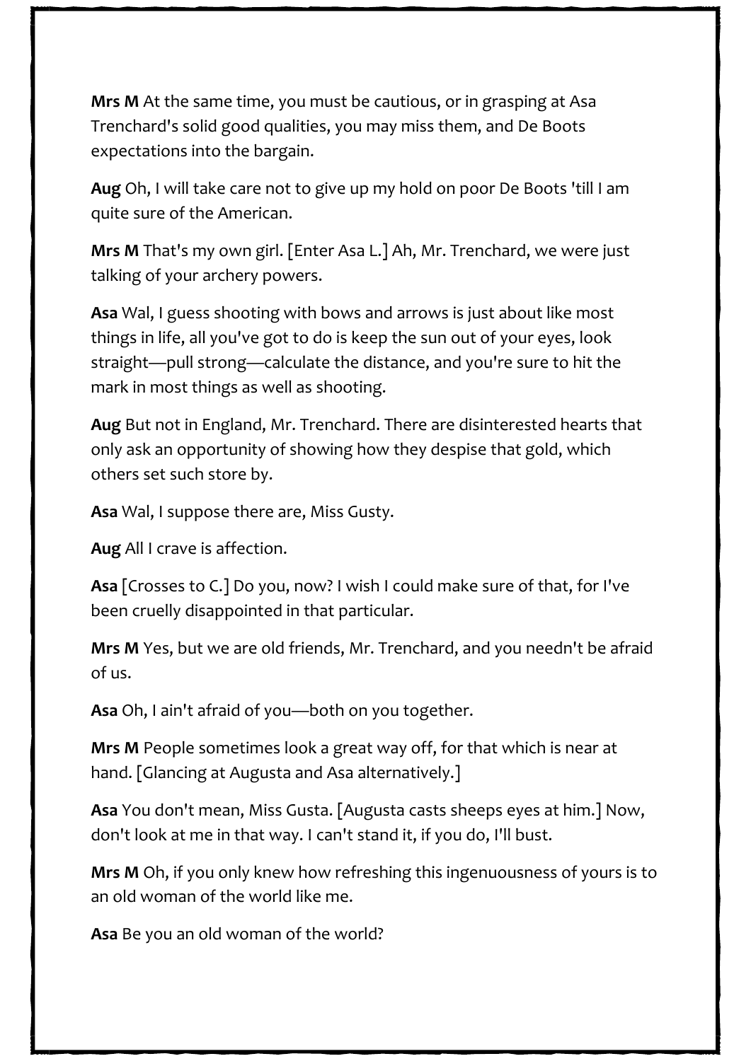**Mrs M** At the same time, you must be cautious, or in grasping at Asa Trenchard's solid good qualities, you may miss them, and De Boots expectations into the bargain.

**Aug** Oh, I will take care not to give up my hold on poor De Boots 'till I am quite sure of the American.

**Mrs M** That's my own girl. [Enter Asa L.] Ah, Mr. Trenchard, we were just talking of your archery powers.

**Asa** Wal, I guess shooting with bows and arrows is just about like most things in life, all you've got to do is keep the sun out of your eyes, look straight—pull strong—calculate the distance, and you're sure to hit the mark in most things as well as shooting.

**Aug** But not in England, Mr. Trenchard. There are disinterested hearts that only ask an opportunity of showing how they despise that gold, which others set such store by.

**Asa** Wal, I suppose there are, Miss Gusty.

**Aug** All I crave is affection.

**Asa** [Crosses to C.] Do you, now? I wish I could make sure of that, for I've been cruelly disappointed in that particular.

**Mrs M** Yes, but we are old friends, Mr. Trenchard, and you needn't be afraid of us.

**Asa** Oh, I ain't afraid of you—both on you together.

**Mrs M** People sometimes look a great way off, for that which is near at hand. [Glancing at Augusta and Asa alternatively.]

**Asa** You don't mean, Miss Gusta. [Augusta casts sheeps eyes at him.] Now, don't look at me in that way. I can't stand it, if you do, I'll bust.

**Mrs M** Oh, if you only knew how refreshing this ingenuousness of yours is to an old woman of the world like me.

**Asa** Be you an old woman of the world?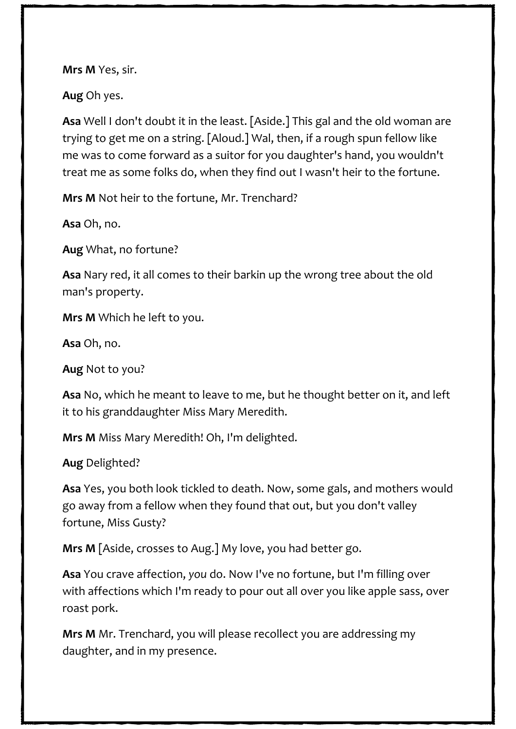**Mrs M** Yes, sir.

**Aug** Oh yes.

**Asa** Well I don't doubt it in the least. [Aside.] This gal and the old woman are trying to get me on a string. [Aloud.] Wal, then, if a rough spun fellow like me was to come forward as a suitor for you daughter's hand, you wouldn't treat me as some folks do, when they find out I wasn't heir to the fortune.

**Mrs M** Not heir to the fortune, Mr. Trenchard?

**Asa** Oh, no.

**Aug** What, no fortune?

**Asa** Nary red, it all comes to their barkin up the wrong tree about the old man's property.

**Mrs M** Which he left to you.

**Asa** Oh, no.

**Aug** Not to you?

**Asa** No, which he meant to leave to me, but he thought better on it, and left it to his granddaughter Miss Mary Meredith.

**Mrs M** Miss Mary Meredith! Oh, I'm delighted.

**Aug** Delighted?

**Asa** Yes, you both look tickled to death. Now, some gals, and mothers would go away from a fellow when they found that out, but you don't valley fortune, Miss Gusty?

**Mrs M** [Aside, crosses to Aug.] My love, you had better go.

**Asa** You crave affection, *you* do. Now I've no fortune, but I'm filling over with affections which I'm ready to pour out all over you like apple sass, over roast pork.

**Mrs M** Mr. Trenchard, you will please recollect you are addressing my daughter, and in my presence.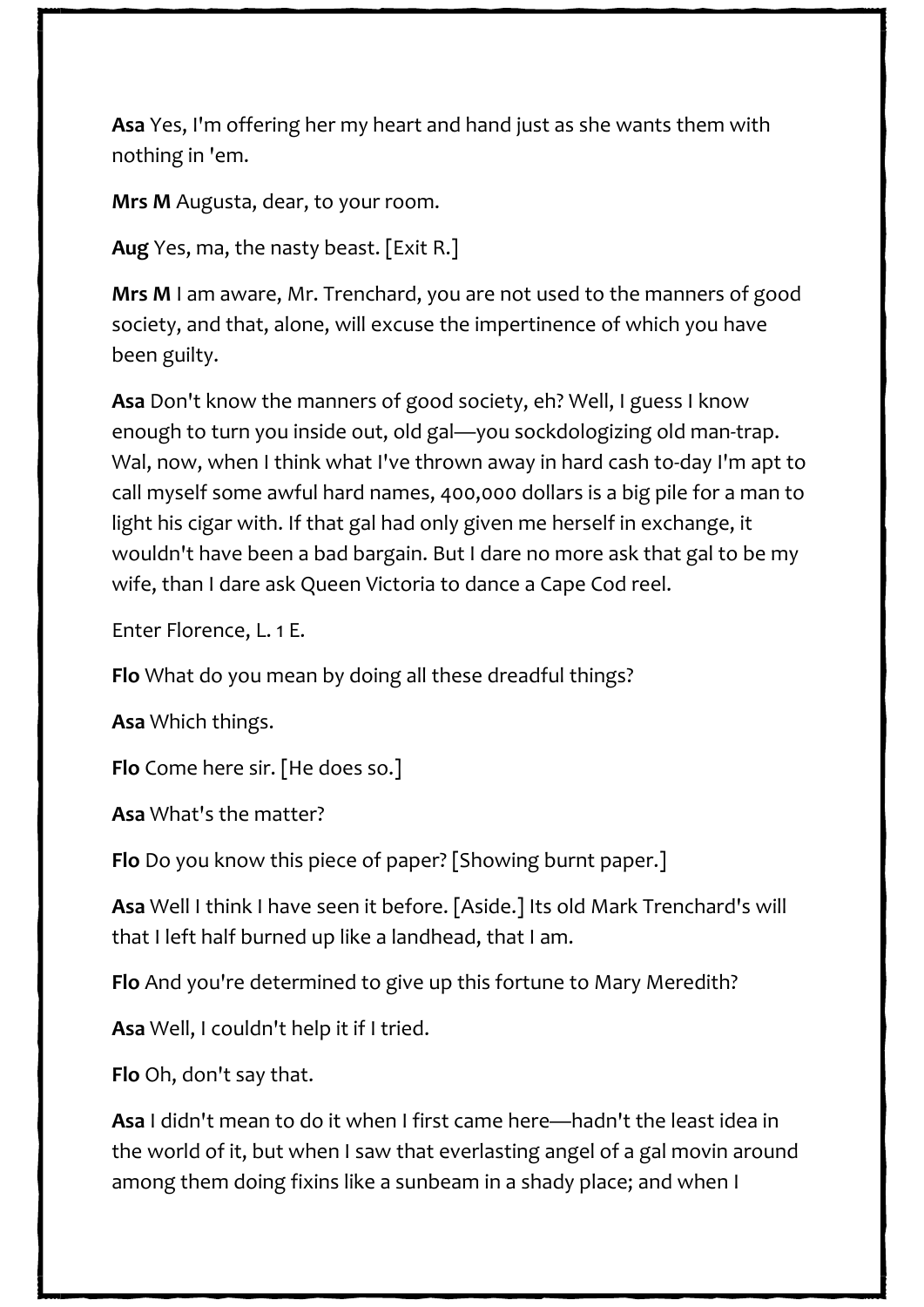**Asa** Yes, I'm offering her my heart and hand just as she wants them with nothing in 'em.

**Mrs M** Augusta, dear, to your room.

**Aug** Yes, ma, the nasty beast. [Exit R.]

**Mrs M** I am aware, Mr. Trenchard, you are not used to the manners of good society, and that, alone, will excuse the impertinence of which you have been guilty.

**Asa** Don't know the manners of good society, eh? Well, I guess I know enough to turn you inside out, old gal—you sockdologizing old man-trap. Wal, now, when I think what I've thrown away in hard cash to-day I'm apt to call myself some awful hard names, 400,000 dollars is a big pile for a man to light his cigar with. If that gal had only given me herself in exchange, it wouldn't have been a bad bargain. But I dare no more ask that gal to be my wife, than I dare ask Queen Victoria to dance a Cape Cod reel.

Enter Florence, L. 1 E.

**Flo** What do you mean by doing all these dreadful things?

**Asa** Which things.

**Flo** Come here sir. [He does so.]

**Asa** What's the matter?

**Flo** Do you know this piece of paper? [Showing burnt paper.]

**Asa** Well I think I have seen it before. [Aside.] Its old Mark Trenchard's will that I left half burned up like a landhead, that I am.

**Flo** And you're determined to give up this fortune to Mary Meredith?

**Asa** Well, I couldn't help it if I tried.

**Flo** Oh, don't say that.

**Asa** I didn't mean to do it when I first came here—hadn't the least idea in the world of it, but when I saw that everlasting angel of a gal movin around among them doing fixins like a sunbeam in a shady place; and when I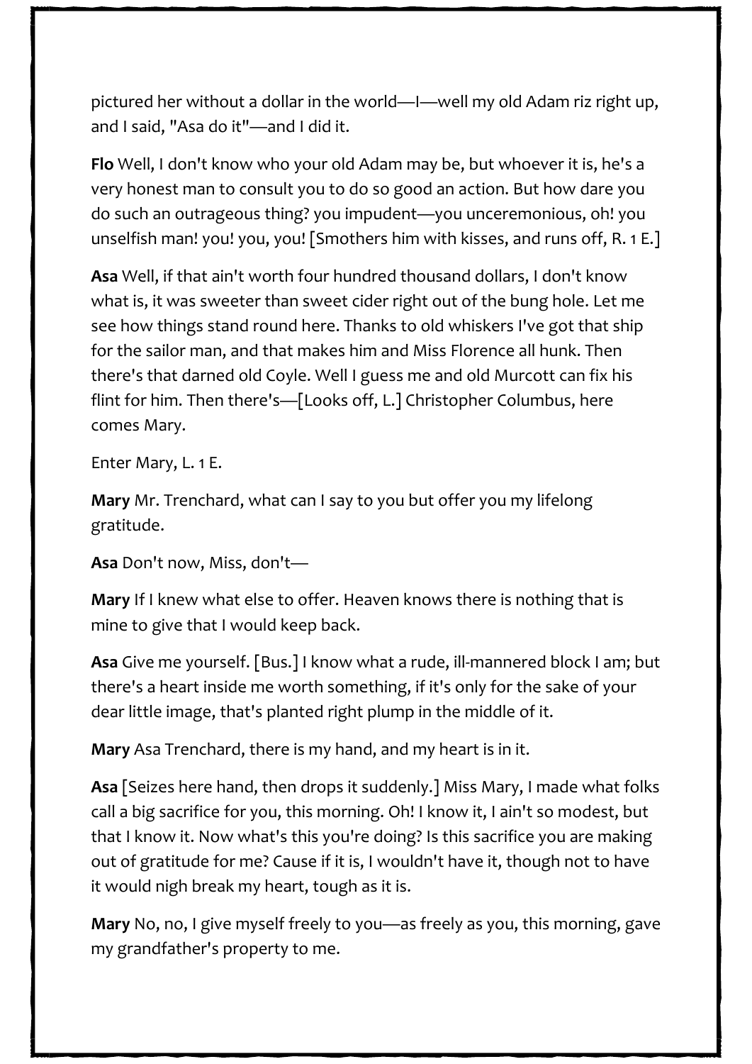pictured her without a dollar in the world—I—well my old Adam riz right up, and I said, "Asa do it"—and I did it.

**Flo** Well, I don't know who your old Adam may be, but whoever it is, he's a very honest man to consult you to do so good an action. But how dare you do such an outrageous thing? you impudent—you unceremonious, oh! you unselfish man! you! you, you! [Smothers him with kisses, and runs off, R. 1 E.]

**Asa** Well, if that ain't worth four hundred thousand dollars, I don't know what is, it was sweeter than sweet cider right out of the bung hole. Let me see how things stand round here. Thanks to old whiskers I've got that ship for the sailor man, and that makes him and Miss Florence all hunk. Then there's that darned old Coyle. Well I guess me and old Murcott can fix his flint for him. Then there's—[Looks off, L.] Christopher Columbus, here comes Mary.

Enter Mary, L. 1 E.

**Mary** Mr. Trenchard, what can I say to you but offer you my lifelong gratitude.

**Asa** Don't now, Miss, don't—

**Mary** If I knew what else to offer. Heaven knows there is nothing that is mine to give that I would keep back.

**Asa** Give me yourself. [Bus.] I know what a rude, ill-mannered block I am; but there's a heart inside me worth something, if it's only for the sake of your dear little image, that's planted right plump in the middle of it.

**Mary** Asa Trenchard, there is my hand, and my heart is in it.

**Asa** [Seizes here hand, then drops it suddenly.] Miss Mary, I made what folks call a big sacrifice for you, this morning. Oh! I know it, I ain't so modest, but that I know it. Now what's this you're doing? Is this sacrifice you are making out of gratitude for me? Cause if it is, I wouldn't have it, though not to have it would nigh break my heart, tough as it is.

**Mary** No, no, I give myself freely to you—as freely as you, this morning, gave my grandfather's property to me.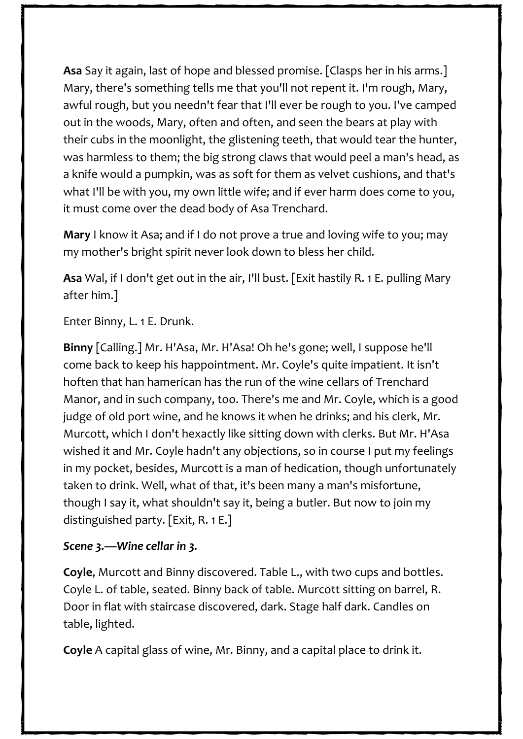**Asa** Say it again, last of hope and blessed promise. [Clasps her in his arms.] Mary, there's something tells me that you'll not repent it. I'm rough, Mary, awful rough, but you needn't fear that I'll ever be rough to you. I've camped out in the woods, Mary, often and often, and seen the bears at play with their cubs in the moonlight, the glistening teeth, that would tear the hunter, was harmless to them; the big strong claws that would peel a man's head, as a knife would a pumpkin, was as soft for them as velvet cushions, and that's what I'll be with you, my own little wife; and if ever harm does come to you, it must come over the dead body of Asa Trenchard.

**Mary** I know it Asa; and if I do not prove a true and loving wife to you; may my mother's bright spirit never look down to bless her child.

**Asa** Wal, if I don't get out in the air, I'll bust. [Exit hastily R. 1 E. pulling Mary after him.]

Enter Binny, L. 1 E. Drunk.

**Binny** [Calling.] Mr. H'Asa, Mr. H'Asa! Oh he's gone; well, I suppose he'll come back to keep his happointment. Mr. Coyle's quite impatient. It isn't hoften that han hamerican has the run of the wine cellars of Trenchard Manor, and in such company, too. There's me and Mr. Coyle, which is a good judge of old port wine, and he knows it when he drinks; and his clerk, Mr. Murcott, which I don't hexactly like sitting down with clerks. But Mr. H'Asa wished it and Mr. Coyle hadn't any objections, so in course I put my feelings in my pocket, besides, Murcott is a man of hedication, though unfortunately taken to drink. Well, what of that, it's been many a man's misfortune, though I say it, what shouldn't say it, being a butler. But now to join my distinguished party. [Exit, R. 1 E.]

***Scene 3.—Wine cellar in 3.***

**Coyle**, Murcott and Binny discovered. Table L., with two cups and bottles. Coyle L. of table, seated. Binny back of table. Murcott sitting on barrel, R. Door in flat with staircase discovered, dark. Stage half dark. Candles on table, lighted.

**Coyle** A capital glass of wine, Mr. Binny, and a capital place to drink it.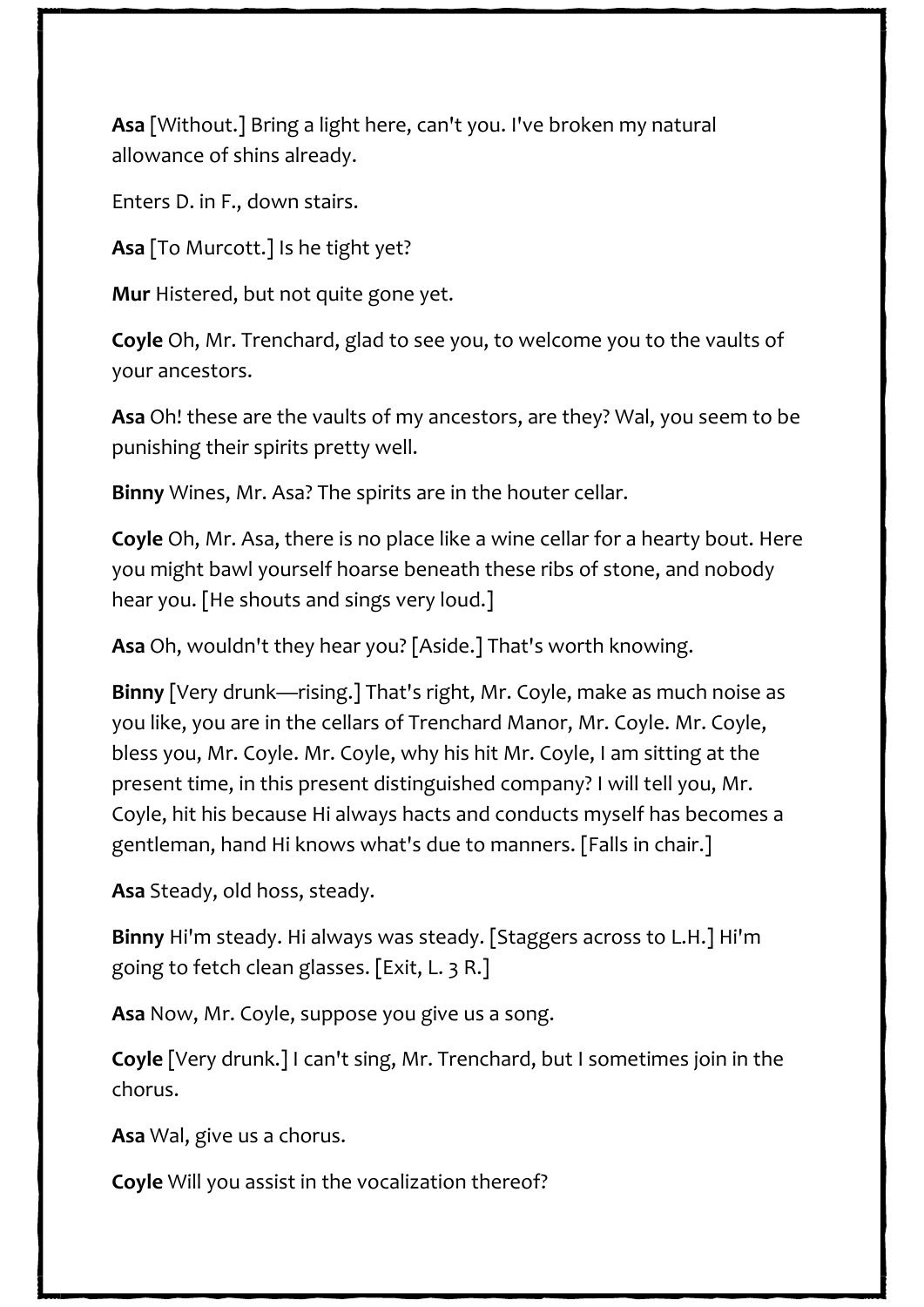**Asa** [Without.] Bring a light here, can't you. I've broken my natural allowance of shins already.

Enters D. in F., down stairs.

**Asa** [To Murcott.] Is he tight yet?

**Mur** Histered, but not quite gone yet.

**Coyle** Oh, Mr. Trenchard, glad to see you, to welcome you to the vaults of your ancestors.

**Asa** Oh! these are the vaults of my ancestors, are they? Wal, you seem to be punishing their spirits pretty well.

**Binny** Wines, Mr. Asa? The spirits are in the houter cellar.

**Coyle** Oh, Mr. Asa, there is no place like a wine cellar for a hearty bout. Here you might bawl yourself hoarse beneath these ribs of stone, and nobody hear you. [He shouts and sings very loud.]

**Asa** Oh, wouldn't they hear you? [Aside.] That's worth knowing.

**Binny** [Very drunk—rising.] That's right, Mr. Coyle, make as much noise as you like, you are in the cellars of Trenchard Manor, Mr. Coyle. Mr. Coyle, bless you, Mr. Coyle. Mr. Coyle, why his hit Mr. Coyle, I am sitting at the present time, in this present distinguished company? I will tell you, Mr. Coyle, hit his because Hi always hacts and conducts myself has becomes a gentleman, hand Hi knows what's due to manners. [Falls in chair.]

**Asa** Steady, old hoss, steady.

**Binny** Hi'm steady. Hi always was steady. [Staggers across to L.H.] Hi'm going to fetch clean glasses. [Exit, L. 3 R.]

**Asa** Now, Mr. Coyle, suppose you give us a song.

**Coyle** [Very drunk.] I can't sing, Mr. Trenchard, but I sometimes join in the chorus.

**Asa** Wal, give us a chorus.

**Coyle** Will you assist in the vocalization thereof?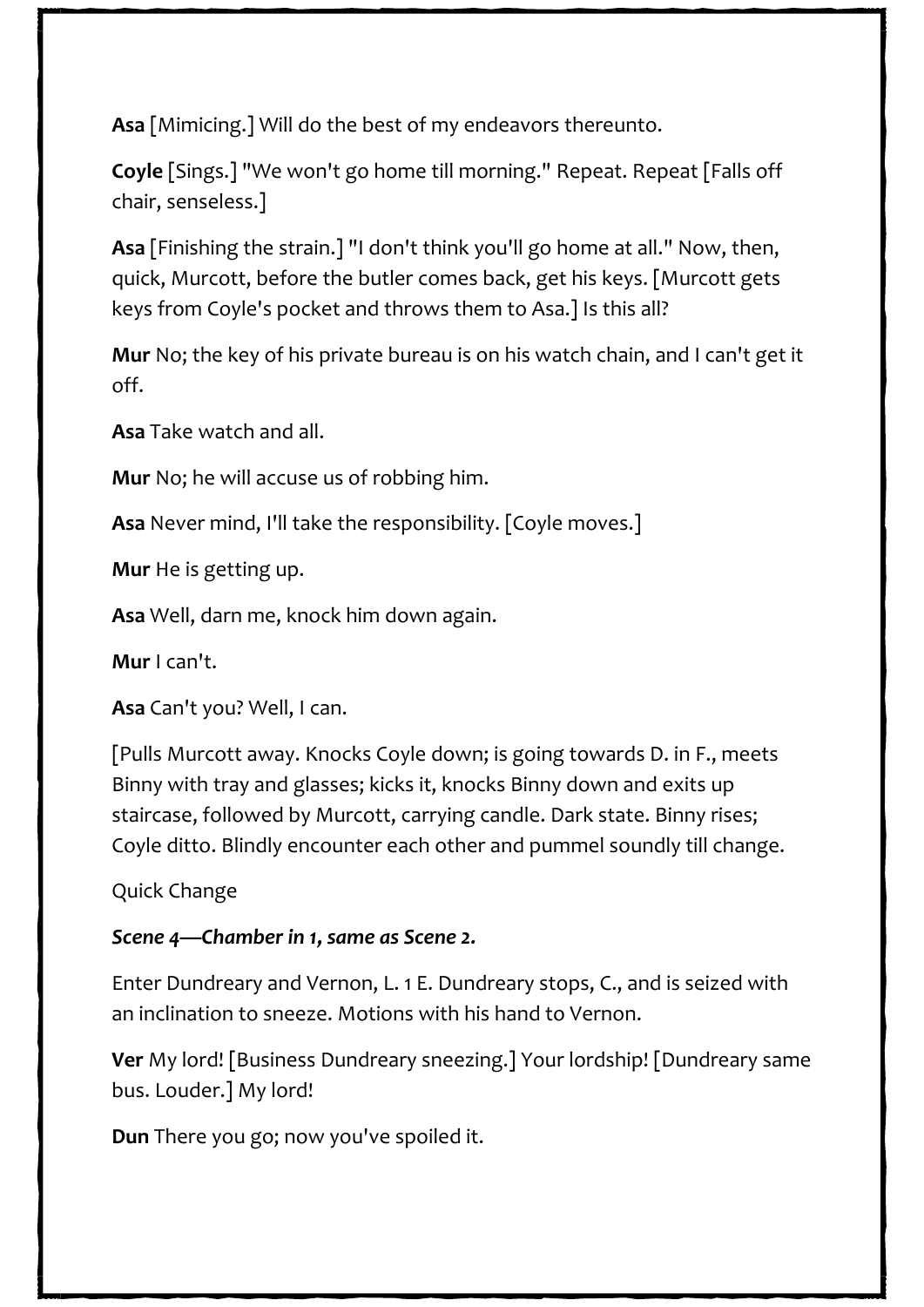**Asa** [Mimicing.] Will do the best of my endeavors thereunto.

**Coyle** [Sings.] "We won't go home till morning." Repeat. Repeat [Falls off chair, senseless.]

**Asa** [Finishing the strain.] "I don't think you'll go home at all." Now, then, quick, Murcott, before the butler comes back, get his keys. [Murcott gets keys from Coyle's pocket and throws them to Asa.] Is this all?

**Mur** No; the key of his private bureau is on his watch chain, and I can't get it off.

**Asa** Take watch and all.

**Mur** No; he will accuse us of robbing him.

**Asa** Never mind, I'll take the responsibility. [Coyle moves.]

**Mur** He is getting up.

**Asa** Well, darn me, knock him down again.

**Mur** I can't.

**Asa** Can't you? Well, I can.

[Pulls Murcott away. Knocks Coyle down; is going towards D. in F., meets Binny with tray and glasses; kicks it, knocks Binny down and exits up staircase, followed by Murcott, carrying candle. Dark state. Binny rises; Coyle ditto. Blindly encounter each other and pummel soundly till change.

Quick Change

***Scene 4—Chamber in 1, same as Scene 2.***

Enter Dundreary and Vernon, L. 1 E. Dundreary stops, C., and is seized with an inclination to sneeze. Motions with his hand to Vernon.

**Ver** My lord! [Business Dundreary sneezing.] Your lordship! [Dundreary same bus. Louder.] My lord!

**Dun** There you go; now you've spoiled it.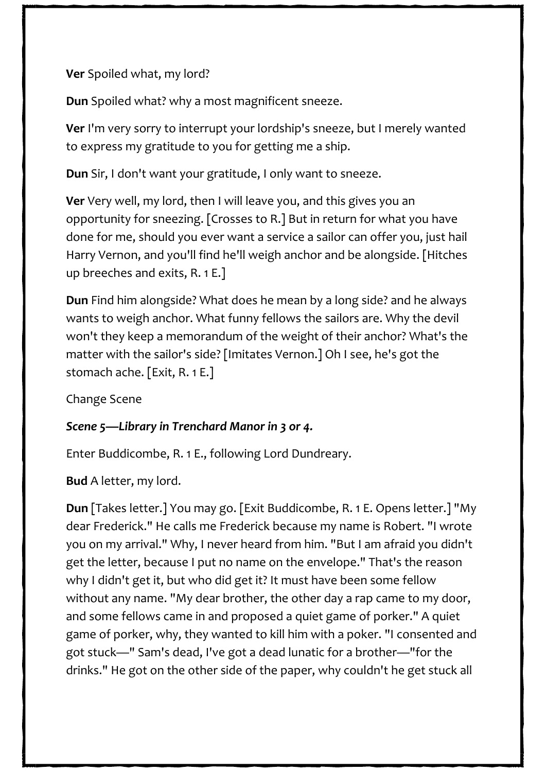**Ver** Spoiled what, my lord?

**Dun** Spoiled what? why a most magnificent sneeze.

**Ver** I'm very sorry to interrupt your lordship's sneeze, but I merely wanted to express my gratitude to you for getting me a ship.

**Dun** Sir, I don't want your gratitude, I only want to sneeze.

**Ver** Very well, my lord, then I will leave you, and this gives you an opportunity for sneezing. [Crosses to R.] But in return for what you have done for me, should you ever want a service a sailor can offer you, just hail Harry Vernon, and you'll find he'll weigh anchor and be alongside. [Hitches up breeches and exits, R. 1 E.]

**Dun** Find him alongside? What does he mean by a long side? and he always wants to weigh anchor. What funny fellows the sailors are. Why the devil won't they keep a memorandum of the weight of their anchor? What's the matter with the sailor's side? [Imitates Vernon.] Oh I see, he's got the stomach ache. [Exit, R. 1 E.]

Change Scene

***Scene 5—Library in Trenchard Manor in 3 or 4.***

Enter Buddicombe, R. 1 E., following Lord Dundreary.

**Bud** A letter, my lord.

**Dun** [Takes letter.] You may go. [Exit Buddicombe, R. 1 E. Opens letter.] "My dear Frederick." He calls me Frederick because my name is Robert. "I wrote you on my arrival." Why, I never heard from him. "But I am afraid you didn't get the letter, because I put no name on the envelope." That's the reason why I didn't get it, but who did get it? It must have been some fellow without any name. "My dear brother, the other day a rap came to my door, and some fellows came in and proposed a quiet game of porker." A quiet game of porker, why, they wanted to kill him with a poker. "I consented and got stuck—" Sam's dead, I've got a dead lunatic for a brother—"for the drinks." He got on the other side of the paper, why couldn't he get stuck all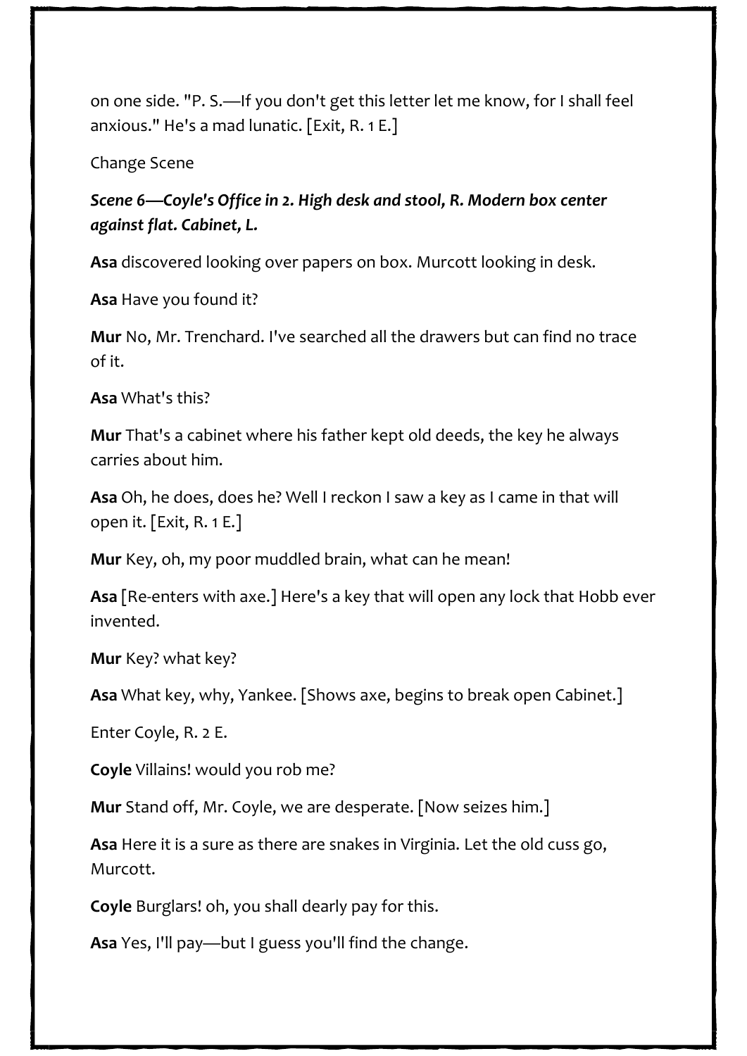on one side. "P. S.—If you don't get this letter let me know, for I shall feel anxious." He's a mad lunatic. [Exit, R. 1 E.]

Change Scene

***Scene 6—Coyle's Office in 2. High desk and stool, R. Modern box center against flat. Cabinet, L.***

**Asa** discovered looking over papers on box. Murcott looking in desk.

**Asa** Have you found it?

**Mur** No, Mr. Trenchard. I've searched all the drawers but can find no trace of it.

**Asa** What's this?

**Mur** That's a cabinet where his father kept old deeds, the key he always carries about him.

**Asa** Oh, he does, does he? Well I reckon I saw a key as I came in that will open it. [Exit, R. 1 E.]

**Mur** Key, oh, my poor muddled brain, what can he mean!

**Asa** [Re-enters with axe.] Here's a key that will open any lock that Hobb ever invented.

**Mur** Key? what key?

**Asa** What key, why, Yankee. [Shows axe, begins to break open Cabinet.]

Enter Coyle, R. 2 E.

**Coyle** Villains! would you rob me?

**Mur** Stand off, Mr. Coyle, we are desperate. [Now seizes him.]

**Asa** Here it is a sure as there are snakes in Virginia. Let the old cuss go, Murcott.

**Coyle** Burglars! oh, you shall dearly pay for this.

**Asa** Yes, I'll pay—but I guess you'll find the change.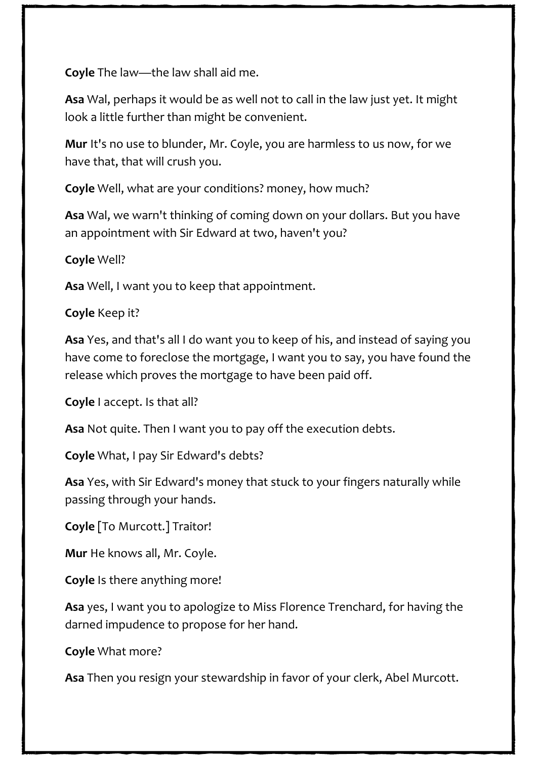**Coyle** The law—the law shall aid me.

**Asa** Wal, perhaps it would be as well not to call in the law just yet. It might look a little further than might be convenient.

**Mur** It's no use to blunder, Mr. Coyle, you are harmless to us now, for we have that, that will crush you.

**Coyle** Well, what are your conditions? money, how much?

**Asa** Wal, we warn't thinking of coming down on your dollars. But you have an appointment with Sir Edward at two, haven't you?

**Coyle** Well?

**Asa** Well, I want you to keep that appointment.

**Coyle** Keep it?

**Asa** Yes, and that's all I do want you to keep of his, and instead of saying you have come to foreclose the mortgage, I want you to say, you have found the release which proves the mortgage to have been paid off.

**Coyle** I accept. Is that all?

**Asa** Not quite. Then I want you to pay off the execution debts.

**Coyle** What, I pay Sir Edward's debts?

**Asa** Yes, with Sir Edward's money that stuck to your fingers naturally while passing through your hands.

**Coyle** [To Murcott.] Traitor!

**Mur** He knows all, Mr. Coyle.

**Coyle** Is there anything more!

**Asa** yes, I want you to apologize to Miss Florence Trenchard, for having the darned impudence to propose for her hand.

**Coyle** What more?

**Asa** Then you resign your stewardship in favor of your clerk, Abel Murcott.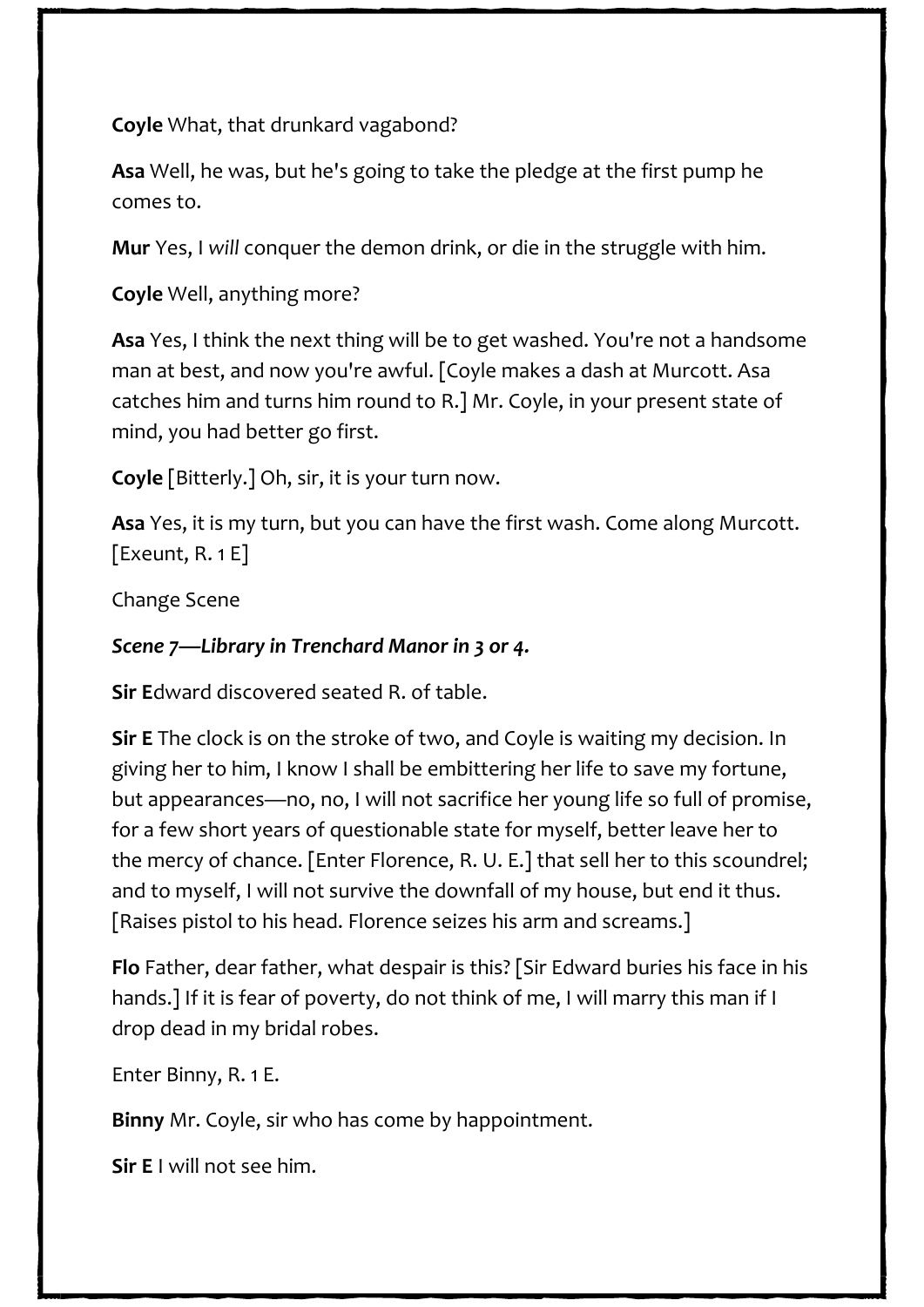**Coyle** What, that drunkard vagabond?

**Asa** Well, he was, but he's going to take the pledge at the first pump he comes to.

**Mur** Yes, I *will* conquer the demon drink, or die in the struggle with him.

**Coyle** Well, anything more?

**Asa** Yes, I think the next thing will be to get washed. You're not a handsome man at best, and now you're awful. [Coyle makes a dash at Murcott. Asa catches him and turns him round to R.] Mr. Coyle, in your present state of mind, you had better go first.

**Coyle** [Bitterly.] Oh, sir, it is your turn now.

**Asa** Yes, it is my turn, but you can have the first wash. Come along Murcott. [Exeunt, R. 1 E]

Change Scene

***Scene 7—Library in Trenchard Manor in 3 or 4.***

**Sir E**dward discovered seated R. of table.

**Sir E** The clock is on the stroke of two, and Coyle is waiting my decision. In giving her to him, I know I shall be embittering her life to save my fortune, but appearances—no, no, I will not sacrifice her young life so full of promise, for a few short years of questionable state for myself, better leave her to the mercy of chance. [Enter Florence, R. U. E.] that sell her to this scoundrel; and to myself, I will not survive the downfall of my house, but end it thus. [Raises pistol to his head. Florence seizes his arm and screams.]

**Flo** Father, dear father, what despair is this? [Sir Edward buries his face in his hands.] If it is fear of poverty, do not think of me, I will marry this man if I drop dead in my bridal robes.

Enter Binny, R. 1 E.

**Binny** Mr. Coyle, sir who has come by happointment.

**Sir E** I will not see him.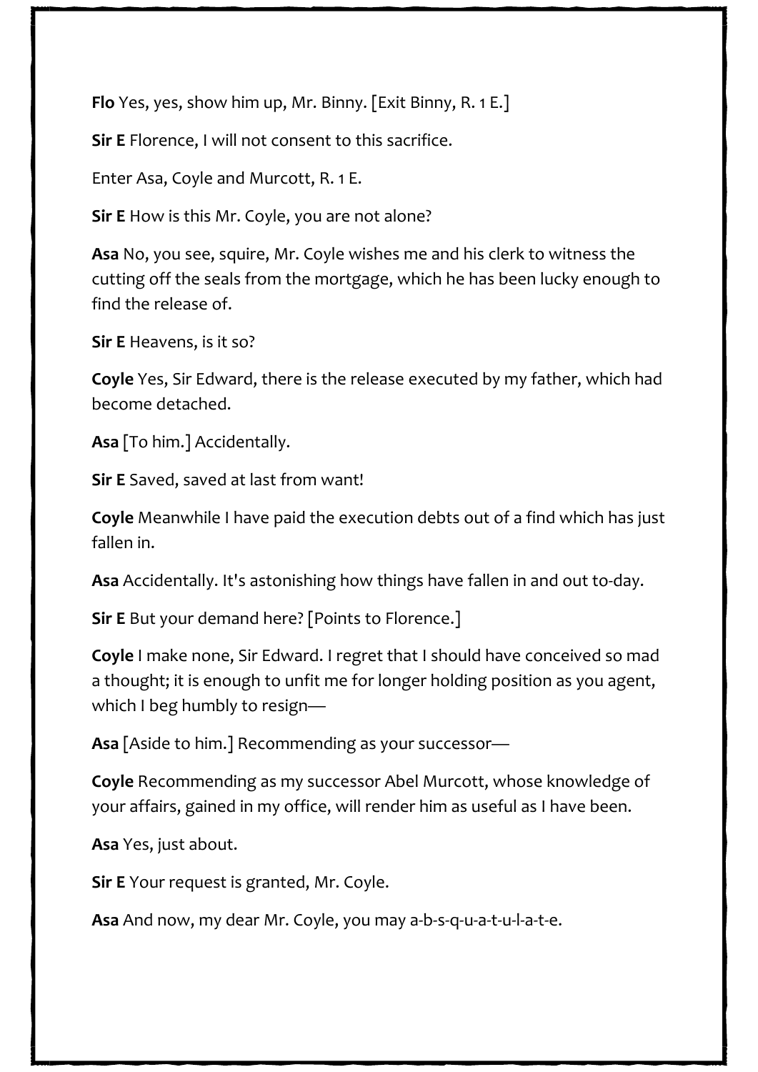**Flo** Yes, yes, show him up, Mr. Binny. [Exit Binny, R. 1 E.]

**Sir E** Florence, I will not consent to this sacrifice.

Enter Asa, Coyle and Murcott, R. 1 E.

**Sir E** How is this Mr. Coyle, you are not alone?

**Asa** No, you see, squire, Mr. Coyle wishes me and his clerk to witness the cutting off the seals from the mortgage, which he has been lucky enough to find the release of.

**Sir E** Heavens, is it so?

**Coyle** Yes, Sir Edward, there is the release executed by my father, which had become detached.

**Asa** [To him.] Accidentally.

**Sir E** Saved, saved at last from want!

**Coyle** Meanwhile I have paid the execution debts out of a find which has just fallen in.

**Asa** Accidentally. It's astonishing how things have fallen in and out to-day.

**Sir E** But your demand here? [Points to Florence.]

**Coyle** I make none, Sir Edward. I regret that I should have conceived so mad a thought; it is enough to unfit me for longer holding position as you agent, which I beg humbly to resign—

**Asa** [Aside to him.] Recommending as your successor—

**Coyle** Recommending as my successor Abel Murcott, whose knowledge of your affairs, gained in my office, will render him as useful as I have been.

**Asa** Yes, just about.

**Sir E** Your request is granted, Mr. Coyle.

**Asa** And now, my dear Mr. Coyle, you may a-b-s-q-u-a-t-u-l-a-t-e.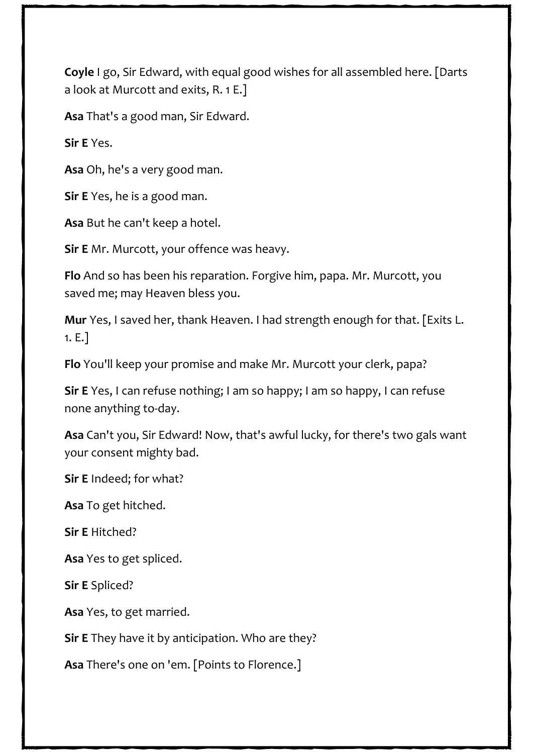**Coyle** I go, Sir Edward, with equal good wishes for all assembled here. [Darts a look at Murcott and exits, R. 1 E.]

**Asa** That's a good man, Sir Edward.

**Sir E** Yes.

**Asa** Oh, he's a very good man.

**Sir E** Yes, he is a good man.

**Asa** But he can't keep a hotel.

**Sir E** Mr. Murcott, your offence was heavy.

**Flo** And so has been his reparation. Forgive him, papa. Mr. Murcott, you saved me; may Heaven bless you.

**Mur** Yes, I saved her, thank Heaven. I had strength enough for that. [Exits L. 1. E.]

**Flo** You'll keep your promise and make Mr. Murcott your clerk, papa?

**Sir E** Yes, I can refuse nothing; I am so happy; I am so happy, I can refuse none anything to-day.

**Asa** Can't you, Sir Edward! Now, that's awful lucky, for there's two gals want your consent mighty bad.

**Sir E** Indeed; for what?

**Asa** To get hitched.

**Sir E** Hitched?

**Asa** Yes to get spliced.

**Sir E** Spliced?

**Asa** Yes, to get married.

**Sir E** They have it by anticipation. Who are they?

**Asa** There's one on 'em. [Points to Florence.]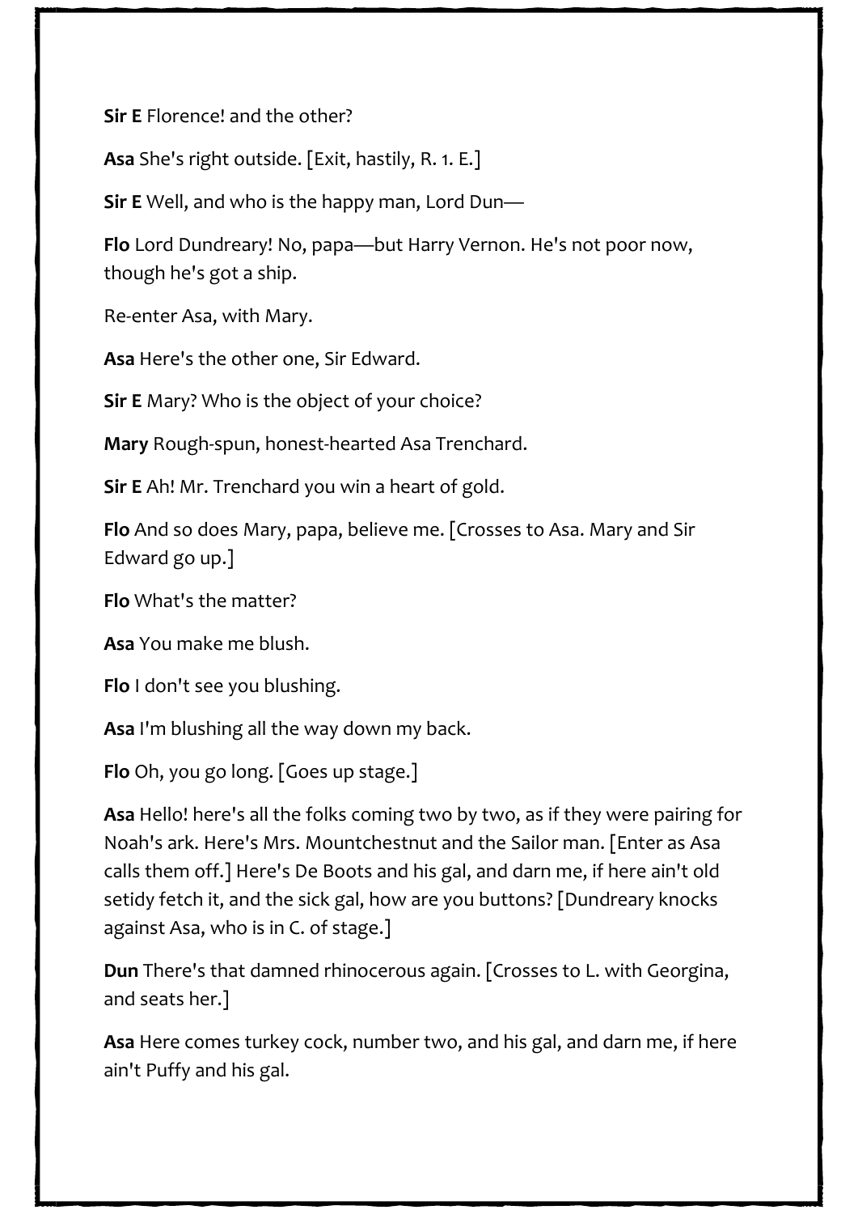**Sir E** Florence! and the other?

**Asa** She's right outside. [Exit, hastily, R. 1. E.]

**Sir E** Well, and who is the happy man, Lord Dun—

**Flo** Lord Dundreary! No, papa—but Harry Vernon. He's not poor now, though he's got a ship.

Re-enter Asa, with Mary.

**Asa** Here's the other one, Sir Edward.

**Sir E** Mary? Who is the object of your choice?

**Mary** Rough-spun, honest-hearted Asa Trenchard.

**Sir E** Ah! Mr. Trenchard you win a heart of gold.

**Flo** And so does Mary, papa, believe me. [Crosses to Asa. Mary and Sir Edward go up.]

**Flo** What's the matter?

**Asa** You make me blush.

**Flo** I don't see you blushing.

**Asa** I'm blushing all the way down my back.

**Flo** Oh, you go long. [Goes up stage.]

**Asa** Hello! here's all the folks coming two by two, as if they were pairing for Noah's ark. Here's Mrs. Mountchestnut and the Sailor man. [Enter as Asa calls them off.] Here's De Boots and his gal, and darn me, if here ain't old setidy fetch it, and the sick gal, how are you buttons? [Dundreary knocks against Asa, who is in C. of stage.]

**Dun** There's that damned rhinocerous again. [Crosses to L. with Georgina, and seats her.]

**Asa** Here comes turkey cock, number two, and his gal, and darn me, if here ain't Puffy and his gal.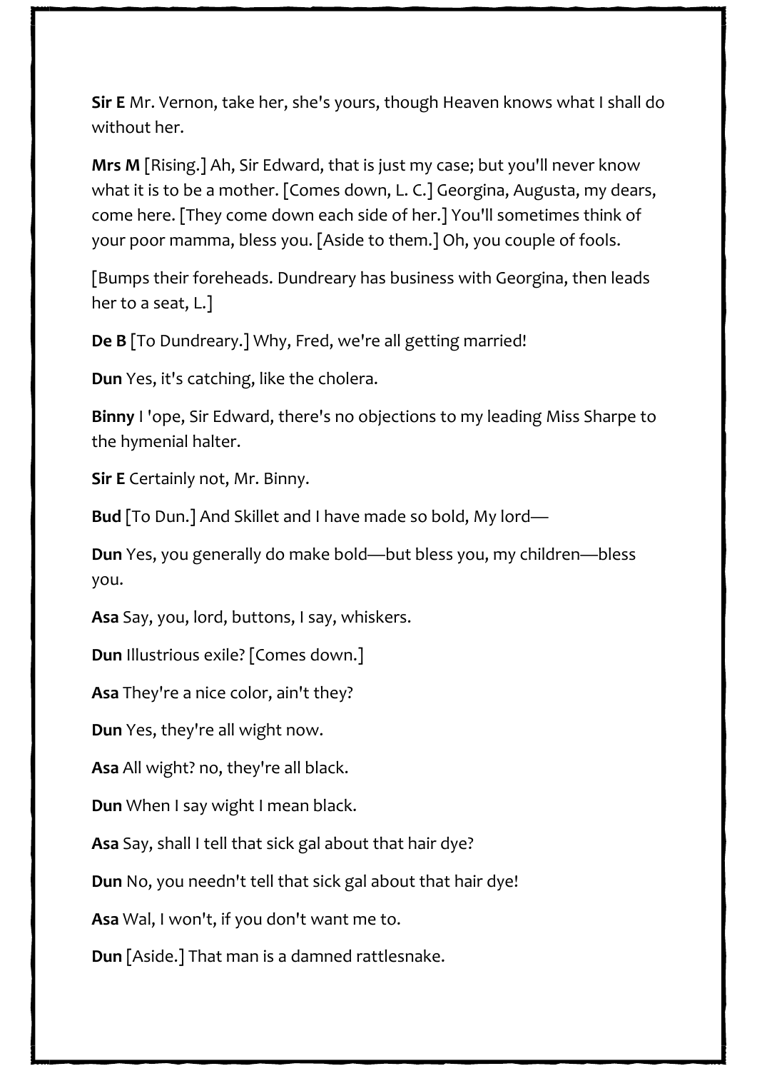**Sir E** Mr. Vernon, take her, she's yours, though Heaven knows what I shall do without her.

**Mrs M** [Rising.] Ah, Sir Edward, that is just my case; but you'll never know what it is to be a mother. [Comes down, L. C.] Georgina, Augusta, my dears, come here. [They come down each side of her.] You'll sometimes think of your poor mamma, bless you. [Aside to them.] Oh, you couple of fools.

[Bumps their foreheads. Dundreary has business with Georgina, then leads her to a seat, L.]

**De B** [To Dundreary.] Why, Fred, we're all getting married!

**Dun** Yes, it's catching, like the cholera.

**Binny** I 'ope, Sir Edward, there's no objections to my leading Miss Sharpe to the hymenial halter.

**Sir E** Certainly not, Mr. Binny.

**Bud** [To Dun.] And Skillet and I have made so bold, My lord—

**Dun** Yes, you generally do make bold—but bless you, my children—bless you.

**Asa** Say, you, lord, buttons, I say, whiskers.

**Dun** Illustrious exile? [Comes down.]

**Asa** They're a nice color, ain't they?

**Dun** Yes, they're all wight now.

**Asa** All wight? no, they're all black.

**Dun** When I say wight I mean black.

**Asa** Say, shall I tell that sick gal about that hair dye?

**Dun** No, you needn't tell that sick gal about that hair dye!

**Asa** Wal, I won't, if you don't want me to.

**Dun** [Aside.] That man is a damned rattlesnake.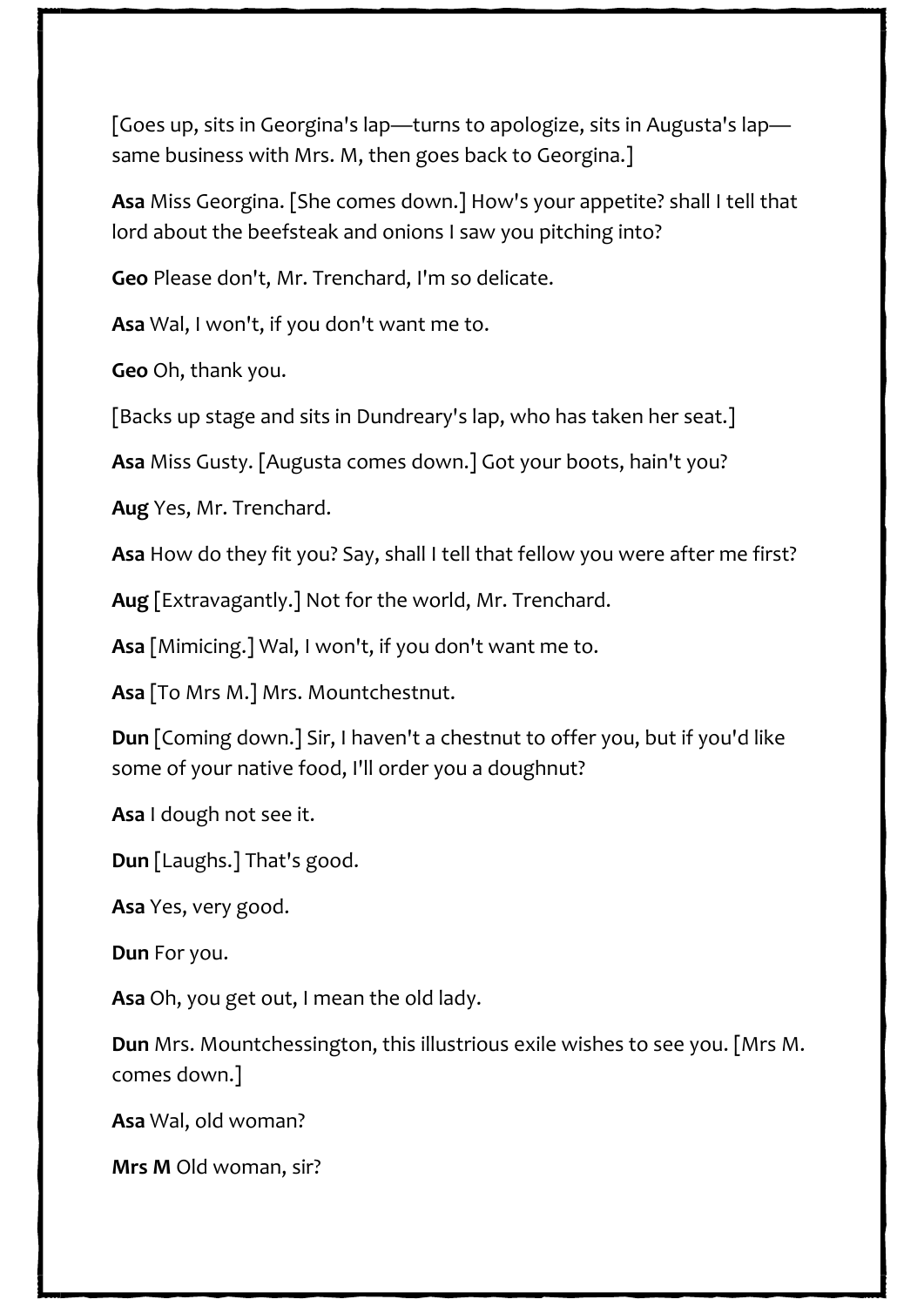[Goes up, sits in Georgina's lap—turns to apologize, sits in Augusta's lap—same business with Mrs. M, then goes back to Georgina.]

**Asa** Miss Georgina. [She comes down.] How's your appetite? shall I tell that lord about the beefsteak and onions I saw you pitching into?

**Geo** Please don't, Mr. Trenchard, I'm so delicate.

**Asa** Wal, I won't, if you don't want me to.

**Geo** Oh, thank you.

[Backs up stage and sits in Dundreary's lap, who has taken her seat.]

**Asa** Miss Gusty. [Augusta comes down.] Got your boots, hain't you?

**Aug** Yes, Mr. Trenchard.

**Asa** How do they fit you? Say, shall I tell that fellow you were after me first?

**Aug** [Extravagantly.] Not for the world, Mr. Trenchard.

**Asa** [Mimicing.] Wal, I won't, if you don't want me to.

**Asa** [To Mrs M.] Mrs. Mountchestnut.

**Dun** [Coming down.] Sir, I haven't a chestnut to offer you, but if you'd like some of your native food, I'll order you a doughnut?

**Asa** I dough not see it.

**Dun** [Laughs.] That's good.

**Asa** Yes, very good.

**Dun** For you.

**Asa** Oh, you get out, I mean the old lady.

**Dun** Mrs. Mountchessington, this illustrious exile wishes to see you. [Mrs M. comes down.]

**Asa** Wal, old woman?

**Mrs M** Old woman, sir?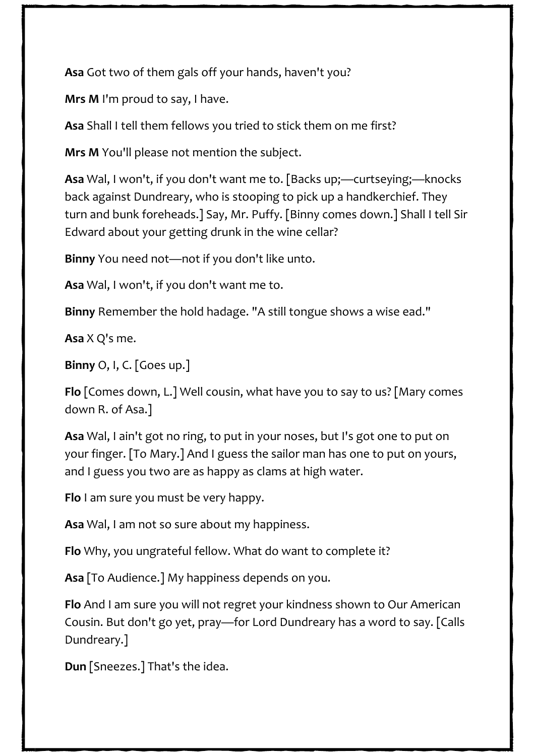**Asa** Got two of them gals off your hands, haven't you?

**Mrs M** I'm proud to say, I have.

**Asa** Shall I tell them fellows you tried to stick them on me first?

**Mrs M** You'll please not mention the subject.

**Asa** Wal, I won't, if you don't want me to. [Backs up;—curtseying;—knocks back against Dundreary, who is stooping to pick up a handkerchief. They turn and bunk foreheads.] Say, Mr. Puffy. [Binny comes down.] Shall I tell Sir Edward about your getting drunk in the wine cellar?

**Binny** You need not—not if you don't like unto.

**Asa** Wal, I won't, if you don't want me to.

**Binny** Remember the hold hadage. "A still tongue shows a wise ead."

**Asa** X Q's me.

**Binny** O, I, C. [Goes up.]

**Flo** [Comes down, L.] Well cousin, what have you to say to us? [Mary comes down R. of Asa.]

**Asa** Wal, I ain't got no ring, to put in your noses, but I's got one to put on your finger. [To Mary.] And I guess the sailor man has one to put on yours, and I guess you two are as happy as clams at high water.

**Flo** I am sure you must be very happy.

**Asa** Wal, I am not so sure about my happiness.

**Flo** Why, you ungrateful fellow. What do want to complete it?

**Asa** [To Audience.] My happiness depends on you.

**Flo** And I am sure you will not regret your kindness shown to Our American Cousin. But don't go yet, pray—for Lord Dundreary has a word to say. [Calls Dundreary.]

**Dun** [Sneezes.] That's the idea.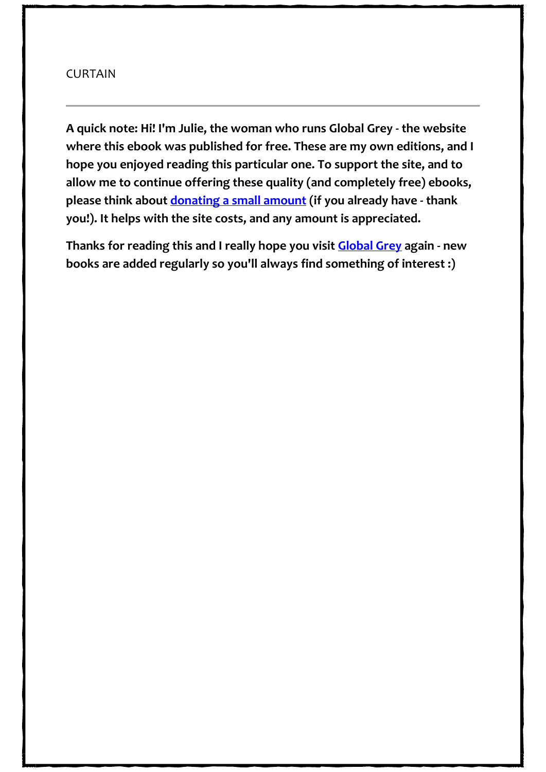CURTAIN

---

**A quick note: Hi! I'm Julie, the woman who runs Global Grey - the website where this ebook was published for free. These are my own editions, and I hope you enjoyed reading this particular one. To support the site, and to allow me to continue offering these quality (and completely free) ebooks, please think about donating a small amount (if you already have - thank you!). It helps with the site costs, and any amount is appreciated.**

**Thanks for reading this and I really hope you visit Global Grey again - new books are added regularly so you'll always find something of interest :)**